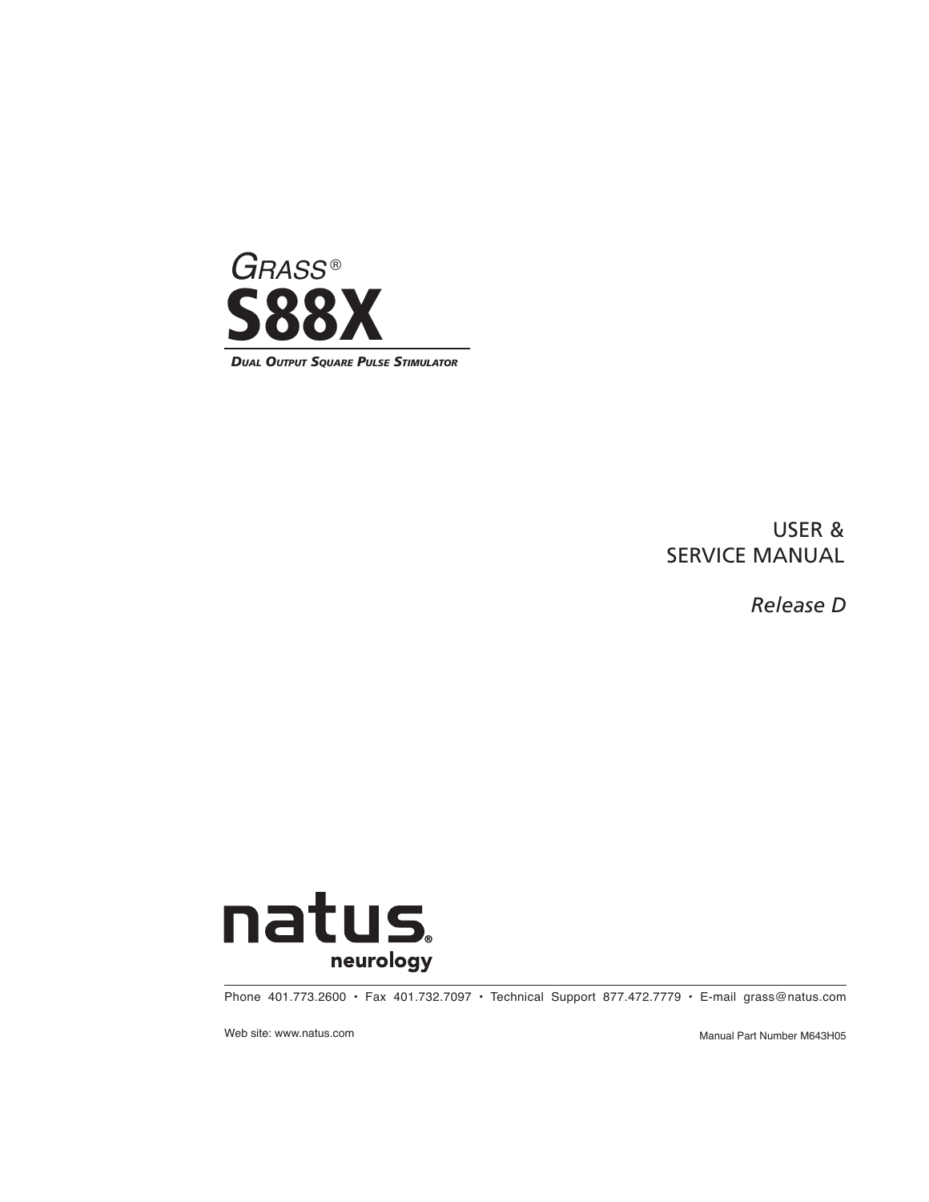# GRASS®

# S88X

**DUAL OUTPUT SQUARE PULSE STIMULATOR**

USER &
SERVICE MANUAL

*Release D*

natus®
neurology

Phone 401.773.2600 • Fax 401.732.7097 • Technical Support 877.472.7779 • E-mail grass@natus.com

Web site: www.natus.com

Manual Part Number M643H05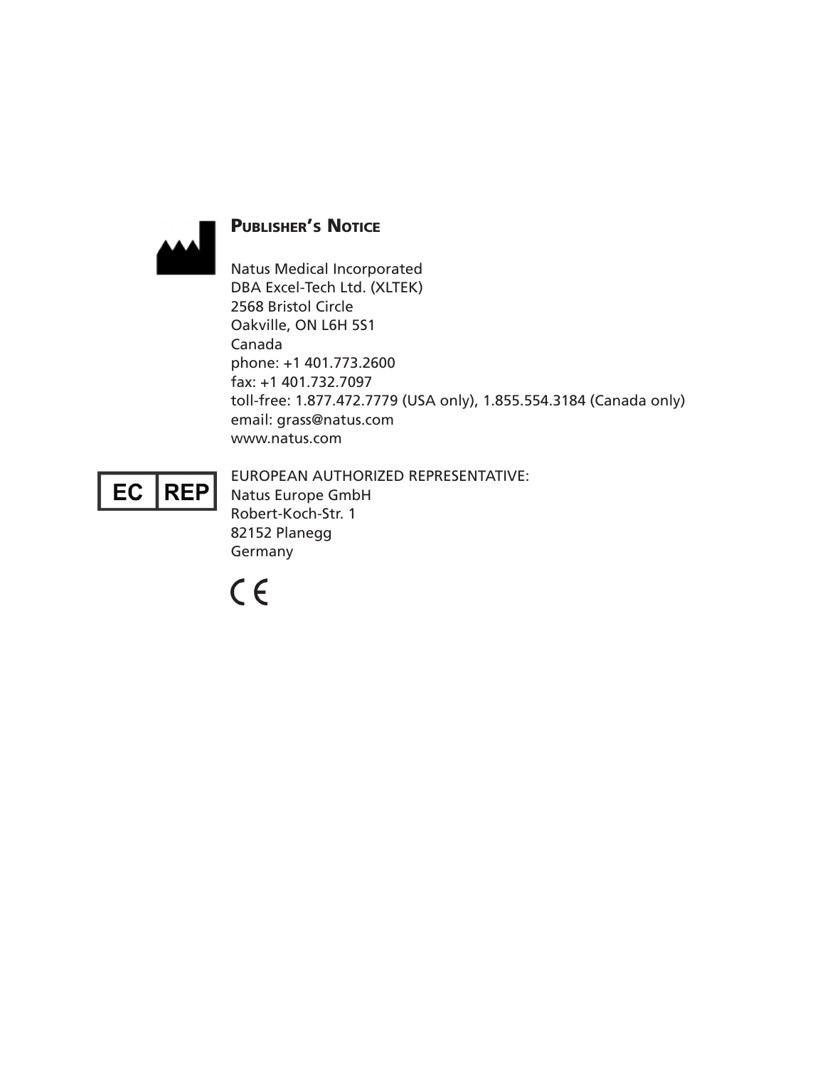## Publisher's Notice

Natus Medical Incorporated
DBA Excel-Tech Ltd. (XLTEK)
2568 Bristol Circle
Oakville, ON L6H 5S1
Canada
phone: +1 401.773.2600
fax: +1 401.732.7097
toll-free: 1.877.472.7779 (USA only), 1.855.554.3184 (Canada only)
email: grass@natus.com
www.natus.com

EC REP

EUROPEAN AUTHORIZED REPRESENTATIVE:
Natus Europe GmbH
Robert-Koch-Str. 1
82152 Planegg
Germany

CE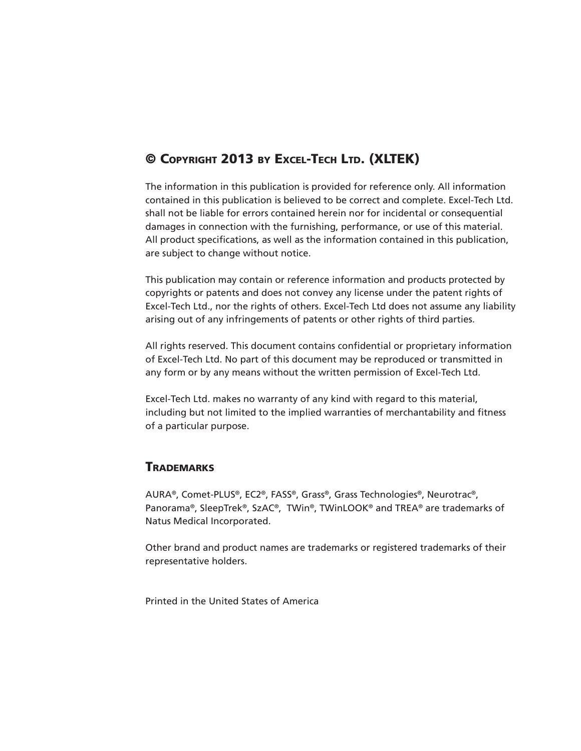## © Copyright 2013 by Excel-Tech Ltd. (XLTEK)

The information in this publication is provided for reference only. All information contained in this publication is believed to be correct and complete. Excel-Tech Ltd. shall not be liable for errors contained herein nor for incidental or consequential damages in connection with the furnishing, performance, or use of this material. All product specifications, as well as the information contained in this publication, are subject to change without notice.

This publication may contain or reference information and products protected by copyrights or patents and does not convey any license under the patent rights of Excel-Tech Ltd., nor the rights of others. Excel-Tech Ltd does not assume any liability arising out of any infringements of patents or other rights of third parties.

All rights reserved. This document contains confidential or proprietary information of Excel-Tech Ltd. No part of this document may be reproduced or transmitted in any form or by any means without the written permission of Excel-Tech Ltd.

Excel-Tech Ltd. makes no warranty of any kind with regard to this material, including but not limited to the implied warranties of merchantability and fitness of a particular purpose.

## Trademarks

AURA®, Comet-PLUS®, EC2®, FASS®, Grass®, Grass Technologies®, Neurotrac®, Panorama®, SleepTrek®, SzAC®, TWin®, TWinLOOK® and TREA® are trademarks of Natus Medical Incorporated.

Other brand and product names are trademarks or registered trademarks of their representative holders.

Printed in the United States of America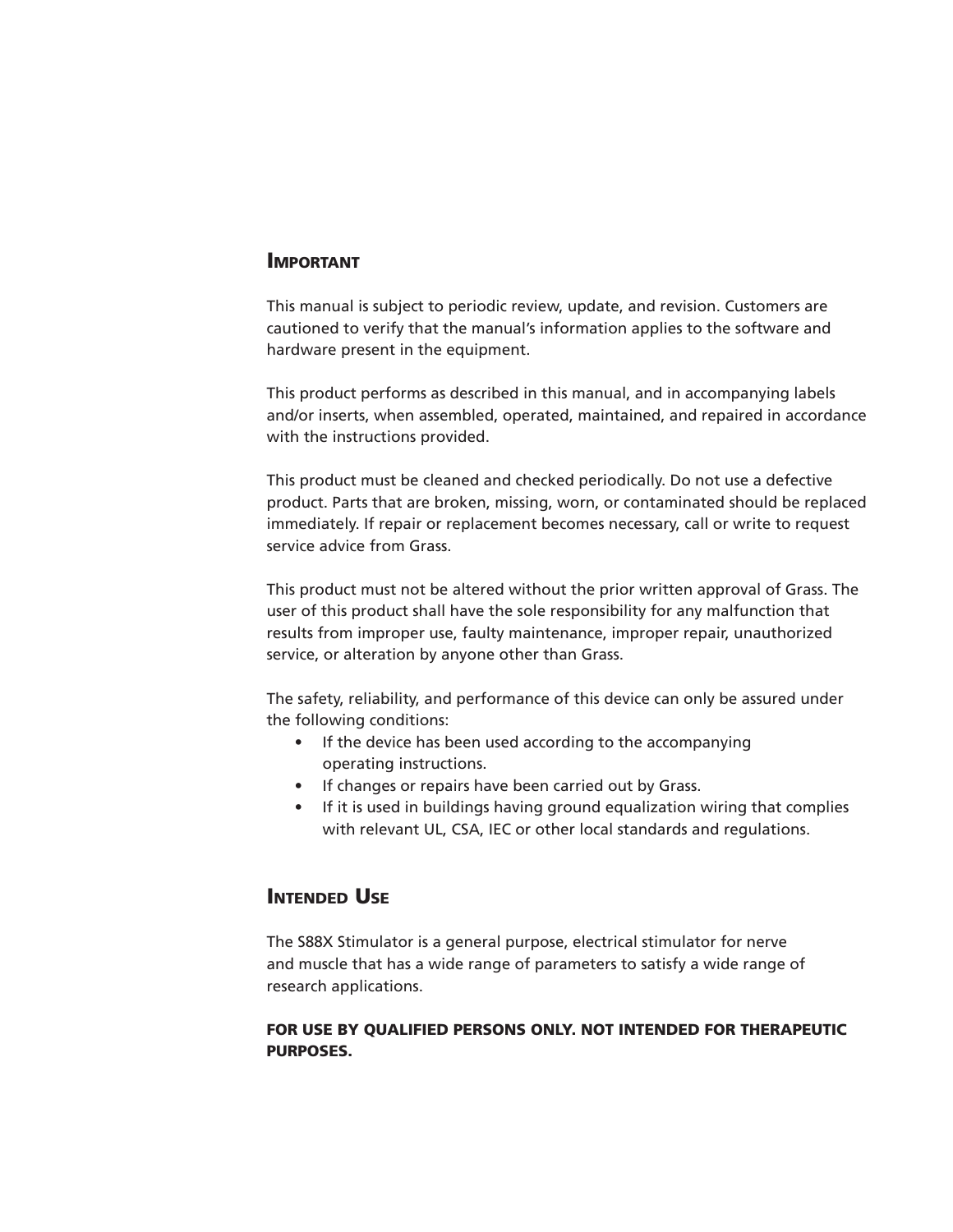## Important

This manual is subject to periodic review, update, and revision. Customers are cautioned to verify that the manual's information applies to the software and hardware present in the equipment.

This product performs as described in this manual, and in accompanying labels and/or inserts, when assembled, operated, maintained, and repaired in accordance with the instructions provided.

This product must be cleaned and checked periodically. Do not use a defective product. Parts that are broken, missing, worn, or contaminated should be replaced immediately. If repair or replacement becomes necessary, call or write to request service advice from Grass.

This product must not be altered without the prior written approval of Grass. The user of this product shall have the sole responsibility for any malfunction that results from improper use, faulty maintenance, improper repair, unauthorized service, or alteration by anyone other than Grass.

The safety, reliability, and performance of this device can only be assured under the following conditions:

- If the device has been used according to the accompanying operating instructions.
- If changes or repairs have been carried out by Grass.
- If it is used in buildings having ground equalization wiring that complies with relevant UL, CSA, IEC or other local standards and regulations.

## Intended Use

The S88X Stimulator is a general purpose, electrical stimulator for nerve and muscle that has a wide range of parameters to satisfy a wide range of research applications.

**FOR USE BY QUALIFIED PERSONS ONLY. NOT INTENDED FOR THERAPEUTIC PURPOSES.**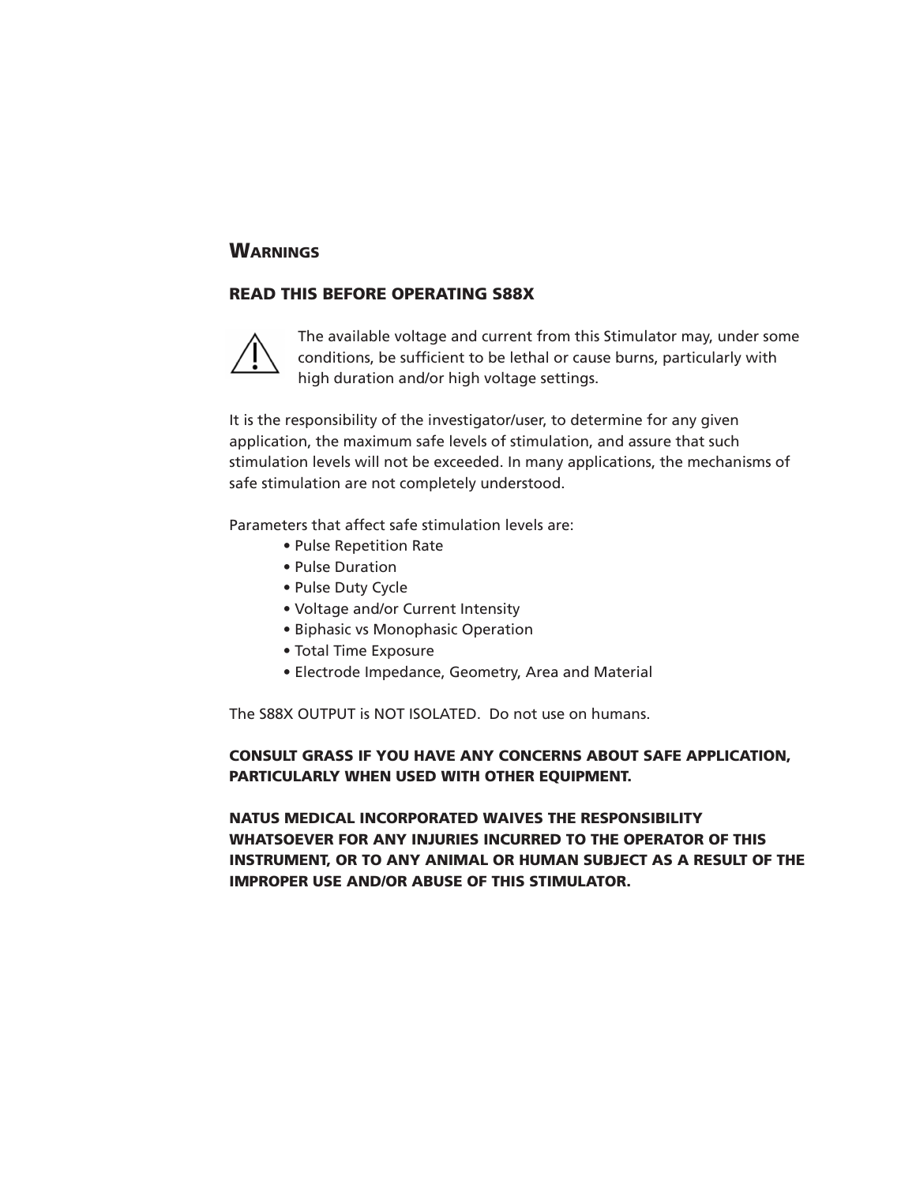## Warnings

### READ THIS BEFORE OPERATING S88X

⚠ The available voltage and current from this Stimulator may, under some conditions, be sufficient to be lethal or cause burns, particularly with high duration and/or high voltage settings.

It is the responsibility of the investigator/user, to determine for any given application, the maximum safe levels of stimulation, and assure that such stimulation levels will not be exceeded. In many applications, the mechanisms of safe stimulation are not completely understood.

Parameters that affect safe stimulation levels are:

- Pulse Repetition Rate
- Pulse Duration
- Pulse Duty Cycle
- Voltage and/or Current Intensity
- Biphasic vs Monophasic Operation
- Total Time Exposure
- Electrode Impedance, Geometry, Area and Material

The S88X OUTPUT is NOT ISOLATED. Do not use on humans.

**CONSULT GRASS IF YOU HAVE ANY CONCERNS ABOUT SAFE APPLICATION, PARTICULARLY WHEN USED WITH OTHER EQUIPMENT.**

**NATUS MEDICAL INCORPORATED WAIVES THE RESPONSIBILITY WHATSOEVER FOR ANY INJURIES INCURRED TO THE OPERATOR OF THIS INSTRUMENT, OR TO ANY ANIMAL OR HUMAN SUBJECT AS A RESULT OF THE IMPROPER USE AND/OR ABUSE OF THIS STIMULATOR.**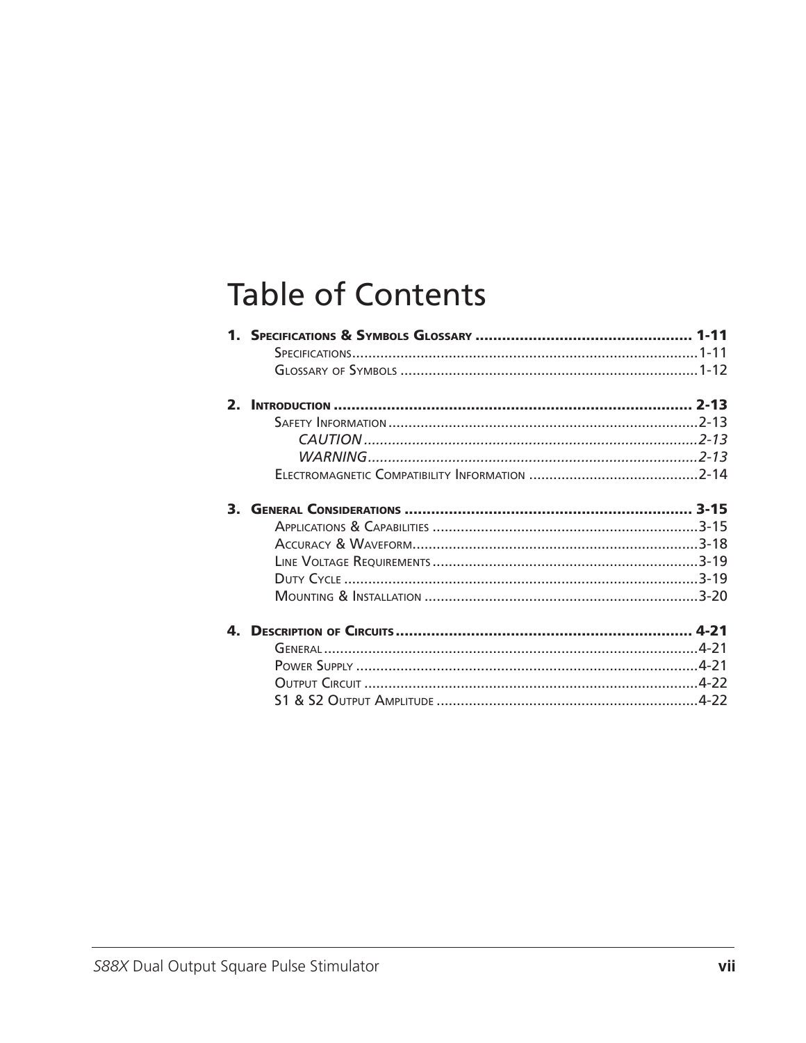# Table of Contents

**1. Specifications & Symbols Glossary ................................................ 1-11**

- Specifications.................................................................................1-11
- Glossary of Symbols .........................................................................1-12

**2. Introduction ................................................................................ 2-13**

- Safety Information ............................................................................2-13
  - *CAUTION ..................................................................................2-13*
  - *WARNING.................................................................................2-13*
- Electromagnetic Compatibility Information .........................................2-14

**3. General Considerations ................................................................ 3-15**

- Applications & Capabilities .................................................................3-15
- Accuracy & Waveform.......................................................................3-18
- Line Voltage Requirements ..................................................................3-19
- Duty Cycle .......................................................................................3-19
- Mounting & Installation ...................................................................3-20

**4. Description of Circuits .................................................................. 4-21**

- General ............................................................................................4-21
- Power Supply ....................................................................................4-21
- Output Circuit ..................................................................................4-22
- S1 & S2 Output Amplitude ................................................................4-22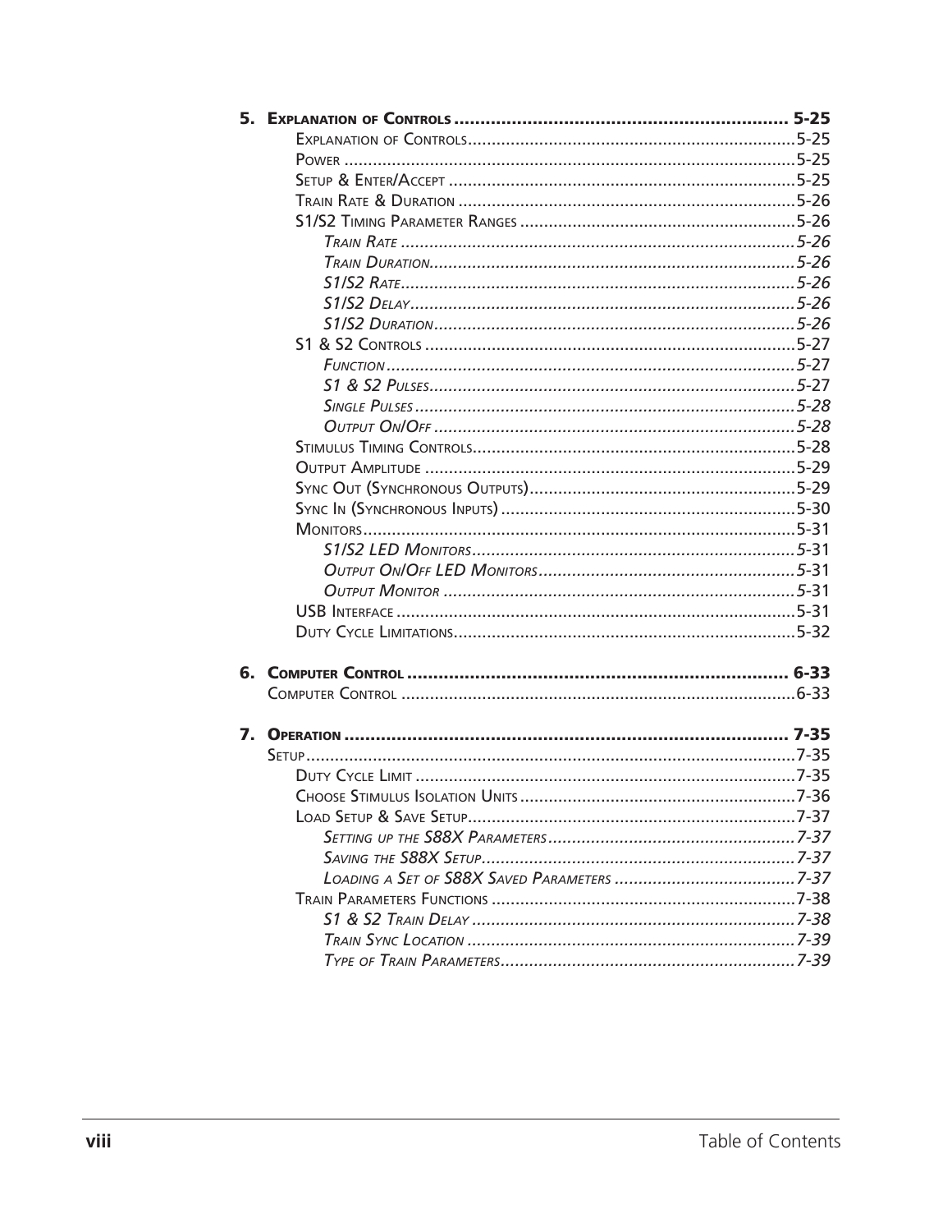**5. Explanation of Controls ................................................................ 5-25**

- Explanation of Controls ................................................................ 5-25
- Power ................................................................ 5-25
- Setup & Enter/Accept ................................................................ 5-25
- Train Rate & Duration ................................................................ 5-26
- S1/S2 Timing Parameter Ranges ................................................................ 5-26
  - *Train Rate* ................................................................ *5-26*
  - *Train Duration* ................................................................ *5-26*
  - *S1/S2 Rate* ................................................................ *5-26*
  - *S1/S2 Delay* ................................................................ *5-26*
  - *S1/S2 Duration* ................................................................ *5-26*
- S1 & S2 Controls ................................................................ 5-27
  - *Function* ................................................................ *5-27*
  - *S1 & S2 Pulses* ................................................................ *5-27*
  - *Single Pulses* ................................................................ *5-28*
  - *Output On/Off* ................................................................ *5-28*
- Stimulus Timing Controls ................................................................ 5-28
- Output Amplitude ................................................................ 5-29
- Sync Out (Synchronous Outputs) ................................................................ 5-29
- Sync In (Synchronous Inputs) ................................................................ 5-30
- Monitors ................................................................ 5-31
  - *S1/S2 LED Monitors* ................................................................ *5-31*
  - *Output On/Off LED Monitors* ................................................................ *5-31*
  - *Output Monitor* ................................................................ *5-31*
- USB Interface ................................................................ 5-31
- Duty Cycle Limitations ................................................................ 5-32

**6. Computer Control ................................................................ 6-33**

- Computer Control ................................................................ 6-33

**7. Operation ................................................................ 7-35**

- Setup ................................................................ 7-35
  - Duty Cycle Limit ................................................................ 7-35
  - Choose Stimulus Isolation Units ................................................................ 7-36
  - Load Setup & Save Setup ................................................................ 7-37
    - *Setting up the S88X Parameters* ................................................................ *7-37*
    - *Saving the S88X Setup* ................................................................ *7-37*
    - *Loading a Set of S88X Saved Parameters* ................................................................ *7-37*
  - Train Parameters Functions ................................................................ 7-38
    - *S1 & S2 Train Delay* ................................................................ *7-38*
    - *Train Sync Location* ................................................................ *7-39*
    - *Type of Train Parameters* ................................................................ *7-39*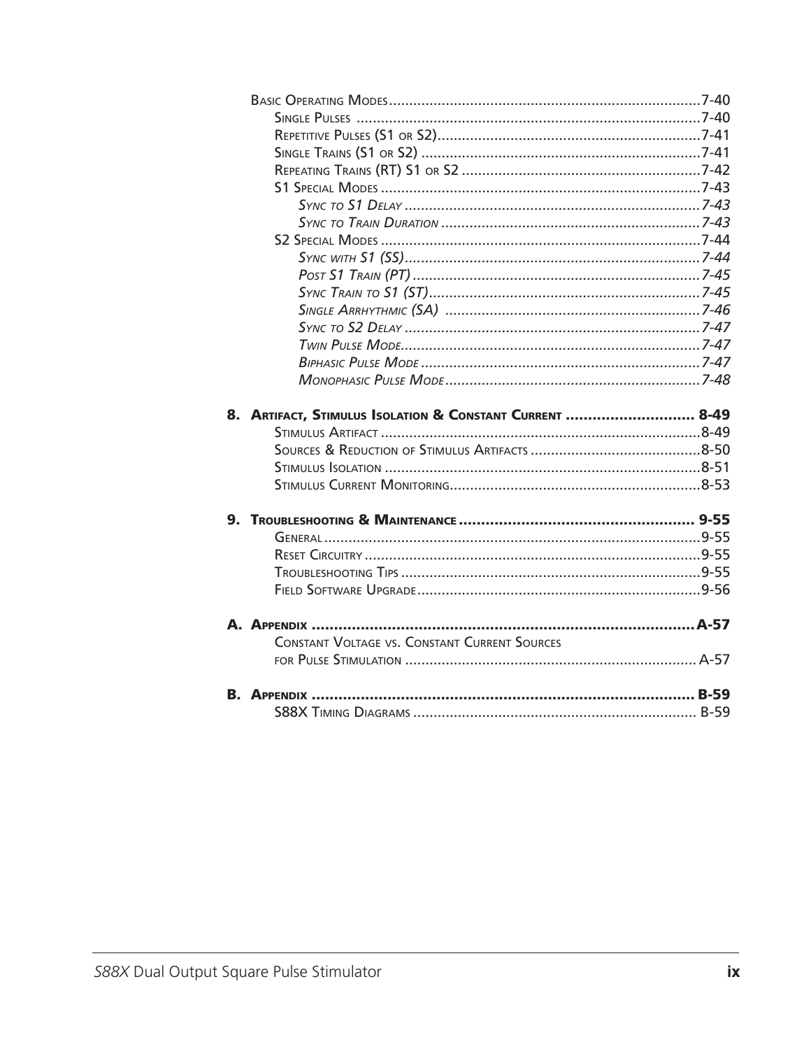Basic Operating Modes ............................................................................7-40
- Single Pulses ....................................................................................7-40
- Repetitive Pulses (S1 or S2)................................................................7-41
- Single Trains (S1 or S2) ....................................................................7-41
- Repeating Trains (RT) S1 or S2 ..........................................................7-42
- S1 Special Modes ..............................................................................7-43
  - *Sync to S1 Delay* ........................................................................*7-43*
  - *Sync to Train Duration* ................................................................*7-43*
- S2 Special Modes ..............................................................................7-44
  - *Sync with S1 (SS)*........................................................................*7-44*
  - *Post S1 Train (PT)* ......................................................................*7-45*
  - *Sync Train to S1 (ST)*..................................................................*7-45*
  - *Single Arrhythmic (SA)* ..............................................................*7-46*
  - *Sync to S2 Delay* ........................................................................*7-47*
  - *Twin Pulse Mode*.........................................................................*7-47*
  - *Biphasic Pulse Mode* ....................................................................*7-47*
  - *Monophasic Pulse Mode* ..............................................................*7-48*

**8. Artifact, Stimulus Isolation & Constant Current ............................ 8-49**
- Stimulus Artifact ..............................................................................8-49
- Sources & Reduction of Stimulus Artifacts .........................................8-50
- Stimulus Isolation .............................................................................8-51
- Stimulus Current Monitoring.............................................................8-53

**9. Troubleshooting & Maintenance .................................................... 9-55**
- General ............................................................................................9-55
- Reset Circuitry ..................................................................................9-55
- Troubleshooting Tips .........................................................................9-55
- Field Software Upgrade.....................................................................9-56

**A. Appendix ......................................................................................A-57**
- Constant Voltage vs. Constant Current Sources for Pulse Stimulation ....................................................................... A-57

**B. Appendix ...................................................................................... B-59**
- S88X Timing Diagrams ..................................................................... B-59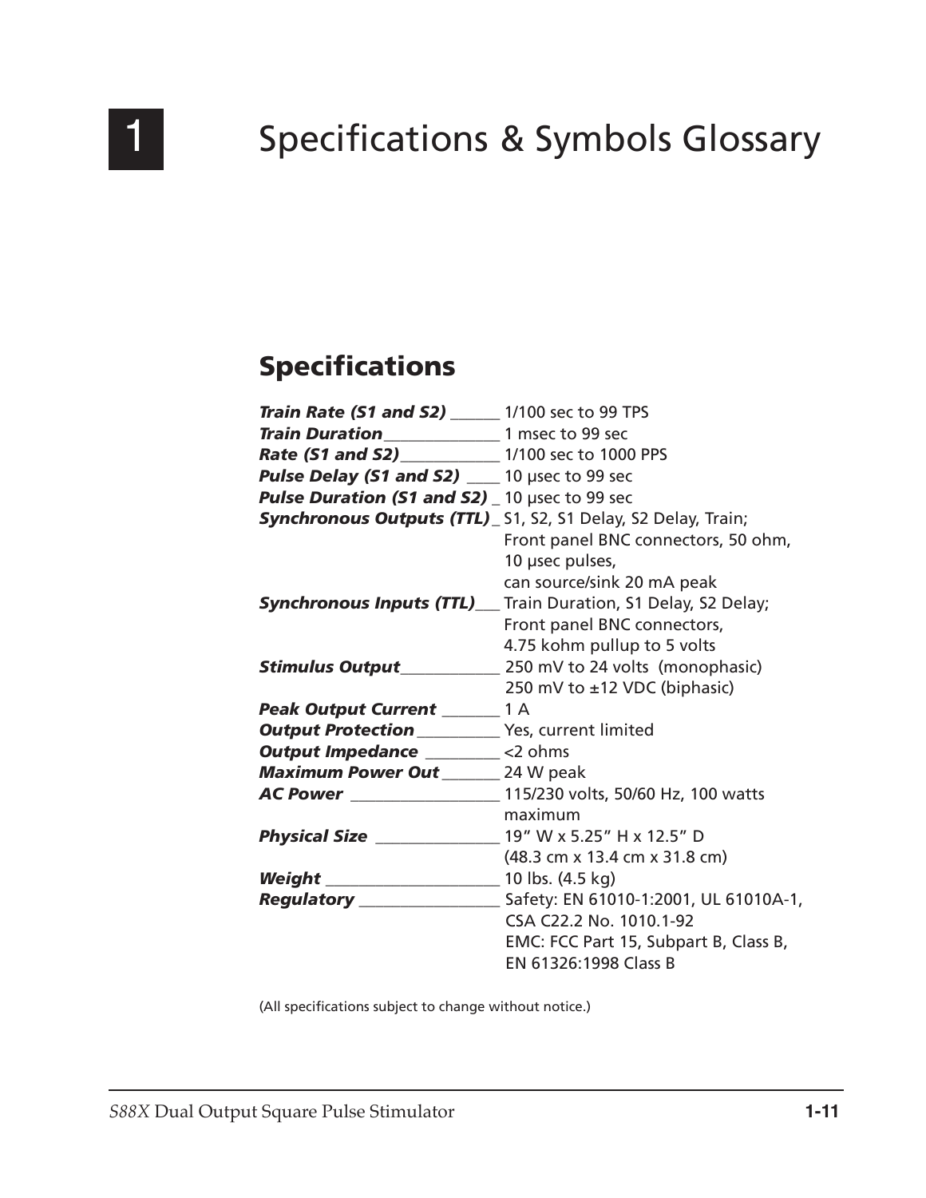᠎# 1 Specifications & Symbols Glossary

## Specifications

| Parameter | Value |
|---|---|
| ***Train Rate (S1 and S2)*** | 1/100 sec to 99 TPS |
| ***Train Duration*** | 1 msec to 99 sec |
| ***Rate (S1 and S2)*** | 1/100 sec to 1000 PPS |
| ***Pulse Delay (S1 and S2)*** | 10 μsec to 99 sec |
| ***Pulse Duration (S1 and S2)*** | 10 μsec to 99 sec |
| ***Synchronous Outputs (TTL)*** | S1, S2, S1 Delay, S2 Delay, Train; Front panel BNC connectors, 50 ohm, 10 μsec pulses, can source/sink 20 mA peak |
| ***Synchronous Inputs (TTL)*** | Train Duration, S1 Delay, S2 Delay; Front panel BNC connectors, 4.75 kohm pullup to 5 volts |
| ***Stimulus Output*** | 250 mV to 24 volts (monophasic) 250 mV to ±12 VDC (biphasic) |
| ***Peak Output Current*** | 1 A |
| ***Output Protection*** | Yes, current limited |
| ***Output Impedance*** | <2 ohms |
| ***Maximum Power Out*** | 24 W peak |
| ***AC Power*** | 115/230 volts, 50/60 Hz, 100 watts maximum |
| ***Physical Size*** | 19” W x 5.25” H x 12.5” D (48.3 cm x 13.4 cm x 31.8 cm) |
| ***Weight*** | 10 lbs. (4.5 kg) |
| ***Regulatory*** | Safety: EN 61010-1:2001, UL 61010A-1, CSA C22.2 No. 1010.1-92 EMC: FCC Part 15, Subpart B, Class B, EN 61326:1998 Class B |

(All specifications subject to change without notice.)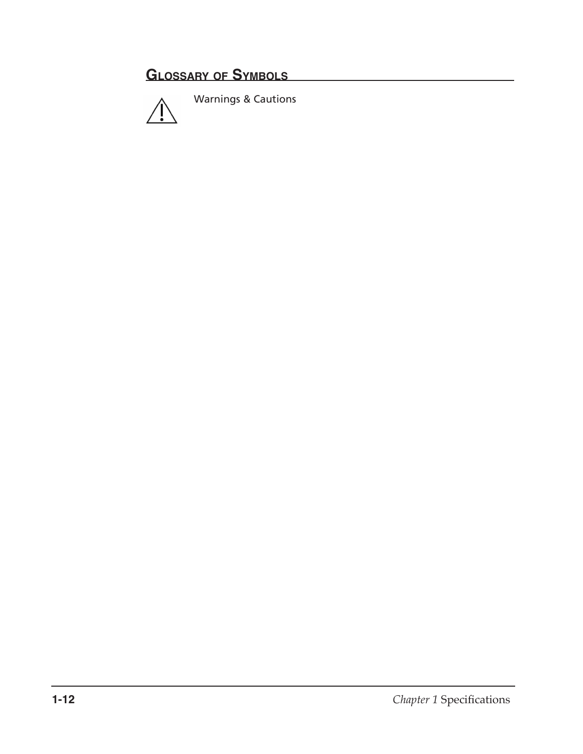## Glossary of Symbols

⚠ Warnings & Cautions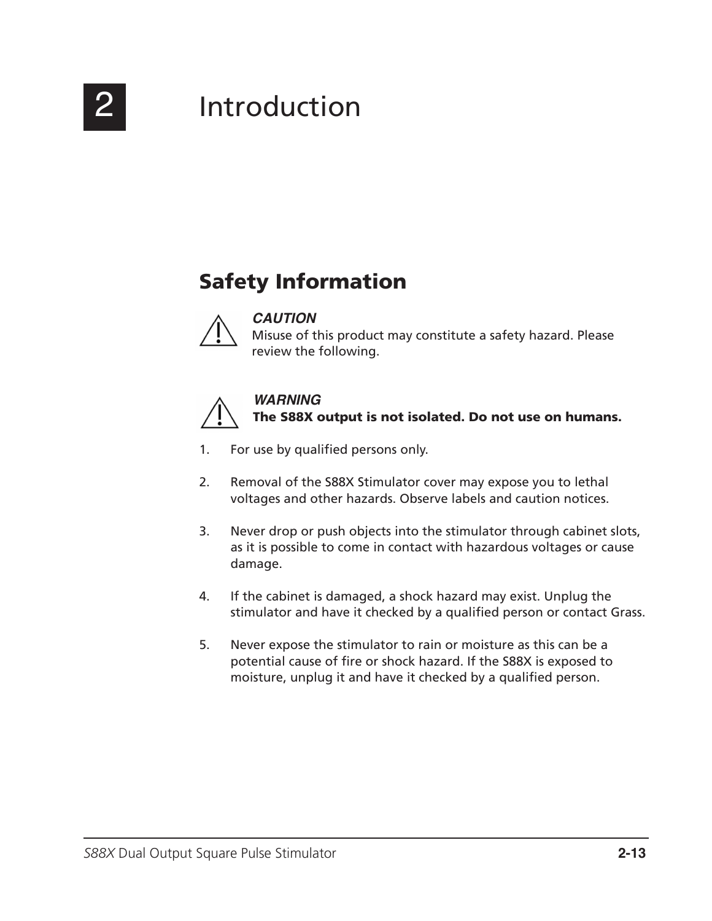# 2 Introduction

## Safety Information

***CAUTION***
Misuse of this product may constitute a safety hazard. Please review the following.

***WARNING***
**The S88X output is not isolated. Do not use on humans.**

1. For use by qualified persons only.

2. Removal of the S88X Stimulator cover may expose you to lethal voltages and other hazards. Observe labels and caution notices.

3. Never drop or push objects into the stimulator through cabinet slots, as it is possible to come in contact with hazardous voltages or cause damage.

4. If the cabinet is damaged, a shock hazard may exist. Unplug the stimulator and have it checked by a qualified person or contact Grass.

5. Never expose the stimulator to rain or moisture as this can be a potential cause of fire or shock hazard. If the S88X is exposed to moisture, unplug it and have it checked by a qualified person.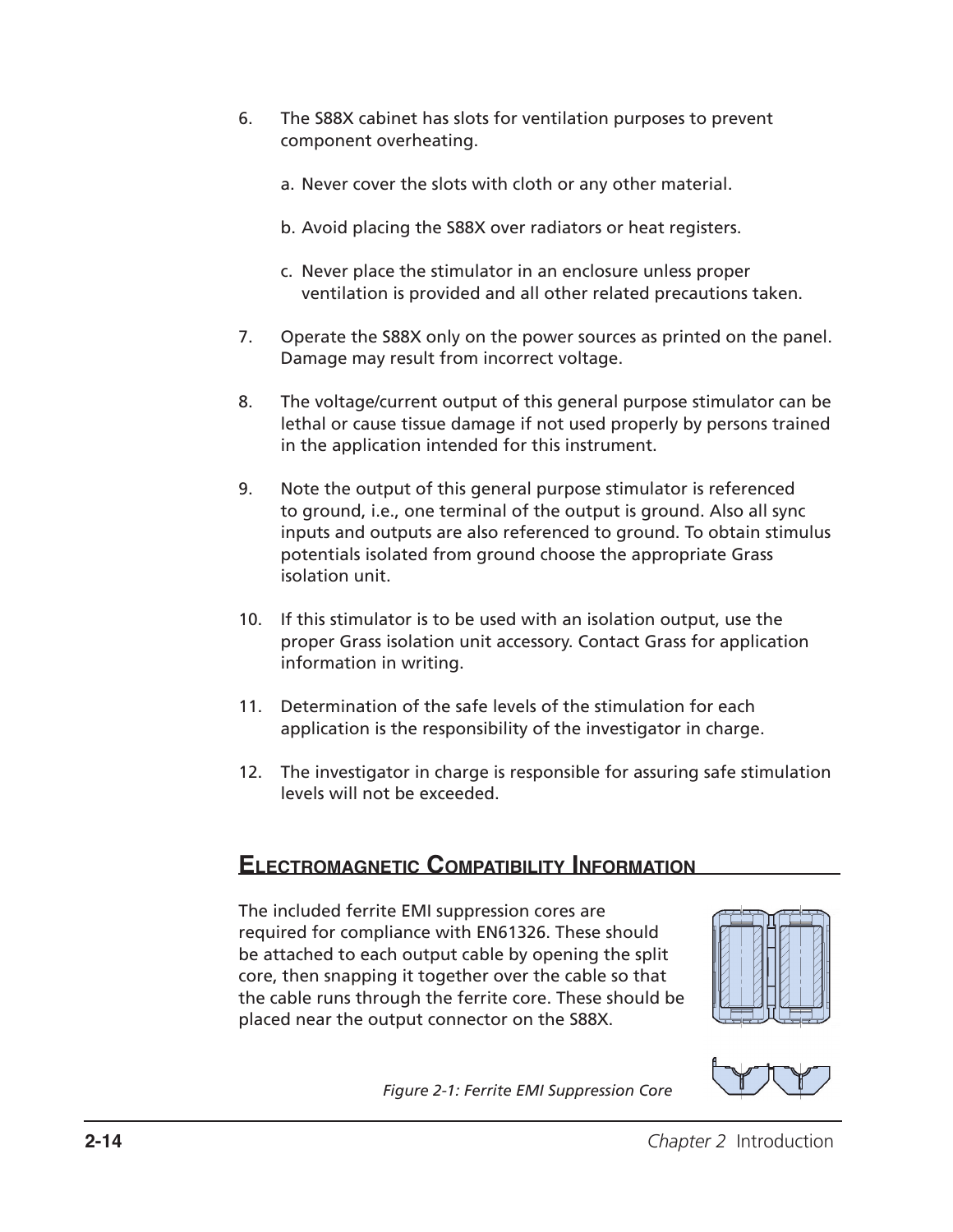6. The S88X cabinet has slots for ventilation purposes to prevent component overheating.

   a. Never cover the slots with cloth or any other material.

   b. Avoid placing the S88X over radiators or heat registers.

   c. Never place the stimulator in an enclosure unless proper ventilation is provided and all other related precautions taken.

7. Operate the S88X only on the power sources as printed on the panel. Damage may result from incorrect voltage.

8. The voltage/current output of this general purpose stimulator can be lethal or cause tissue damage if not used properly by persons trained in the application intended for this instrument.

9. Note the output of this general purpose stimulator is referenced to ground, i.e., one terminal of the output is ground. Also all sync inputs and outputs are also referenced to ground. To obtain stimulus potentials isolated from ground choose the appropriate Grass isolation unit.

10. If this stimulator is to be used with an isolation output, use the proper Grass isolation unit accessory. Contact Grass for application information in writing.

11. Determination of the safe levels of the stimulation for each application is the responsibility of the investigator in charge.

12. The investigator in charge is responsible for assuring safe stimulation levels will not be exceeded.

## Electromagnetic Compatibility Information

The included ferrite EMI suppression cores are required for compliance with EN61326. These should be attached to each output cable by opening the split core, then snapping it together over the cable so that the cable runs through the ferrite core. These should be placed near the output connector on the S88X.

*Figure 2-1: Ferrite EMI Suppression Core*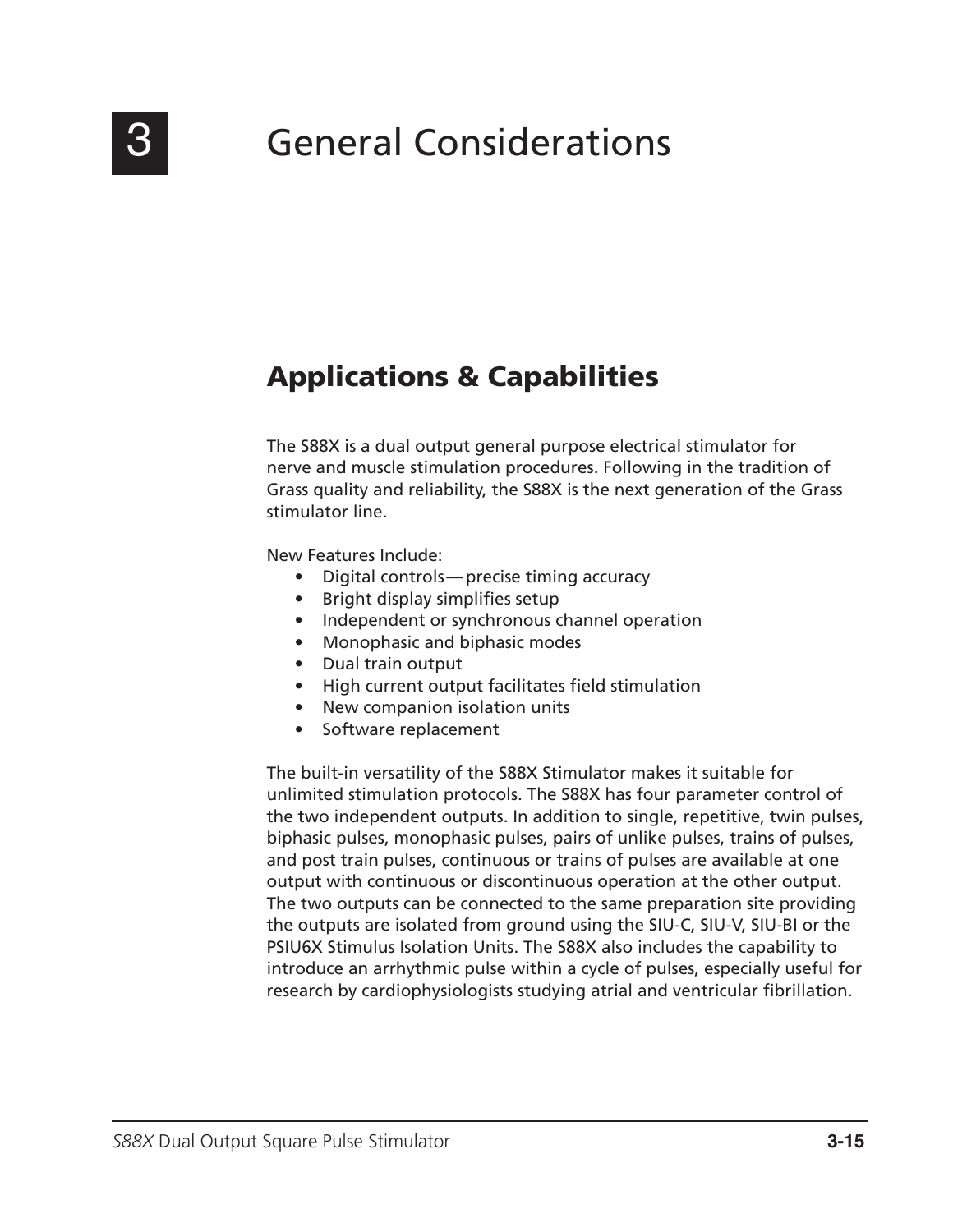# 3 General Considerations

## Applications & Capabilities

The S88X is a dual output general purpose electrical stimulator for nerve and muscle stimulation procedures. Following in the tradition of Grass quality and reliability, the S88X is the next generation of the Grass stimulator line.

New Features Include:

- Digital controls—precise timing accuracy
- Bright display simplifies setup
- Independent or synchronous channel operation
- Monophasic and biphasic modes
- Dual train output
- High current output facilitates field stimulation
- New companion isolation units
- Software replacement

The built-in versatility of the S88X Stimulator makes it suitable for unlimited stimulation protocols. The S88X has four parameter control of the two independent outputs. In addition to single, repetitive, twin pulses, biphasic pulses, monophasic pulses, pairs of unlike pulses, trains of pulses, and post train pulses, continuous or trains of pulses are available at one output with continuous or discontinuous operation at the other output. The two outputs can be connected to the same preparation site providing the outputs are isolated from ground using the SIU-C, SIU-V, SIU-BI or the PSIU6X Stimulus Isolation Units. The S88X also includes the capability to introduce an arrhythmic pulse within a cycle of pulses, especially useful for research by cardiophysiologists studying atrial and ventricular fibrillation.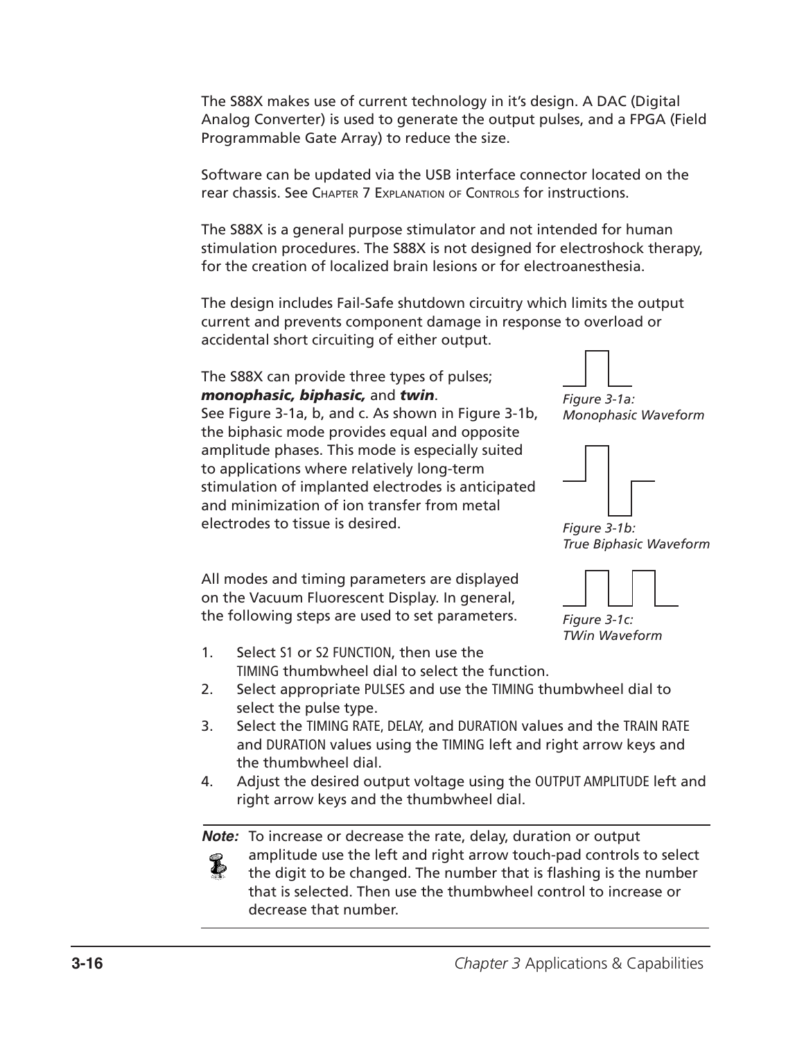The S88X makes use of current technology in it's design. A DAC (Digital Analog Converter) is used to generate the output pulses, and a FPGA (Field Programmable Gate Array) to reduce the size.

Software can be updated via the USB interface connector located on the rear chassis. See Chapter 7 Explanation of Controls for instructions.

The S88X is a general purpose stimulator and not intended for human stimulation procedures. The S88X is not designed for electroshock therapy, for the creation of localized brain lesions or for electroanesthesia.

The design includes Fail-Safe shutdown circuitry which limits the output current and prevents component damage in response to overload or accidental short circuiting of either output.

The S88X can provide three types of pulses; ***monophasic, biphasic,*** and ***twin***. See Figure 3-1a, b, and c. As shown in Figure 3-1b, the biphasic mode provides equal and opposite amplitude phases. This mode is especially suited to applications where relatively long-term stimulation of implanted electrodes is anticipated and minimization of ion transfer from metal electrodes to tissue is desired.

*Figure 3-1a: Monophasic Waveform*

*Figure 3-1b: True Biphasic Waveform*

*Figure 3-1c: TWin Waveform*

All modes and timing parameters are displayed on the Vacuum Fluorescent Display. In general, the following steps are used to set parameters.

1. Select S1 or S2 FUNCTION, then use the TIMING thumbwheel dial to select the function.
2. Select appropriate PULSES and use the TIMING thumbwheel dial to select the pulse type.
3. Select the TIMING RATE, DELAY, and DURATION values and the TRAIN RATE and DURATION values using the TIMING left and right arrow keys and the thumbwheel dial.
4. Adjust the desired output voltage using the OUTPUT AMPLITUDE left and right arrow keys and the thumbwheel dial.

***Note:*** To increase or decrease the rate, delay, duration or output amplitude use the left and right arrow touch-pad controls to select the digit to be changed. The number that is flashing is the number that is selected. Then use the thumbwheel control to increase or decrease that number.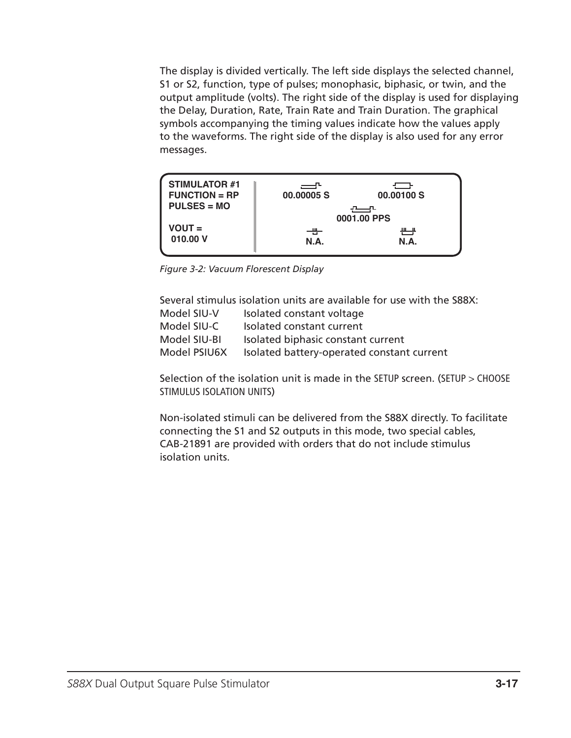The display is divided vertically. The left side displays the selected channel, S1 or S2, function, type of pulses; monophasic, biphasic, or twin, and the output amplitude (volts). The right side of the display is used for displaying the Delay, Duration, Rate, Train Rate and Train Duration. The graphical symbols accompanying the timing values indicate how the values apply to the waveforms. The right side of the display is also used for any error messages.

```
STIMULATOR #1
FUNCTION = RP        00.00005 S        00.00100 S
PULSES = MO
                          0001.00 PPS
VOUT =
 010.00 V             N.A.               N.A.
```

*Figure 3-2: Vacuum Florescent Display*

Several stimulus isolation units are available for use with the S88X:

| | |
|---|---|
| Model SIU-V | Isolated constant voltage |
| Model SIU-C | Isolated constant current |
| Model SIU-BI | Isolated biphasic constant current |
| Model PSIU6X | Isolated battery-operated constant current |

Selection of the isolation unit is made in the SETUP screen. (SETUP > CHOOSE STIMULUS ISOLATION UNITS)

Non-isolated stimuli can be delivered from the S88X directly. To facilitate connecting the S1 and S2 outputs in this mode, two special cables, CAB-21891 are provided with orders that do not include stimulus isolation units.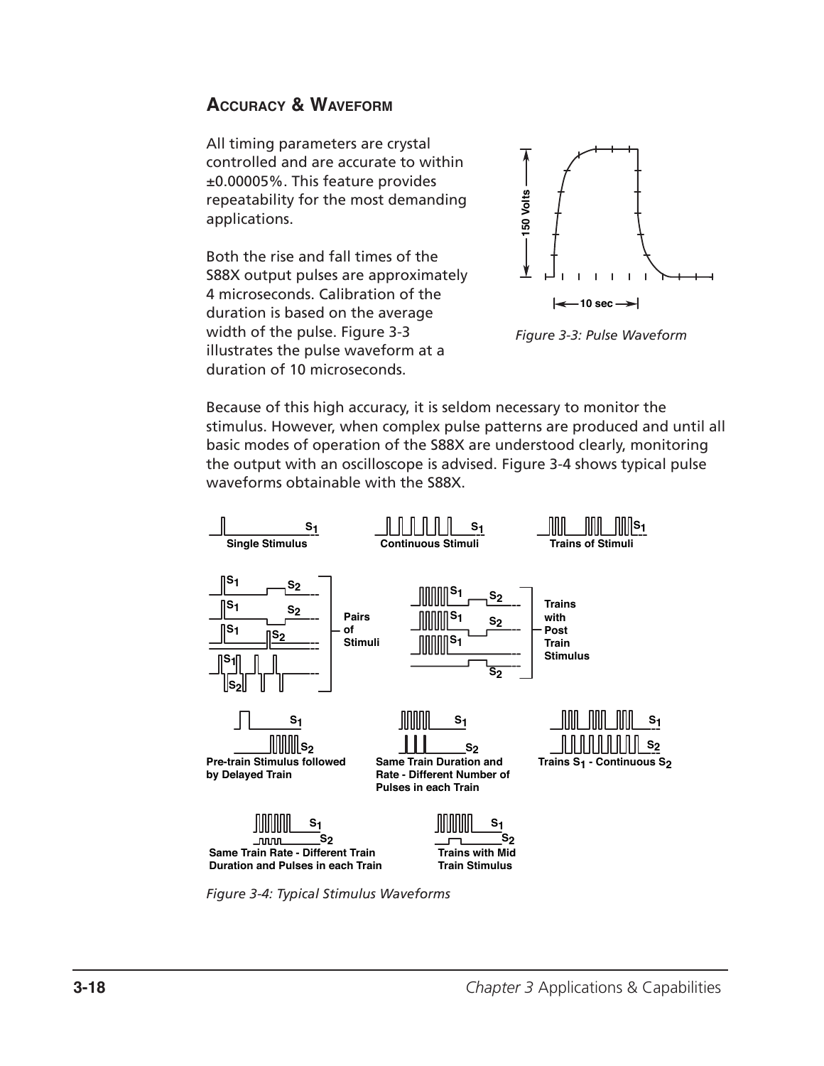## ACCURACY & WAVEFORM

All timing parameters are crystal controlled and are accurate to within ±0.00005%. This feature provides repeatability for the most demanding applications.

Both the rise and fall times of the S88X output pulses are approximately 4 microseconds. Calibration of the duration is based on the average width of the pulse. Figure 3-3 illustrates the pulse waveform at a duration of 10 microseconds.

*Figure 3-3: Pulse Waveform*

Because of this high accuracy, it is seldom necessary to monitor the stimulus. However, when complex pulse patterns are produced and until all basic modes of operation of the S88X are understood clearly, monitoring the output with an oscilloscope is advised. Figure 3-4 shows typical pulse waveforms obtainable with the S88X.

*Figure 3-4: Typical Stimulus Waveforms*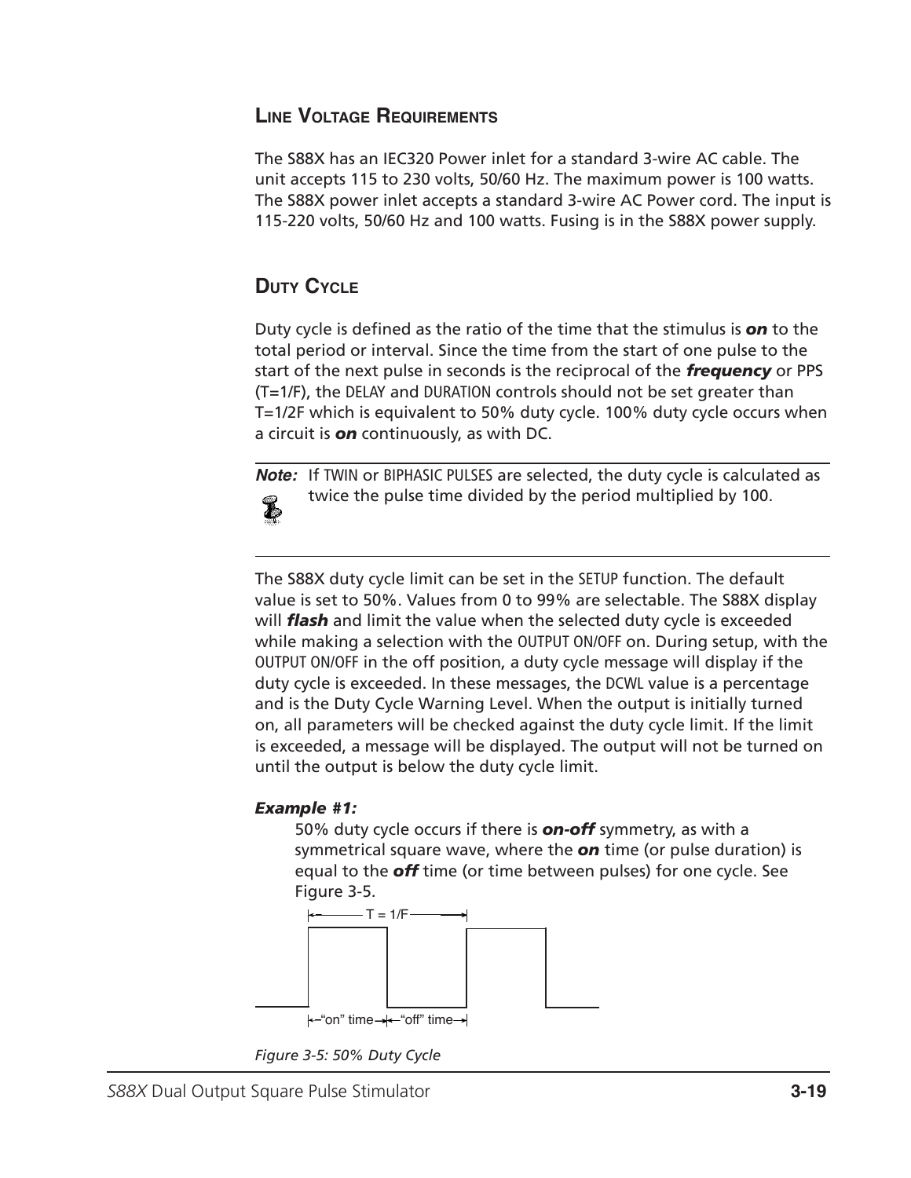## Line Voltage Requirements

The S88X has an IEC320 Power inlet for a standard 3-wire AC cable. The unit accepts 115 to 230 volts, 50/60 Hz. The maximum power is 100 watts. The S88X power inlet accepts a standard 3-wire AC Power cord. The input is 115-220 volts, 50/60 Hz and 100 watts. Fusing is in the S88X power supply.

## Duty Cycle

Duty cycle is defined as the ratio of the time that the stimulus is ***on*** to the total period or interval. Since the time from the start of one pulse to the start of the next pulse in seconds is the reciprocal of the ***frequency*** or PPS (T=1/F), the DELAY and DURATION controls should not be set greater than T=1/2F which is equivalent to 50% duty cycle. 100% duty cycle occurs when a circuit is ***on*** continuously, as with DC.

***Note:*** If TWIN or BIPHASIC PULSES are selected, the duty cycle is calculated as twice the pulse time divided by the period multiplied by 100.

The S88X duty cycle limit can be set in the SETUP function. The default value is set to 50%. Values from 0 to 99% are selectable. The S88X display will ***flash*** and limit the value when the selected duty cycle is exceeded while making a selection with the OUTPUT ON/OFF on. During setup, with the OUTPUT ON/OFF in the off position, a duty cycle message will display if the duty cycle is exceeded. In these messages, the DCWL value is a percentage and is the Duty Cycle Warning Level. When the output is initially turned on, all parameters will be checked against the duty cycle limit. If the limit is exceeded, a message will be displayed. The output will not be turned on until the output is below the duty cycle limit.

***Example #1:***

50% duty cycle occurs if there is ***on-off*** symmetry, as with a symmetrical square wave, where the ***on*** time (or pulse duration) is equal to the ***off*** time (or time between pulses) for one cycle. See Figure 3-5.

T = 1/F

"on" time "off" time

*Figure 3-5: 50% Duty Cycle*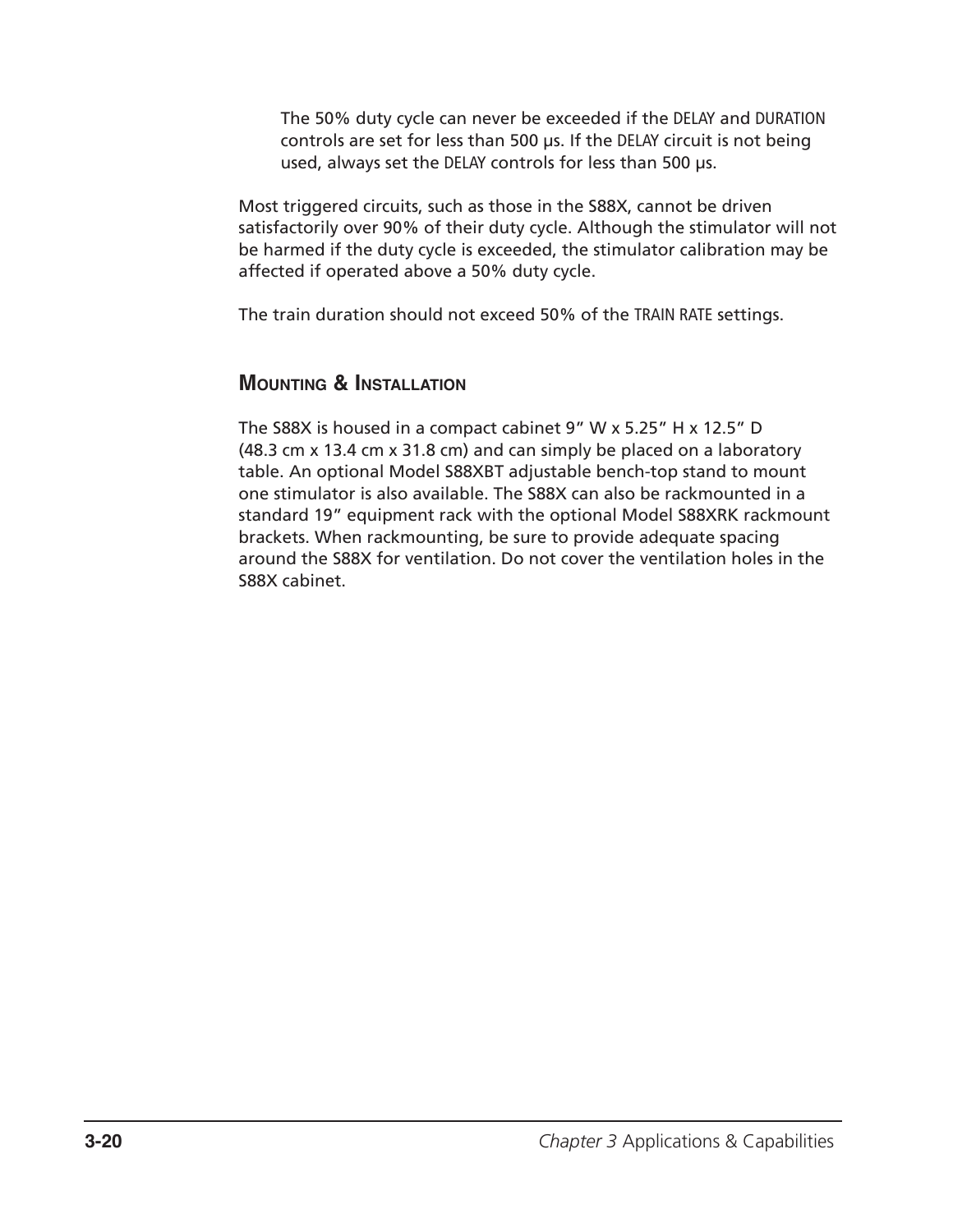The 50% duty cycle can never be exceeded if the DELAY and DURATION controls are set for less than 500 µs. If the DELAY circuit is not being used, always set the DELAY controls for less than 500 µs.

Most triggered circuits, such as those in the S88X, cannot be driven satisfactorily over 90% of their duty cycle. Although the stimulator will not be harmed if the duty cycle is exceeded, the stimulator calibration may be affected if operated above a 50% duty cycle.

The train duration should not exceed 50% of the TRAIN RATE settings.

## Mounting & Installation

The S88X is housed in a compact cabinet 9" W x 5.25" H x 12.5" D (48.3 cm x 13.4 cm x 31.8 cm) and can simply be placed on a laboratory table. An optional Model S88XBT adjustable bench-top stand to mount one stimulator is also available. The S88X can also be rackmounted in a standard 19" equipment rack with the optional Model S88XRK rackmount brackets. When rackmounting, be sure to provide adequate spacing around the S88X for ventilation. Do not cover the ventilation holes in the S88X cabinet.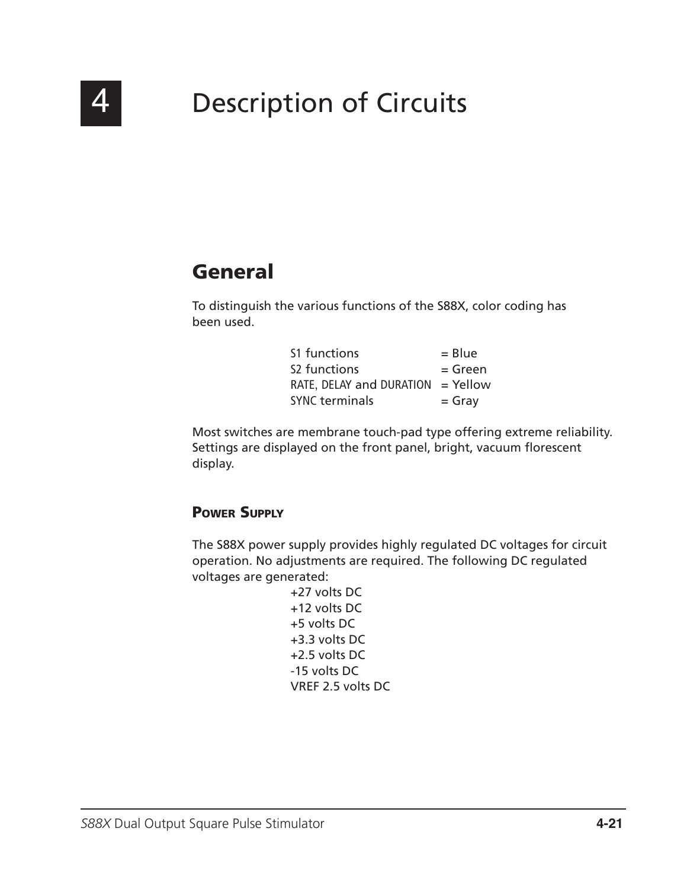# 4 Description of Circuits

## General

To distinguish the various functions of the S88X, color coding has been used.

| | |
|---|---|
| S1 functions | = Blue |
| S2 functions | = Green |
| RATE, DELAY and DURATION | = Yellow |
| SYNC terminals | = Gray |

Most switches are membrane touch-pad type offering extreme reliability. Settings are displayed on the front panel, bright, vacuum florescent display.

### Power Supply

The S88X power supply provides highly regulated DC voltages for circuit operation. No adjustments are required. The following DC regulated voltages are generated:

+27 volts DC
+12 volts DC
+5 volts DC
+3.3 volts DC
+2.5 volts DC
-15 volts DC
VREF 2.5 volts DC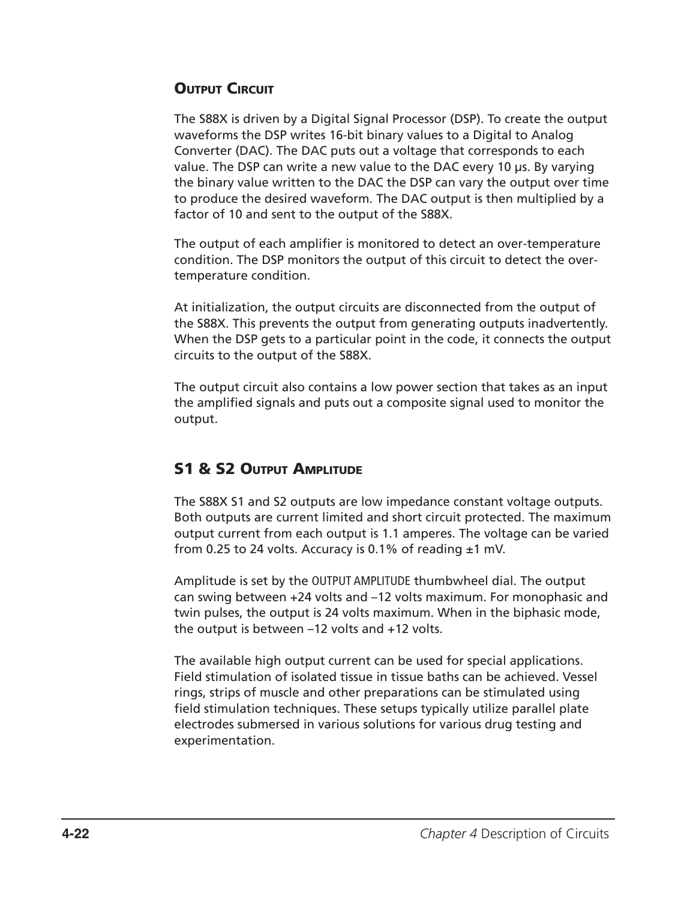## Output Circuit

The S88X is driven by a Digital Signal Processor (DSP). To create the output waveforms the DSP writes 16-bit binary values to a Digital to Analog Converter (DAC). The DAC puts out a voltage that corresponds to each value. The DSP can write a new value to the DAC every 10 µs. By varying the binary value written to the DAC the DSP can vary the output over time to produce the desired waveform. The DAC output is then multiplied by a factor of 10 and sent to the output of the S88X.

The output of each amplifier is monitored to detect an over-temperature condition. The DSP monitors the output of this circuit to detect the over-temperature condition.

At initialization, the output circuits are disconnected from the output of the S88X. This prevents the output from generating outputs inadvertently. When the DSP gets to a particular point in the code, it connects the output circuits to the output of the S88X.

The output circuit also contains a low power section that takes as an input the amplified signals and puts out a composite signal used to monitor the output.

## S1 & S2 Output Amplitude

The S88X S1 and S2 outputs are low impedance constant voltage outputs. Both outputs are current limited and short circuit protected. The maximum output current from each output is 1.1 amperes. The voltage can be varied from 0.25 to 24 volts. Accuracy is 0.1% of reading ±1 mV.

Amplitude is set by the OUTPUT AMPLITUDE thumbwheel dial. The output can swing between +24 volts and –12 volts maximum. For monophasic and twin pulses, the output is 24 volts maximum. When in the biphasic mode, the output is between –12 volts and +12 volts.

The available high output current can be used for special applications. Field stimulation of isolated tissue in tissue baths can be achieved. Vessel rings, strips of muscle and other preparations can be stimulated using field stimulation techniques. These setups typically utilize parallel plate electrodes submersed in various solutions for various drug testing and experimentation.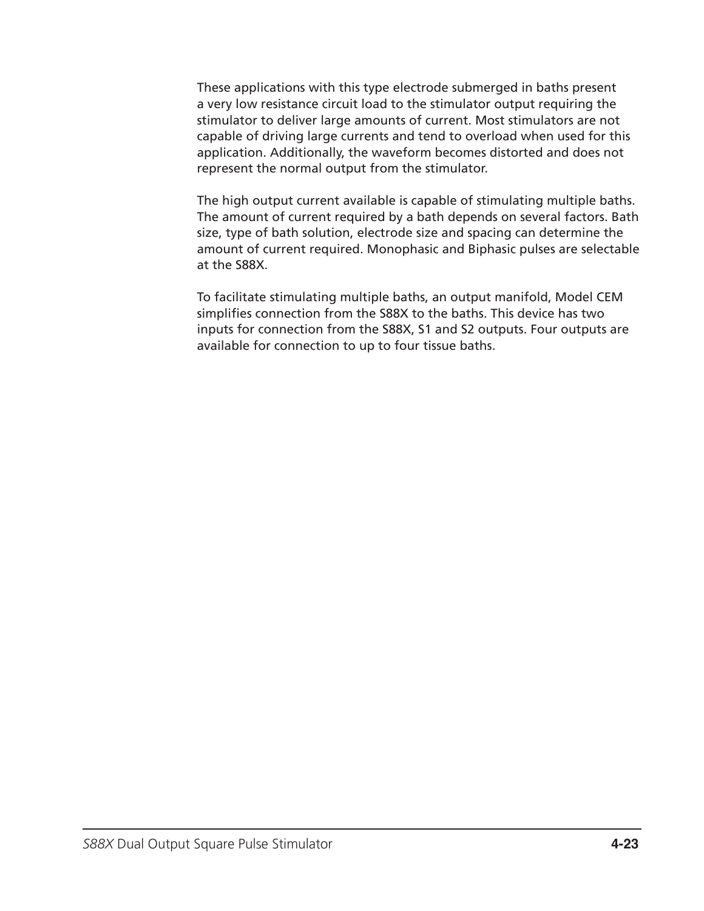These applications with this type electrode submerged in baths present a very low resistance circuit load to the stimulator output requiring the stimulator to deliver large amounts of current. Most stimulators are not capable of driving large currents and tend to overload when used for this application. Additionally, the waveform becomes distorted and does not represent the normal output from the stimulator.

The high output current available is capable of stimulating multiple baths. The amount of current required by a bath depends on several factors. Bath size, type of bath solution, electrode size and spacing can determine the amount of current required. Monophasic and Biphasic pulses are selectable at the S88X.

To facilitate stimulating multiple baths, an output manifold, Model CEM simplifies connection from the S88X to the baths. This device has two inputs for connection from the S88X, S1 and S2 outputs. Four outputs are available for connection to up to four tissue baths.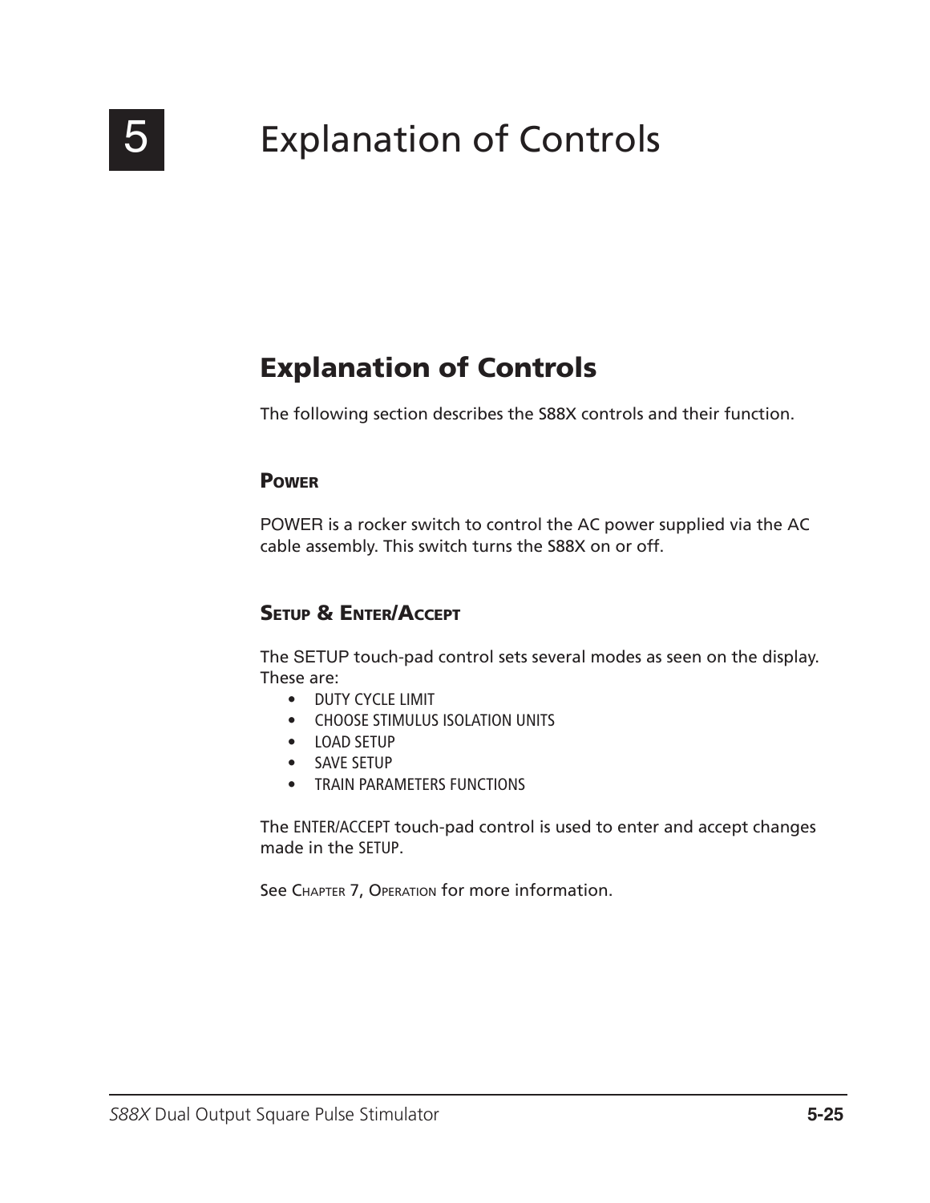# 5 Explanation of Controls

## Explanation of Controls

The following section describes the S88X controls and their function.

### Power

POWER is a rocker switch to control the AC power supplied via the AC cable assembly. This switch turns the S88X on or off.

### Setup & Enter/Accept

The SETUP touch-pad control sets several modes as seen on the display. These are:

- DUTY CYCLE LIMIT
- CHOOSE STIMULUS ISOLATION UNITS
- LOAD SETUP
- SAVE SETUP
- TRAIN PARAMETERS FUNCTIONS

The ENTER/ACCEPT touch-pad control is used to enter and accept changes made in the SETUP.

See Chapter 7, Operation for more information.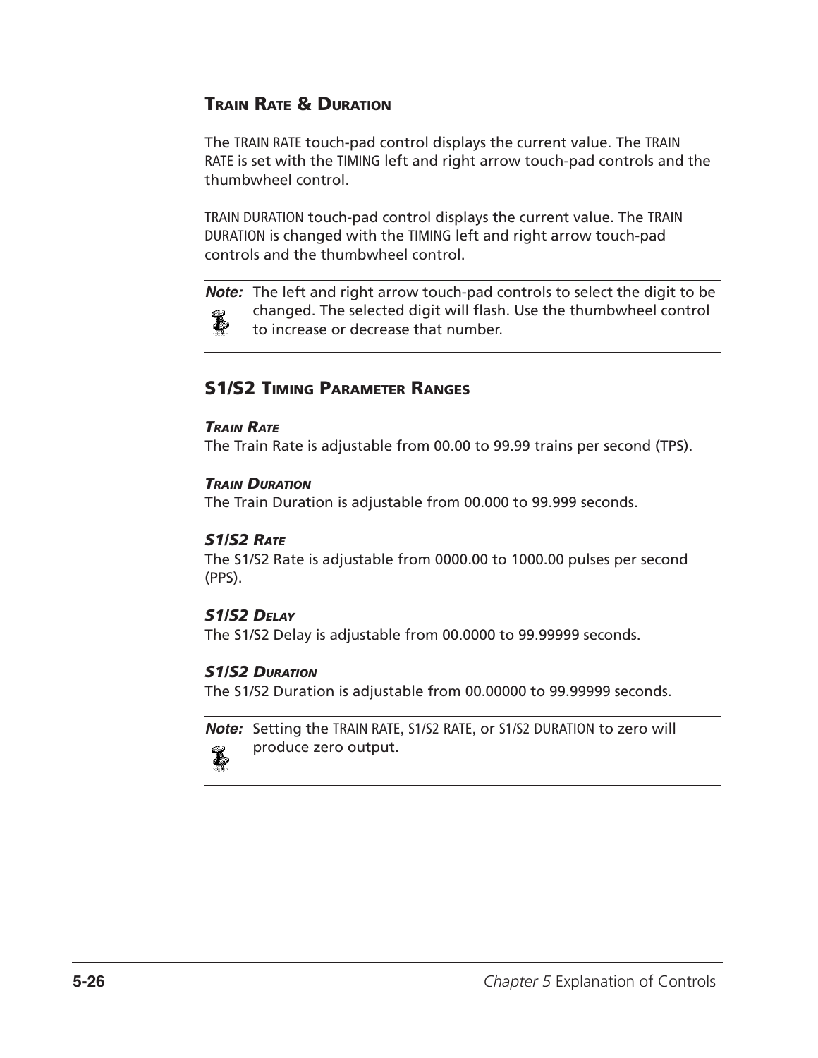## Train Rate & Duration

The TRAIN RATE touch-pad control displays the current value. The TRAIN RATE is set with the TIMING left and right arrow touch-pad controls and the thumbwheel control.

TRAIN DURATION touch-pad control displays the current value. The TRAIN DURATION is changed with the TIMING left and right arrow touch-pad controls and the thumbwheel control.

> ***Note:*** The left and right arrow touch-pad controls to select the digit to be changed. The selected digit will flash. Use the thumbwheel control to increase or decrease that number.

## S1/S2 Timing Parameter Ranges

### *Train Rate*

The Train Rate is adjustable from 00.00 to 99.99 trains per second (TPS).

### *Train Duration*

The Train Duration is adjustable from 00.000 to 99.999 seconds.

### *S1/S2 Rate*

The S1/S2 Rate is adjustable from 0000.00 to 1000.00 pulses per second (PPS).

### *S1/S2 Delay*

The S1/S2 Delay is adjustable from 00.0000 to 99.99999 seconds.

### *S1/S2 Duration*

The S1/S2 Duration is adjustable from 00.00000 to 99.99999 seconds.

> ***Note:*** Setting the TRAIN RATE, S1/S2 RATE, or S1/S2 DURATION to zero will produce zero output.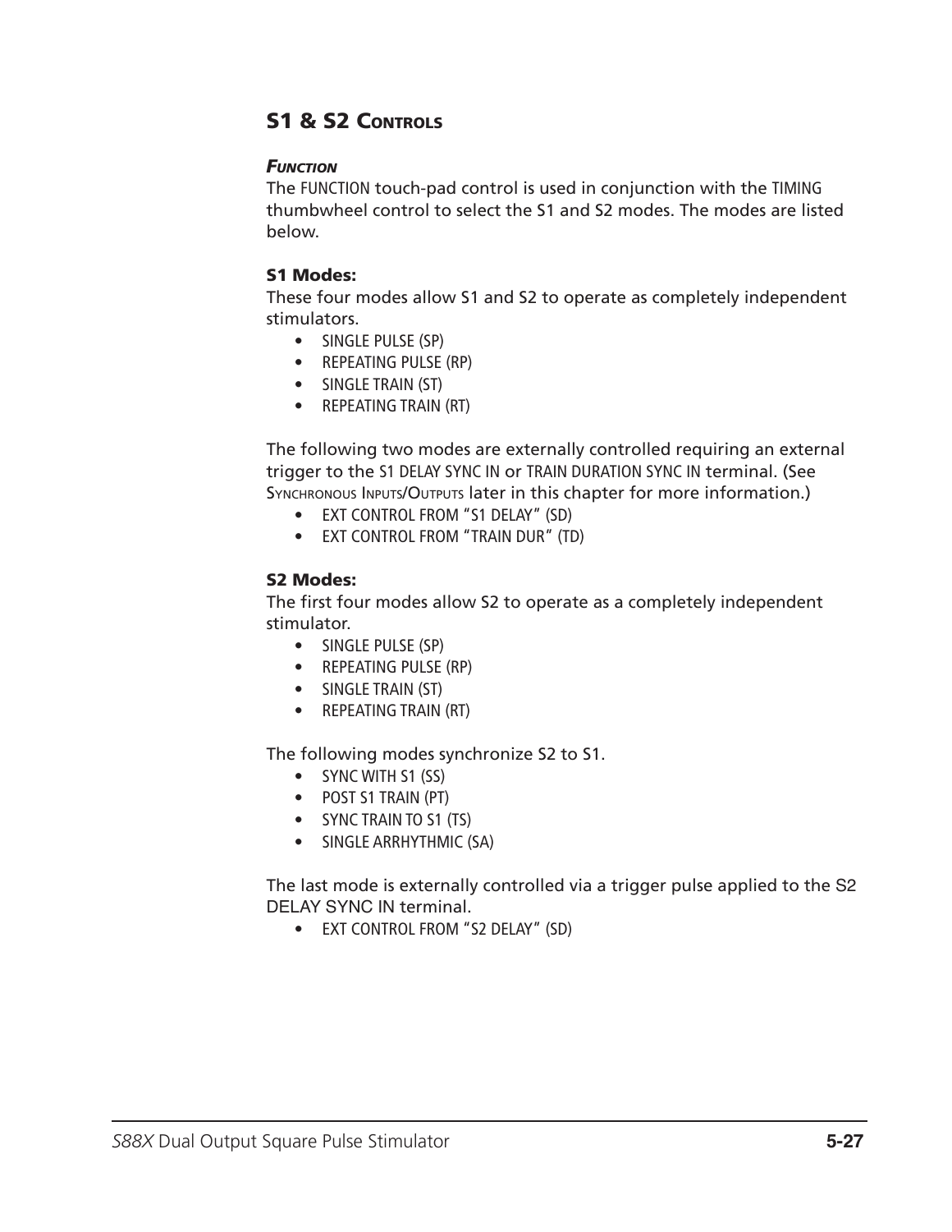## S1 & S2 Controls

### *Function*

The FUNCTION touch-pad control is used in conjunction with the TIMING thumbwheel control to select the S1 and S2 modes. The modes are listed below.

**S1 Modes:**

These four modes allow S1 and S2 to operate as completely independent stimulators.

- SINGLE PULSE (SP)
- REPEATING PULSE (RP)
- SINGLE TRAIN (ST)
- REPEATING TRAIN (RT)

The following two modes are externally controlled requiring an external trigger to the S1 DELAY SYNC IN or TRAIN DURATION SYNC IN terminal. (See Synchronous Inputs/Outputs later in this chapter for more information.)

- EXT CONTROL FROM "S1 DELAY" (SD)
- EXT CONTROL FROM "TRAIN DUR" (TD)

**S2 Modes:**

The first four modes allow S2 to operate as a completely independent stimulator.

- SINGLE PULSE (SP)
- REPEATING PULSE (RP)
- SINGLE TRAIN (ST)
- REPEATING TRAIN (RT)

The following modes synchronize S2 to S1.

- SYNC WITH S1 (SS)
- POST S1 TRAIN (PT)
- SYNC TRAIN TO S1 (TS)
- SINGLE ARRHYTHMIC (SA)

The last mode is externally controlled via a trigger pulse applied to the S2 DELAY SYNC IN terminal.

- EXT CONTROL FROM "S2 DELAY" (SD)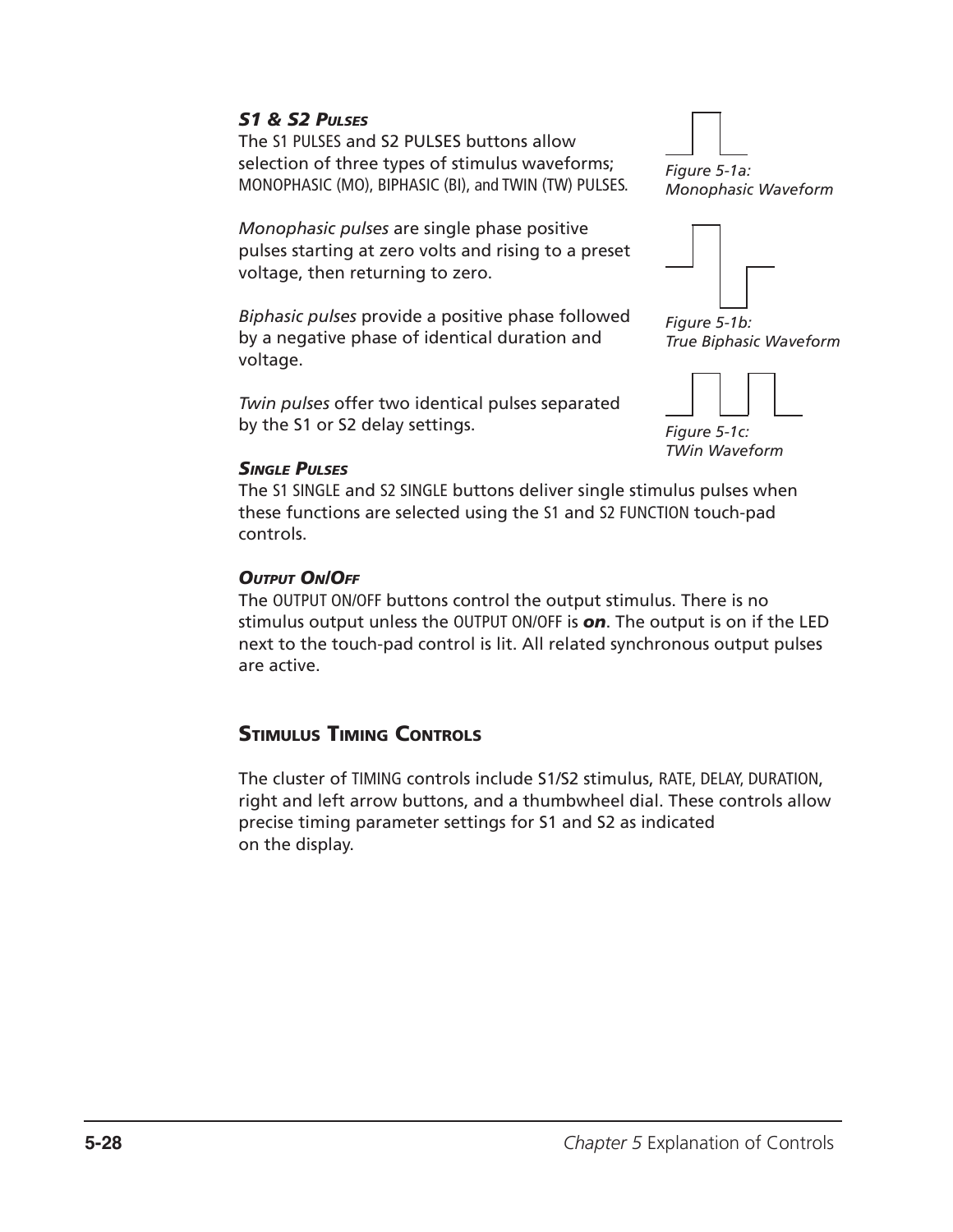### *S1 & S2 Pulses*

The S1 PULSES and S2 PULSES buttons allow selection of three types of stimulus waveforms; MONOPHASIC (MO), BIPHASIC (BI), and TWIN (TW) PULSES.

*Monophasic pulses* are single phase positive pulses starting at zero volts and rising to a preset voltage, then returning to zero.

*Biphasic pulses* provide a positive phase followed by a negative phase of identical duration and voltage.

*Twin pulses* offer two identical pulses separated by the S1 or S2 delay settings.

*Figure 5-1a: Monophasic Waveform*

*Figure 5-1b: True Biphasic Waveform*

*Figure 5-1c: TWin Waveform*

### *Single Pulses*

The S1 SINGLE and S2 SINGLE buttons deliver single stimulus pulses when these functions are selected using the S1 and S2 FUNCTION touch-pad controls.

### *Output On/Off*

The OUTPUT ON/OFF buttons control the output stimulus. There is no stimulus output unless the OUTPUT ON/OFF is ***on***. The output is on if the LED next to the touch-pad control is lit. All related synchronous output pulses are active.

## Stimulus Timing Controls

The cluster of TIMING controls include S1/S2 stimulus, RATE, DELAY, DURATION, right and left arrow buttons, and a thumbwheel dial. These controls allow precise timing parameter settings for S1 and S2 as indicated on the display.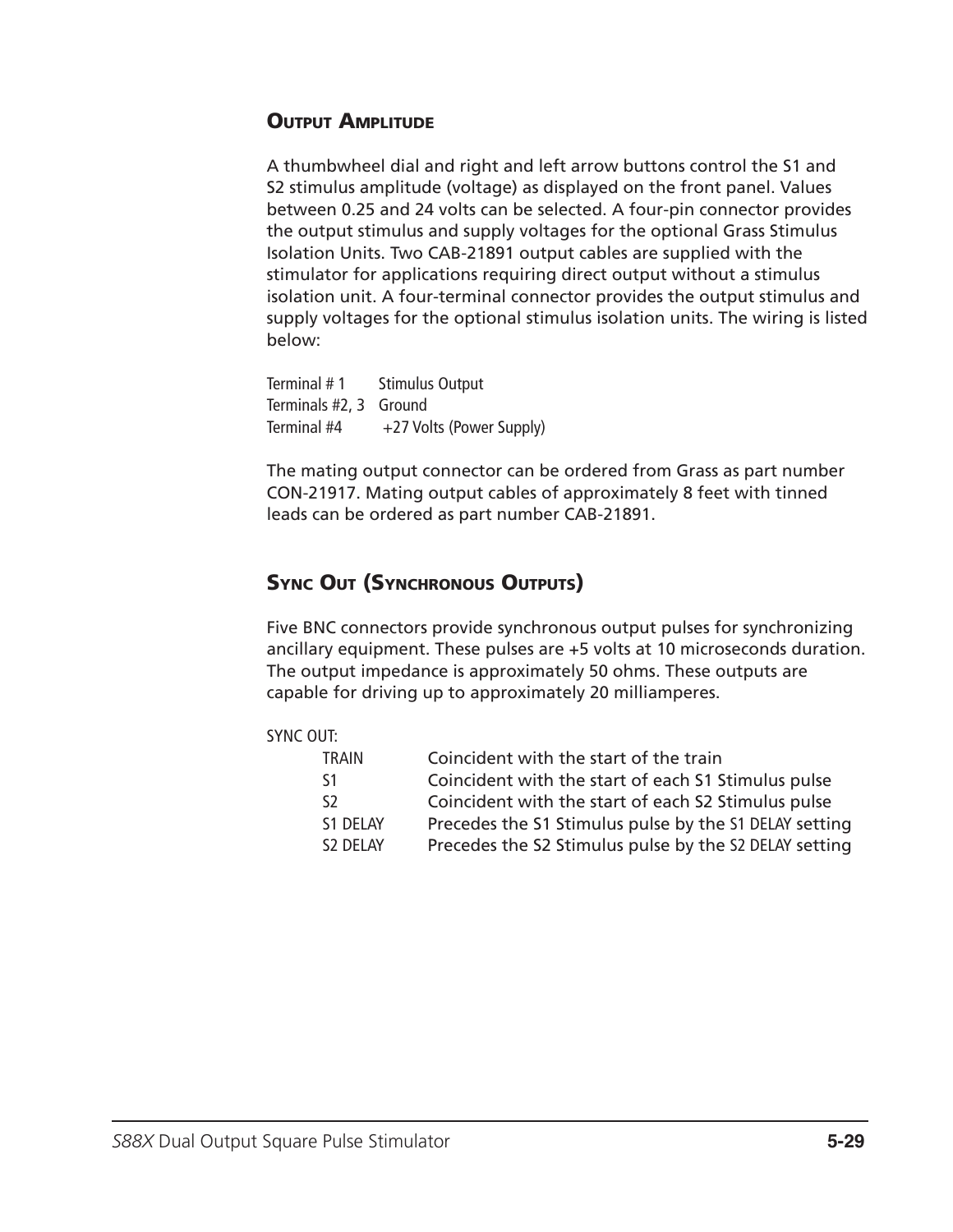## Output Amplitude

A thumbwheel dial and right and left arrow buttons control the S1 and S2 stimulus amplitude (voltage) as displayed on the front panel. Values between 0.25 and 24 volts can be selected. A four-pin connector provides the output stimulus and supply voltages for the optional Grass Stimulus Isolation Units. Two CAB-21891 output cables are supplied with the stimulator for applications requiring direct output without a stimulus isolation unit. A four-terminal connector provides the output stimulus and supply voltages for the optional stimulus isolation units. The wiring is listed below:

| | |
|---|---|
| Terminal # 1 | Stimulus Output |
| Terminals #2, 3 | Ground |
| Terminal #4 | +27 Volts (Power Supply) |

The mating output connector can be ordered from Grass as part number CON-21917. Mating output cables of approximately 8 feet with tinned leads can be ordered as part number CAB-21891.

## Sync Out (Synchronous Outputs)

Five BNC connectors provide synchronous output pulses for synchronizing ancillary equipment. These pulses are +5 volts at 10 microseconds duration. The output impedance is approximately 50 ohms. These outputs are capable for driving up to approximately 20 milliamperes.

SYNC OUT:

| | |
|---|---|
| TRAIN | Coincident with the start of the train |
| S1 | Coincident with the start of each S1 Stimulus pulse |
| S2 | Coincident with the start of each S2 Stimulus pulse |
| S1 DELAY | Precedes the S1 Stimulus pulse by the S1 DELAY setting |
| S2 DELAY | Precedes the S2 Stimulus pulse by the S2 DELAY setting |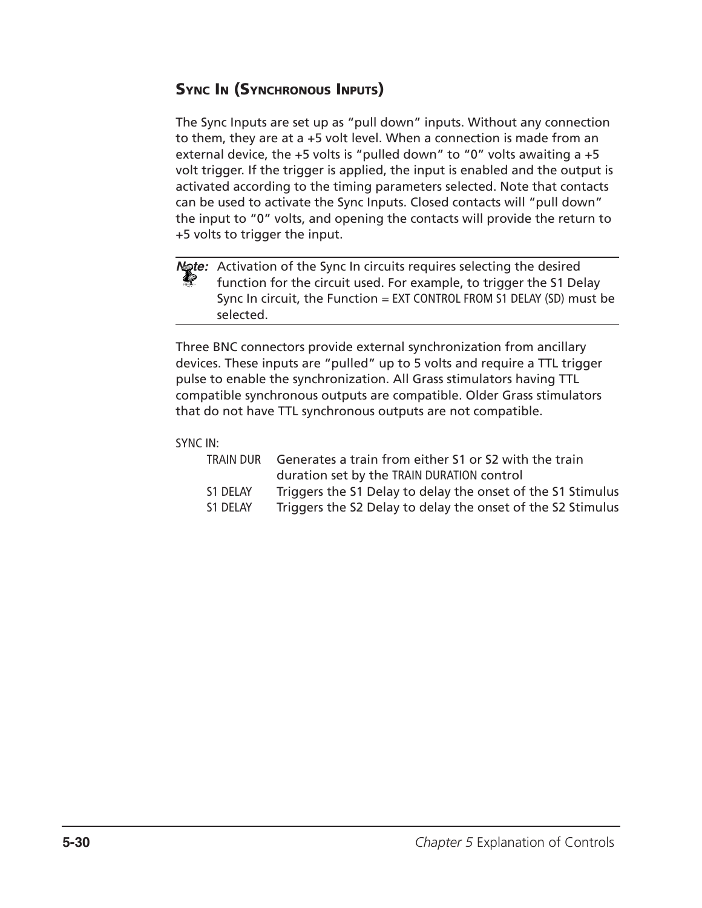## Sync In (Synchronous Inputs)

The Sync Inputs are set up as "pull down" inputs. Without any connection to them, they are at a +5 volt level. When a connection is made from an external device, the +5 volts is "pulled down" to "0" volts awaiting a +5 volt trigger. If the trigger is applied, the input is enabled and the output is activated according to the timing parameters selected. Note that contacts can be used to activate the Sync Inputs. Closed contacts will "pull down" the input to "0" volts, and opening the contacts will provide the return to +5 volts to trigger the input.

---

**Note:** Activation of the Sync In circuits requires selecting the desired function for the circuit used. For example, to trigger the S1 Delay Sync In circuit, the Function = EXT CONTROL FROM S1 DELAY (SD) must be selected.

---

Three BNC connectors provide external synchronization from ancillary devices. These inputs are "pulled" up to 5 volts and require a TTL trigger pulse to enable the synchronization. All Grass stimulators having TTL compatible synchronous outputs are compatible. Older Grass stimulators that do not have TTL synchronous outputs are not compatible.

SYNC IN:

| | |
|---|---|
| TRAIN DUR | Generates a train from either S1 or S2 with the train duration set by the TRAIN DURATION control |
| S1 DELAY | Triggers the S1 Delay to delay the onset of the S1 Stimulus |
| S1 DELAY | Triggers the S2 Delay to delay the onset of the S2 Stimulus |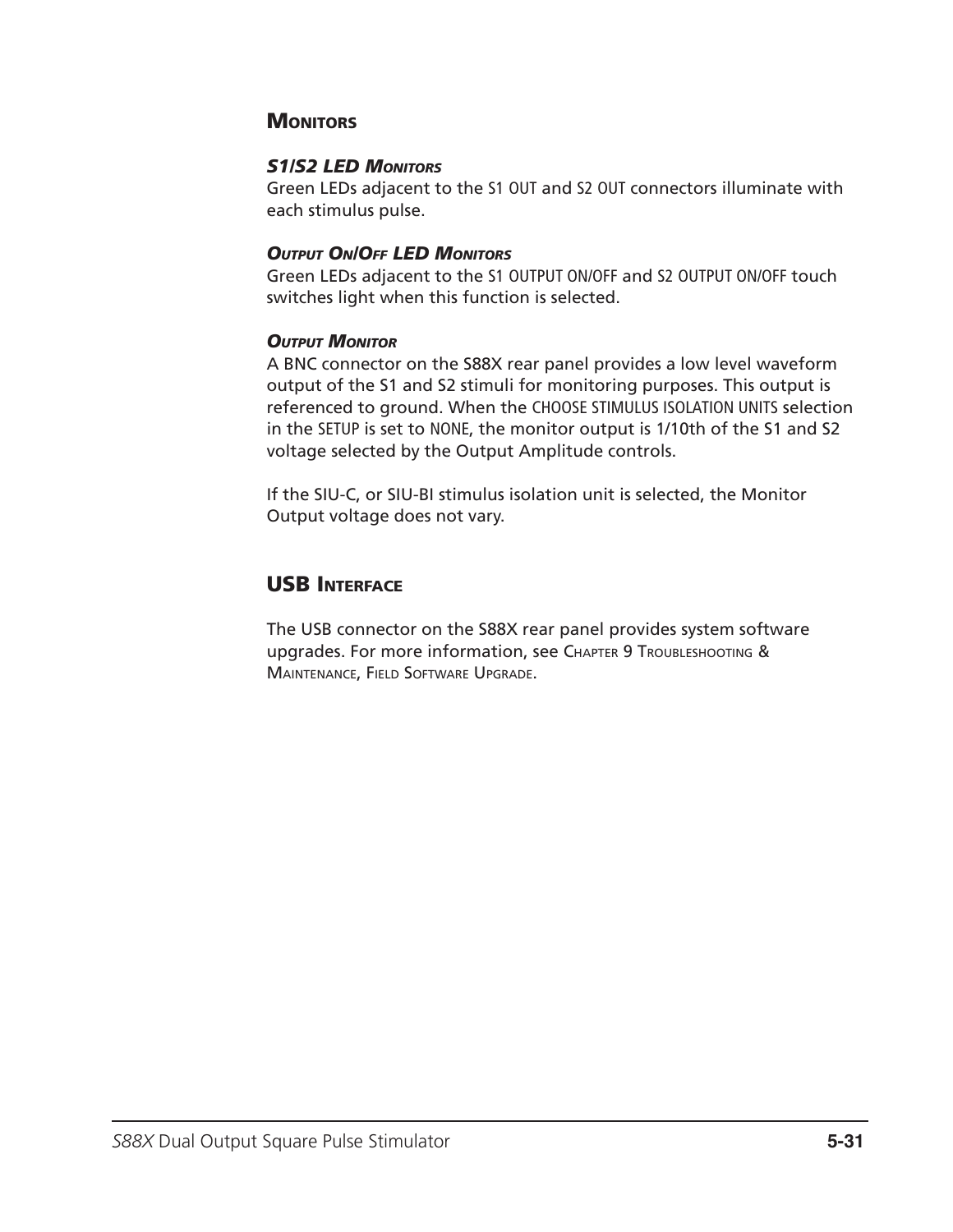## Monitors

### *S1/S2 LED Monitors*

Green LEDs adjacent to the S1 OUT and S2 OUT connectors illuminate with each stimulus pulse.

### *Output On/Off LED Monitors*

Green LEDs adjacent to the S1 OUTPUT ON/OFF and S2 OUTPUT ON/OFF touch switches light when this function is selected.

### *Output Monitor*

A BNC connector on the S88X rear panel provides a low level waveform output of the S1 and S2 stimuli for monitoring purposes. This output is referenced to ground. When the CHOOSE STIMULUS ISOLATION UNITS selection in the SETUP is set to NONE, the monitor output is 1/10th of the S1 and S2 voltage selected by the Output Amplitude controls.

If the SIU-C, or SIU-BI stimulus isolation unit is selected, the Monitor Output voltage does not vary.

## USB Interface

The USB connector on the S88X rear panel provides system software upgrades. For more information, see Chapter 9 Troubleshooting & Maintenance, Field Software Upgrade.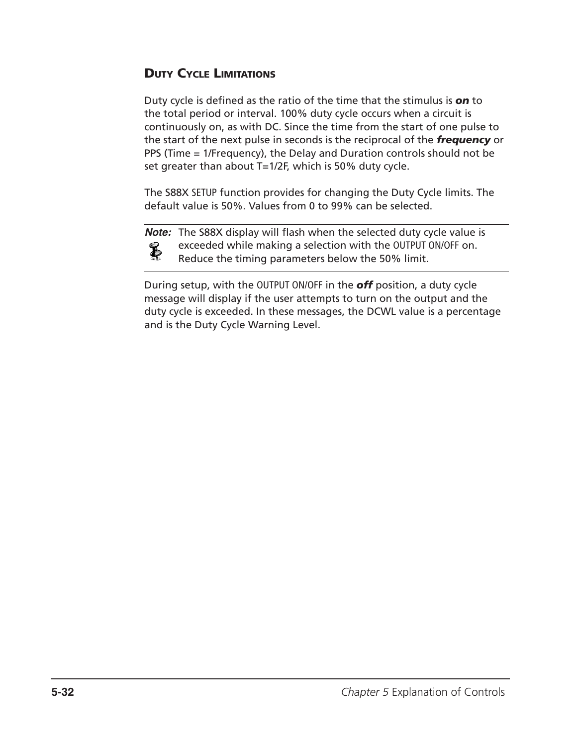## Duty Cycle Limitations

Duty cycle is defined as the ratio of the time that the stimulus is ***on*** to the total period or interval. 100% duty cycle occurs when a circuit is continuously on, as with DC. Since the time from the start of one pulse to the start of the next pulse in seconds is the reciprocal of the ***frequency*** or PPS (Time = 1/Frequency), the Delay and Duration controls should not be set greater than about T=1/2F, which is 50% duty cycle.

The S88X SETUP function provides for changing the Duty Cycle limits. The default value is 50%. Values from 0 to 99% can be selected.

***Note:*** The S88X display will flash when the selected duty cycle value is exceeded while making a selection with the OUTPUT ON/OFF on. Reduce the timing parameters below the 50% limit.

During setup, with the OUTPUT ON/OFF in the ***off*** position, a duty cycle message will display if the user attempts to turn on the output and the duty cycle is exceeded. In these messages, the DCWL value is a percentage and is the Duty Cycle Warning Level.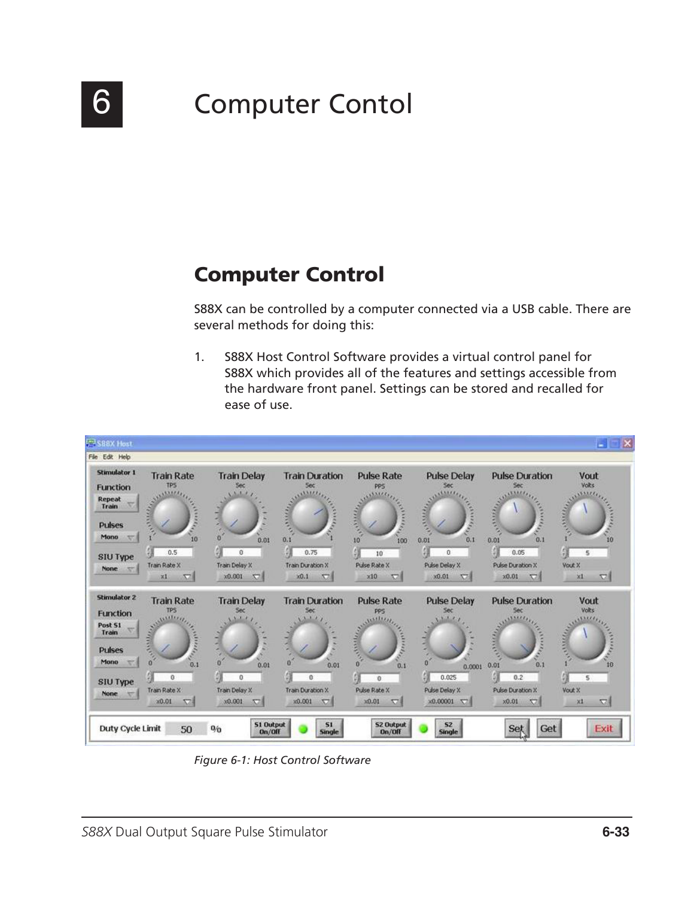# 6 Computer Contol

## Computer Control

S88X can be controlled by a computer connected via a USB cable. There are several methods for doing this:

1. S88X Host Control Software provides a virtual control panel for S88X which provides all of the features and settings accessible from the hardware front panel. Settings can be stored and recalled for ease of use.

*Figure 6-1: Host Control Software*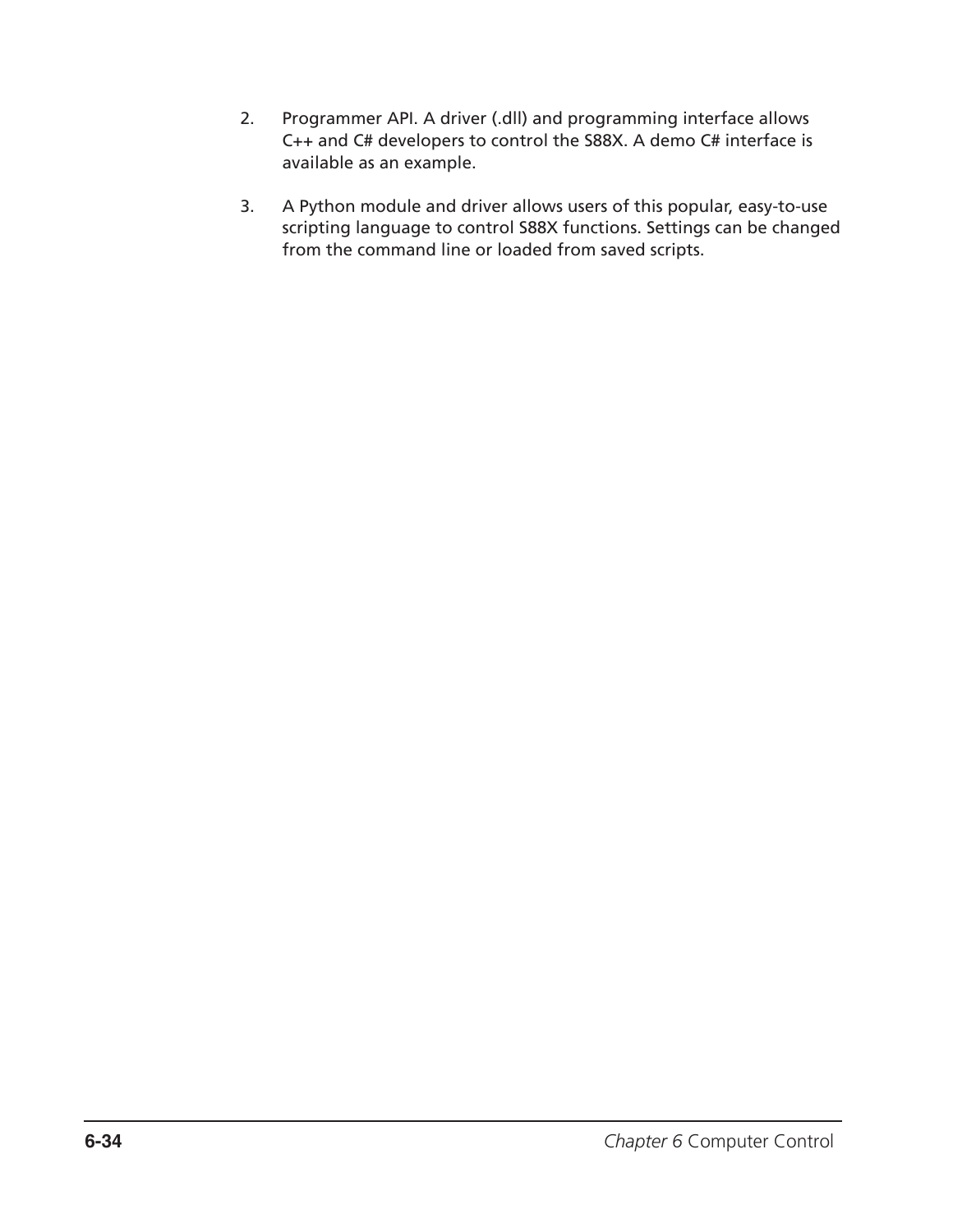2. Programmer API. A driver (.dll) and programming interface allows C++ and C# developers to control the S88X. A demo C# interface is available as an example.

3. A Python module and driver allows users of this popular, easy-to-use scripting language to control S88X functions. Settings can be changed from the command line or loaded from saved scripts.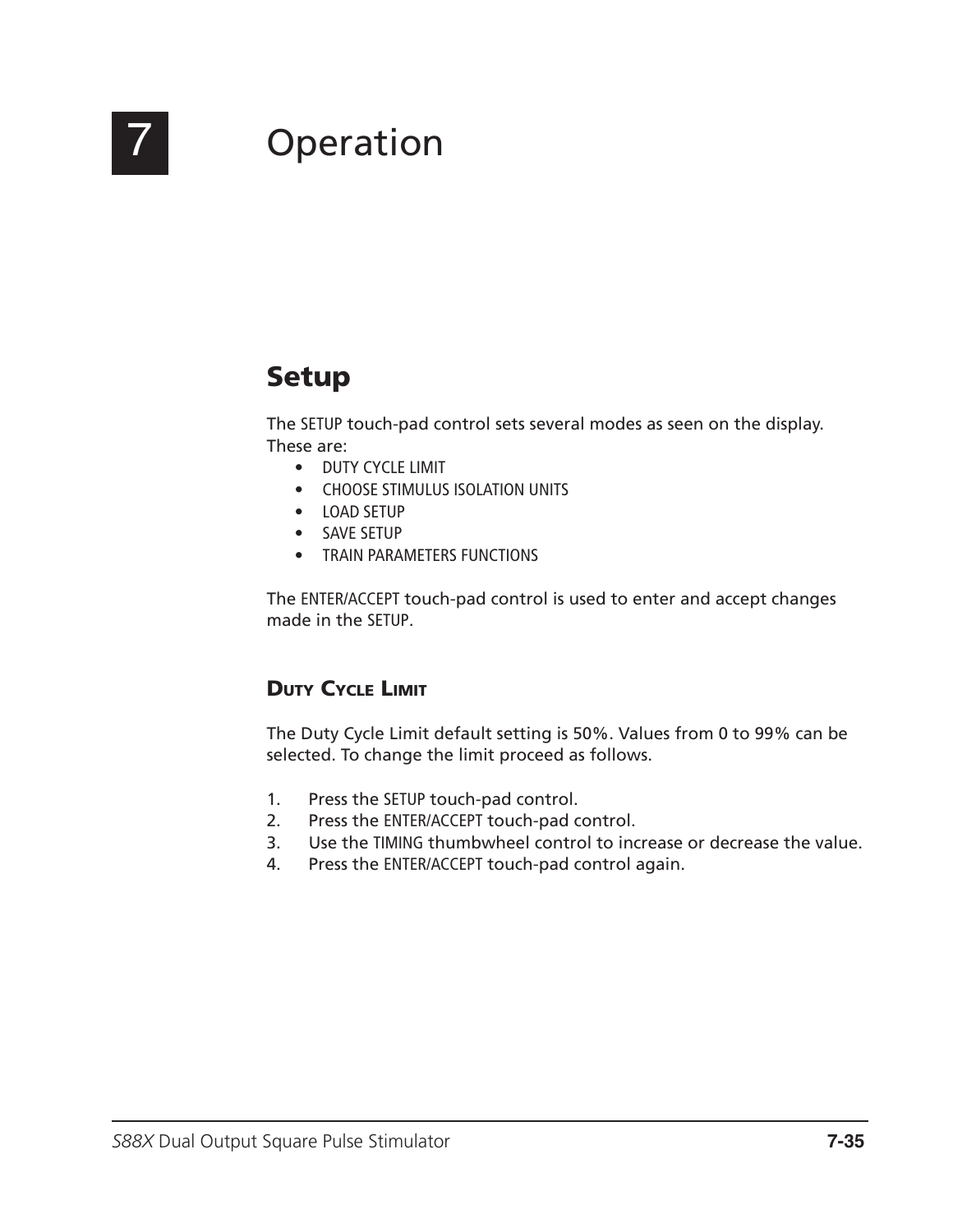# 7 Operation

## Setup

The SETUP touch-pad control sets several modes as seen on the display. These are:

- DUTY CYCLE LIMIT
- CHOOSE STIMULUS ISOLATION UNITS
- LOAD SETUP
- SAVE SETUP
- TRAIN PARAMETERS FUNCTIONS

The ENTER/ACCEPT touch-pad control is used to enter and accept changes made in the SETUP.

### Duty Cycle Limit

The Duty Cycle Limit default setting is 50%. Values from 0 to 99% can be selected. To change the limit proceed as follows.

1. Press the SETUP touch-pad control.
2. Press the ENTER/ACCEPT touch-pad control.
3. Use the TIMING thumbwheel control to increase or decrease the value.
4. Press the ENTER/ACCEPT touch-pad control again.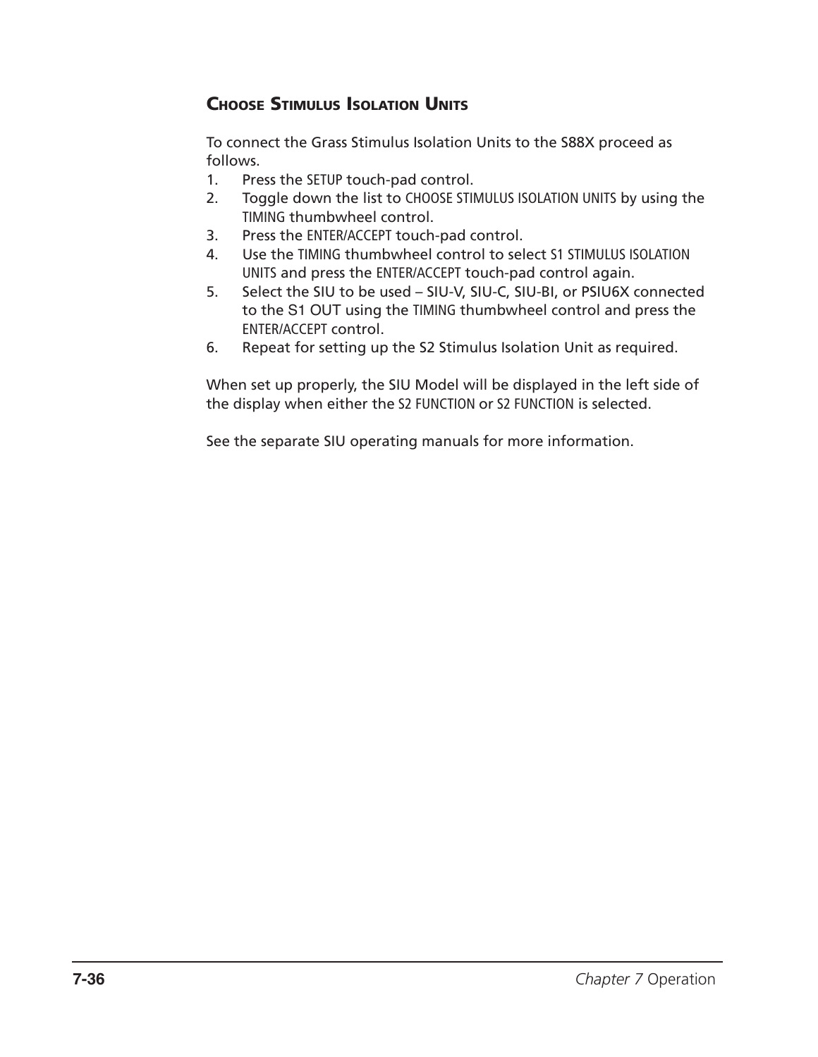## Choose Stimulus Isolation Units

To connect the Grass Stimulus Isolation Units to the S88X proceed as follows.

1. Press the SETUP touch-pad control.
2. Toggle down the list to CHOOSE STIMULUS ISOLATION UNITS by using the TIMING thumbwheel control.
3. Press the ENTER/ACCEPT touch-pad control.
4. Use the TIMING thumbwheel control to select S1 STIMULUS ISOLATION UNITS and press the ENTER/ACCEPT touch-pad control again.
5. Select the SIU to be used – SIU-V, SIU-C, SIU-BI, or PSIU6X connected to the S1 OUT using the TIMING thumbwheel control and press the ENTER/ACCEPT control.
6. Repeat for setting up the S2 Stimulus Isolation Unit as required.

When set up properly, the SIU Model will be displayed in the left side of the display when either the S2 FUNCTION or S2 FUNCTION is selected.

See the separate SIU operating manuals for more information.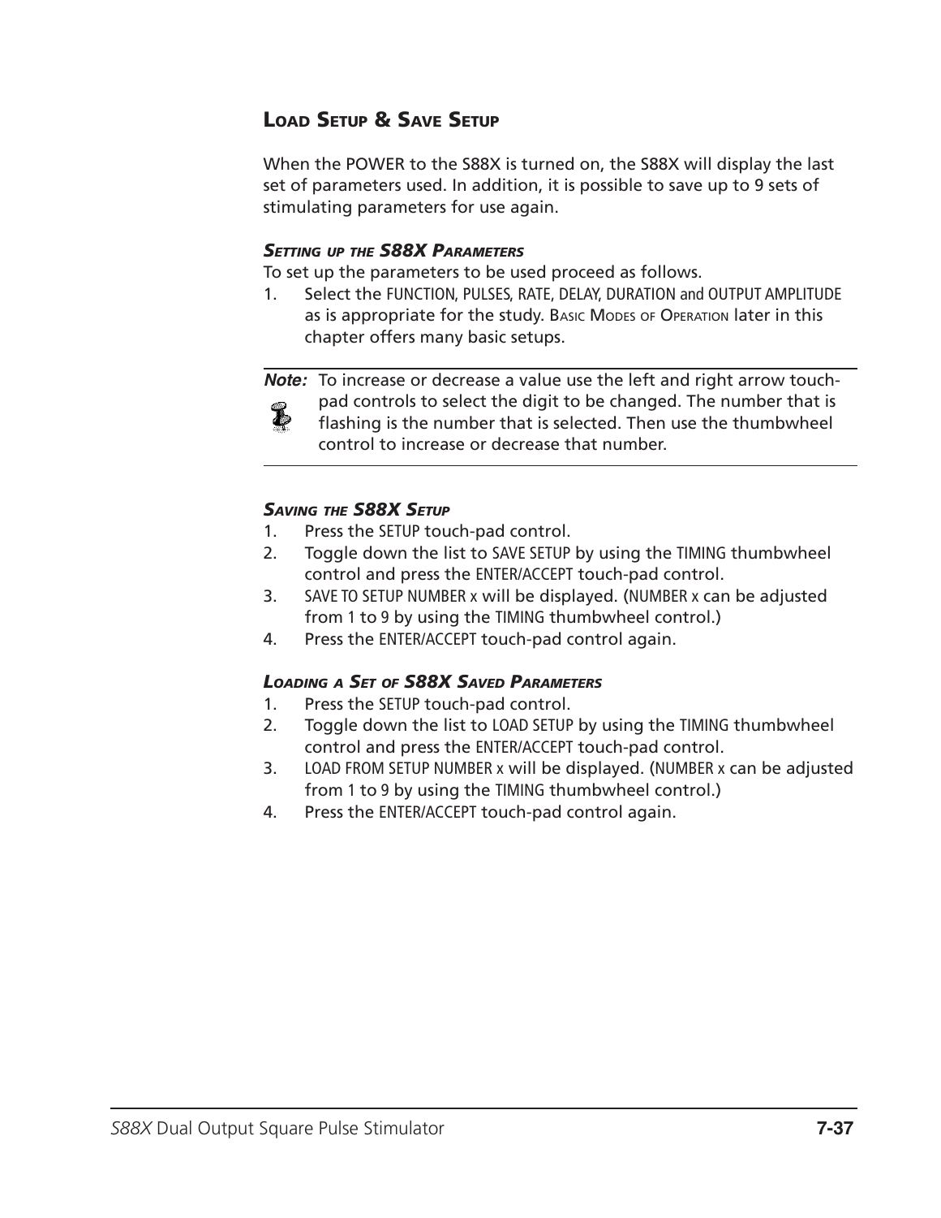## Load Setup & Save Setup

When the POWER to the S88X is turned on, the S88X will display the last set of parameters used. In addition, it is possible to save up to 9 sets of stimulating parameters for use again.

### *Setting up the S88X Parameters*

To set up the parameters to be used proceed as follows.

1. Select the FUNCTION, PULSES, RATE, DELAY, DURATION and OUTPUT AMPLITUDE as is appropriate for the study. Basic Modes of Operation later in this chapter offers many basic setups.

---

**Note:** To increase or decrease a value use the left and right arrow touch-pad controls to select the digit to be changed. The number that is flashing is the number that is selected. Then use the thumbwheel control to increase or decrease that number.

---

### *Saving the S88X Setup*

1. Press the SETUP touch-pad control.
2. Toggle down the list to SAVE SETUP by using the TIMING thumbwheel control and press the ENTER/ACCEPT touch-pad control.
3. SAVE TO SETUP NUMBER x will be displayed. (NUMBER x can be adjusted from 1 to 9 by using the TIMING thumbwheel control.)
4. Press the ENTER/ACCEPT touch-pad control again.

### *Loading a Set of S88X Saved Parameters*

1. Press the SETUP touch-pad control.
2. Toggle down the list to LOAD SETUP by using the TIMING thumbwheel control and press the ENTER/ACCEPT touch-pad control.
3. LOAD FROM SETUP NUMBER x will be displayed. (NUMBER x can be adjusted from 1 to 9 by using the TIMING thumbwheel control.)
4. Press the ENTER/ACCEPT touch-pad control again.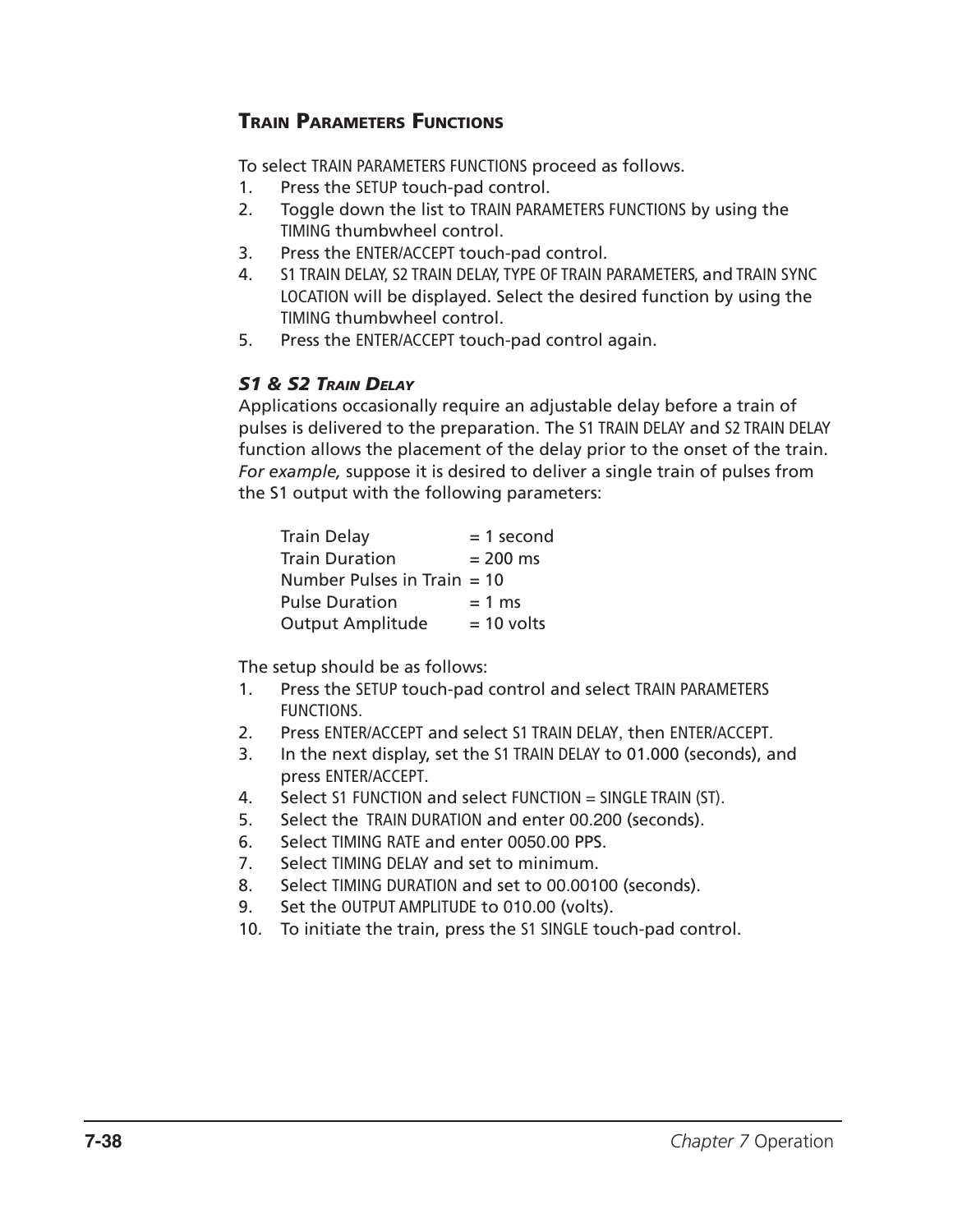## Train Parameters Functions

To select TRAIN PARAMETERS FUNCTIONS proceed as follows.

1. Press the SETUP touch-pad control.
2. Toggle down the list to TRAIN PARAMETERS FUNCTIONS by using the TIMING thumbwheel control.
3. Press the ENTER/ACCEPT touch-pad control.
4. S1 TRAIN DELAY, S2 TRAIN DELAY, TYPE OF TRAIN PARAMETERS, and TRAIN SYNC LOCATION will be displayed. Select the desired function by using the TIMING thumbwheel control.
5. Press the ENTER/ACCEPT touch-pad control again.

### *S1 & S2 Train Delay*

Applications occasionally require an adjustable delay before a train of pulses is delivered to the preparation. The S1 TRAIN DELAY and S2 TRAIN DELAY function allows the placement of the delay prior to the onset of the train. *For example,* suppose it is desired to deliver a single train of pulses from the S1 output with the following parameters:

| | |
|---|---|
| Train Delay | = 1 second |
| Train Duration | = 200 ms |
| Number Pulses in Train | = 10 |
| Pulse Duration | = 1 ms |
| Output Amplitude | = 10 volts |

The setup should be as follows:

1. Press the SETUP touch-pad control and select TRAIN PARAMETERS FUNCTIONS.
2. Press ENTER/ACCEPT and select S1 TRAIN DELAY, then ENTER/ACCEPT.
3. In the next display, set the S1 TRAIN DELAY to 01.000 (seconds), and press ENTER/ACCEPT.
4. Select S1 FUNCTION and select FUNCTION = SINGLE TRAIN (ST).
5. Select the TRAIN DURATION and enter 00.200 (seconds).
6. Select TIMING RATE and enter 0050.00 PPS.
7. Select TIMING DELAY and set to minimum.
8. Select TIMING DURATION and set to 00.00100 (seconds).
9. Set the OUTPUT AMPLITUDE to 010.00 (volts).
10. To initiate the train, press the S1 SINGLE touch-pad control.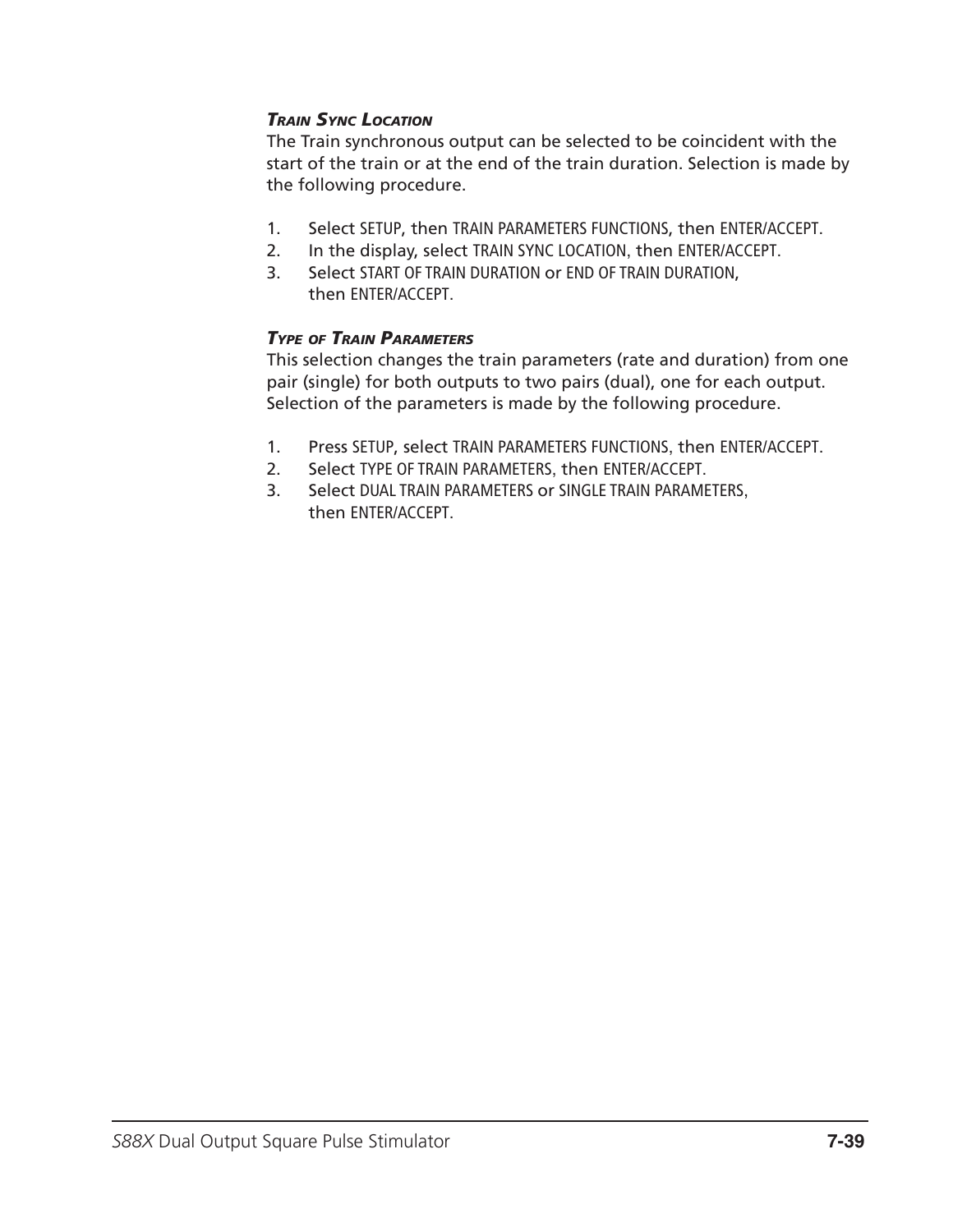### *Train Sync Location*

The Train synchronous output can be selected to be coincident with the start of the train or at the end of the train duration. Selection is made by the following procedure.

1. Select SETUP, then TRAIN PARAMETERS FUNCTIONS, then ENTER/ACCEPT.
2. In the display, select TRAIN SYNC LOCATION, then ENTER/ACCEPT.
3. Select START OF TRAIN DURATION or END OF TRAIN DURATION, then ENTER/ACCEPT.

### *Type of Train Parameters*

This selection changes the train parameters (rate and duration) from one pair (single) for both outputs to two pairs (dual), one for each output. Selection of the parameters is made by the following procedure.

1. Press SETUP, select TRAIN PARAMETERS FUNCTIONS, then ENTER/ACCEPT.
2. Select TYPE OF TRAIN PARAMETERS, then ENTER/ACCEPT.
3. Select DUAL TRAIN PARAMETERS or SINGLE TRAIN PARAMETERS, then ENTER/ACCEPT.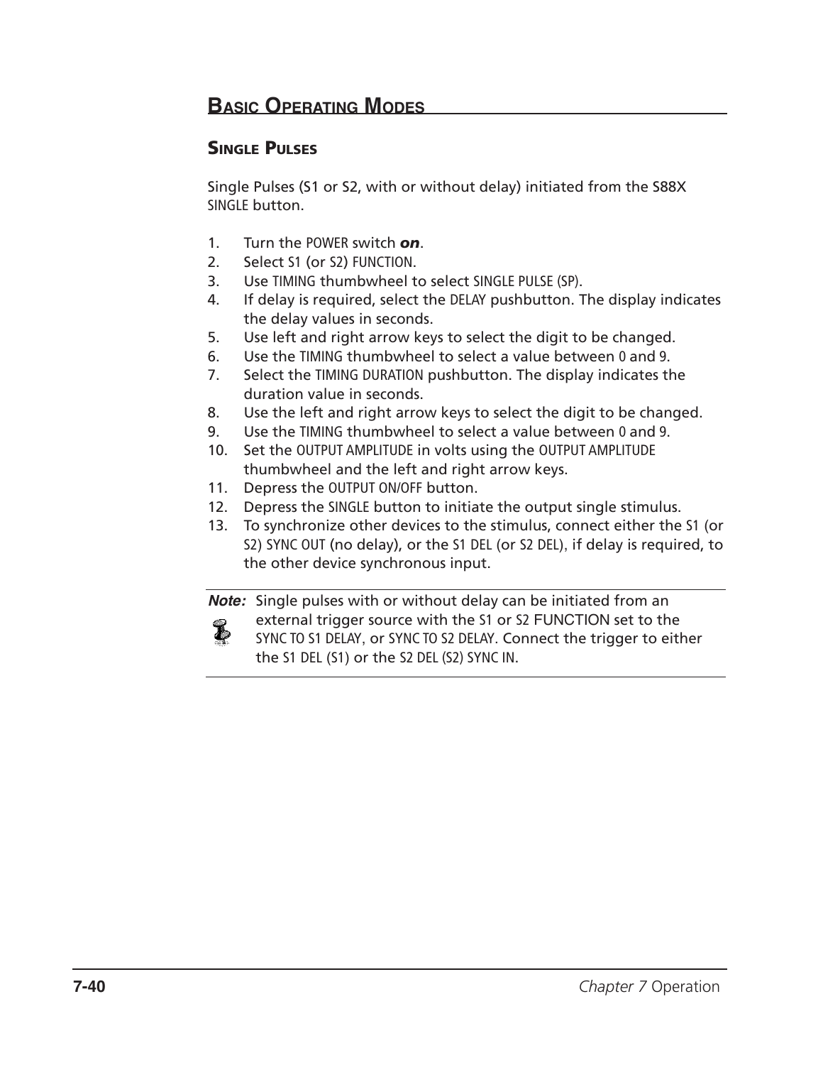## Basic Operating Modes

### Single Pulses

Single Pulses (S1 or S2, with or without delay) initiated from the S88X SINGLE button.

1. Turn the POWER switch ***on***.
2. Select S1 (or S2) FUNCTION.
3. Use TIMING thumbwheel to select SINGLE PULSE (SP).
4. If delay is required, select the DELAY pushbutton. The display indicates the delay values in seconds.
5. Use left and right arrow keys to select the digit to be changed.
6. Use the TIMING thumbwheel to select a value between 0 and 9.
7. Select the TIMING DURATION pushbutton. The display indicates the duration value in seconds.
8. Use the left and right arrow keys to select the digit to be changed.
9. Use the TIMING thumbwheel to select a value between 0 and 9.
10. Set the OUTPUT AMPLITUDE in volts using the OUTPUT AMPLITUDE thumbwheel and the left and right arrow keys.
11. Depress the OUTPUT ON/OFF button.
12. Depress the SINGLE button to initiate the output single stimulus.
13. To synchronize other devices to the stimulus, connect either the S1 (or S2) SYNC OUT (no delay), or the S1 DEL (or S2 DEL), if delay is required, to the other device synchronous input.

***Note:*** Single pulses with or without delay can be initiated from an external trigger source with the S1 or S2 FUNCTION set to the SYNC TO S1 DELAY, or SYNC TO S2 DELAY. Connect the trigger to either the S1 DEL (S1) or the S2 DEL (S2) SYNC IN.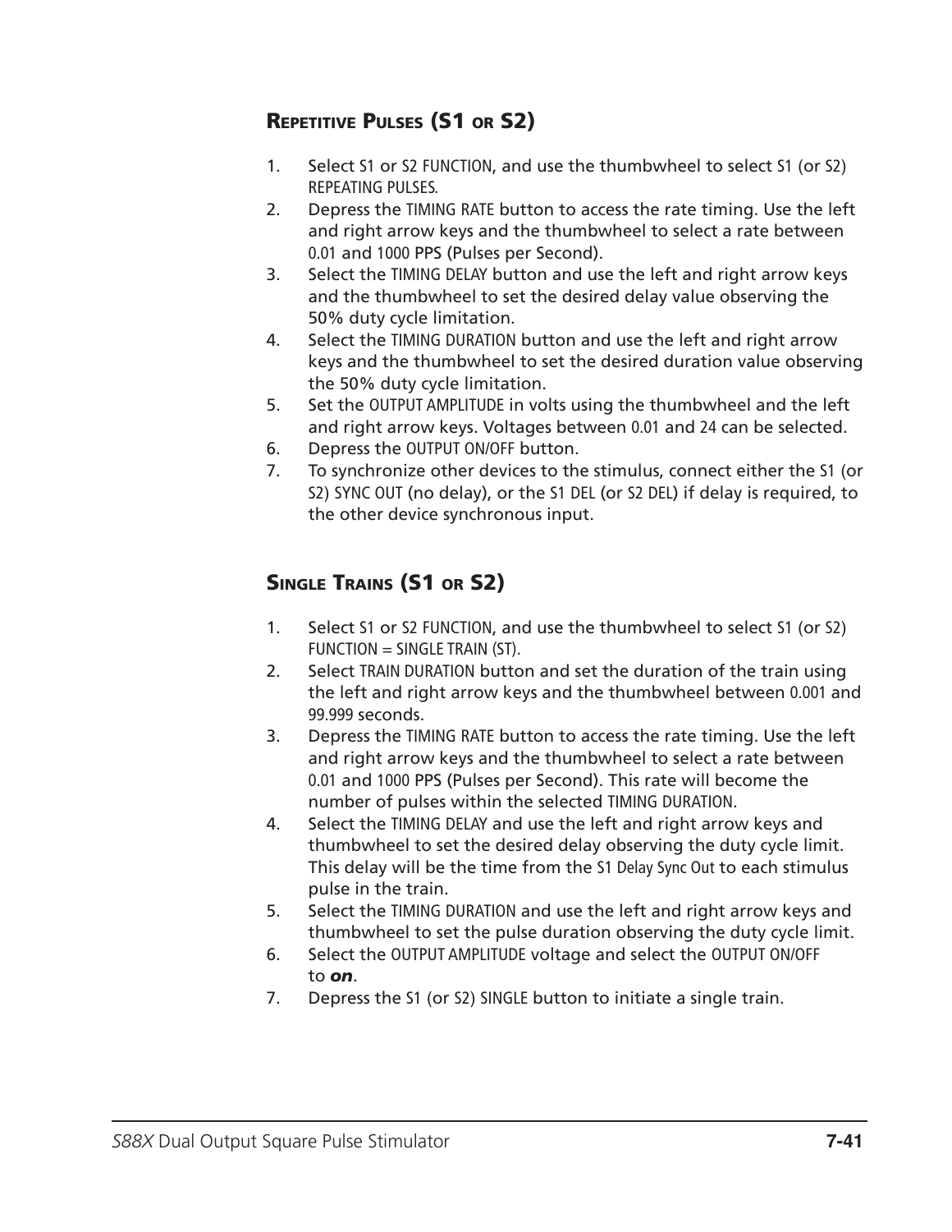## Repetitive Pulses (S1 or S2)

1. Select S1 or S2 FUNCTION, and use the thumbwheel to select S1 (or S2) REPEATING PULSES.
2. Depress the TIMING RATE button to access the rate timing. Use the left and right arrow keys and the thumbwheel to select a rate between 0.01 and 1000 PPS (Pulses per Second).
3. Select the TIMING DELAY button and use the left and right arrow keys and the thumbwheel to set the desired delay value observing the 50% duty cycle limitation.
4. Select the TIMING DURATION button and use the left and right arrow keys and the thumbwheel to set the desired duration value observing the 50% duty cycle limitation.
5. Set the OUTPUT AMPLITUDE in volts using the thumbwheel and the left and right arrow keys. Voltages between 0.01 and 24 can be selected.
6. Depress the OUTPUT ON/OFF button.
7. To synchronize other devices to the stimulus, connect either the S1 (or S2) SYNC OUT (no delay), or the S1 DEL (or S2 DEL) if delay is required, to the other device synchronous input.

## Single Trains (S1 or S2)

1. Select S1 or S2 FUNCTION, and use the thumbwheel to select S1 (or S2) FUNCTION = SINGLE TRAIN (ST).
2. Select TRAIN DURATION button and set the duration of the train using the left and right arrow keys and the thumbwheel between 0.001 and 99.999 seconds.
3. Depress the TIMING RATE button to access the rate timing. Use the left and right arrow keys and the thumbwheel to select a rate between 0.01 and 1000 PPS (Pulses per Second). This rate will become the number of pulses within the selected TIMING DURATION.
4. Select the TIMING DELAY and use the left and right arrow keys and thumbwheel to set the desired delay observing the duty cycle limit. This delay will be the time from the S1 Delay Sync Out to each stimulus pulse in the train.
5. Select the TIMING DURATION and use the left and right arrow keys and thumbwheel to set the pulse duration observing the duty cycle limit.
6. Select the OUTPUT AMPLITUDE voltage and select the OUTPUT ON/OFF to ***on***.
7. Depress the S1 (or S2) SINGLE button to initiate a single train.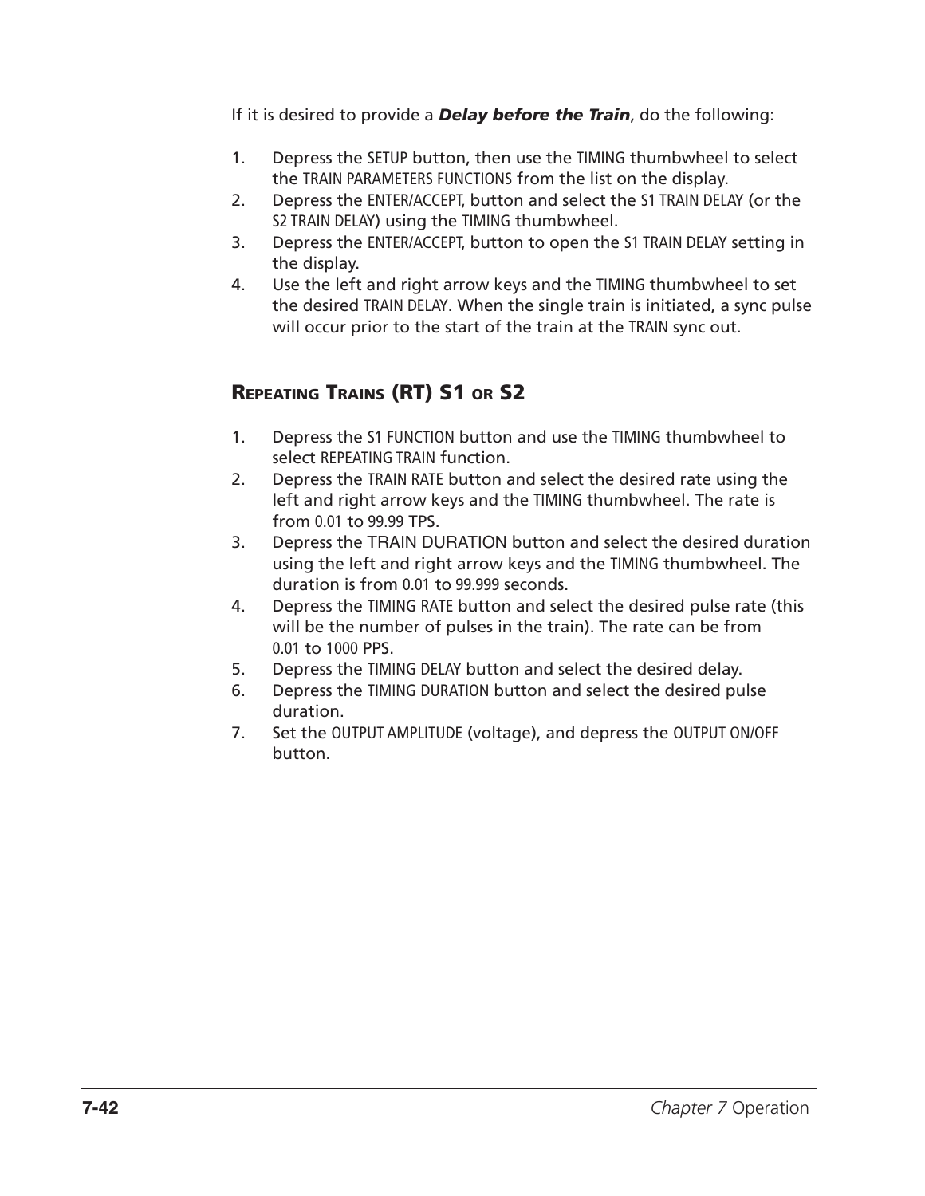If it is desired to provide a ***Delay before the Train***, do the following:

1. Depress the SETUP button, then use the TIMING thumbwheel to select the TRAIN PARAMETERS FUNCTIONS from the list on the display.
2. Depress the ENTER/ACCEPT, button and select the S1 TRAIN DELAY (or the S2 TRAIN DELAY) using the TIMING thumbwheel.
3. Depress the ENTER/ACCEPT, button to open the S1 TRAIN DELAY setting in the display.
4. Use the left and right arrow keys and the TIMING thumbwheel to set the desired TRAIN DELAY. When the single train is initiated, a sync pulse will occur prior to the start of the train at the TRAIN sync out.

## Repeating Trains (RT) S1 or S2

1. Depress the S1 FUNCTION button and use the TIMING thumbwheel to select REPEATING TRAIN function.
2. Depress the TRAIN RATE button and select the desired rate using the left and right arrow keys and the TIMING thumbwheel. The rate is from 0.01 to 99.99 TPS.
3. Depress the TRAIN DURATION button and select the desired duration using the left and right arrow keys and the TIMING thumbwheel. The duration is from 0.01 to 99.999 seconds.
4. Depress the TIMING RATE button and select the desired pulse rate (this will be the number of pulses in the train). The rate can be from 0.01 to 1000 PPS.
5. Depress the TIMING DELAY button and select the desired delay.
6. Depress the TIMING DURATION button and select the desired pulse duration.
7. Set the OUTPUT AMPLITUDE (voltage), and depress the OUTPUT ON/OFF button.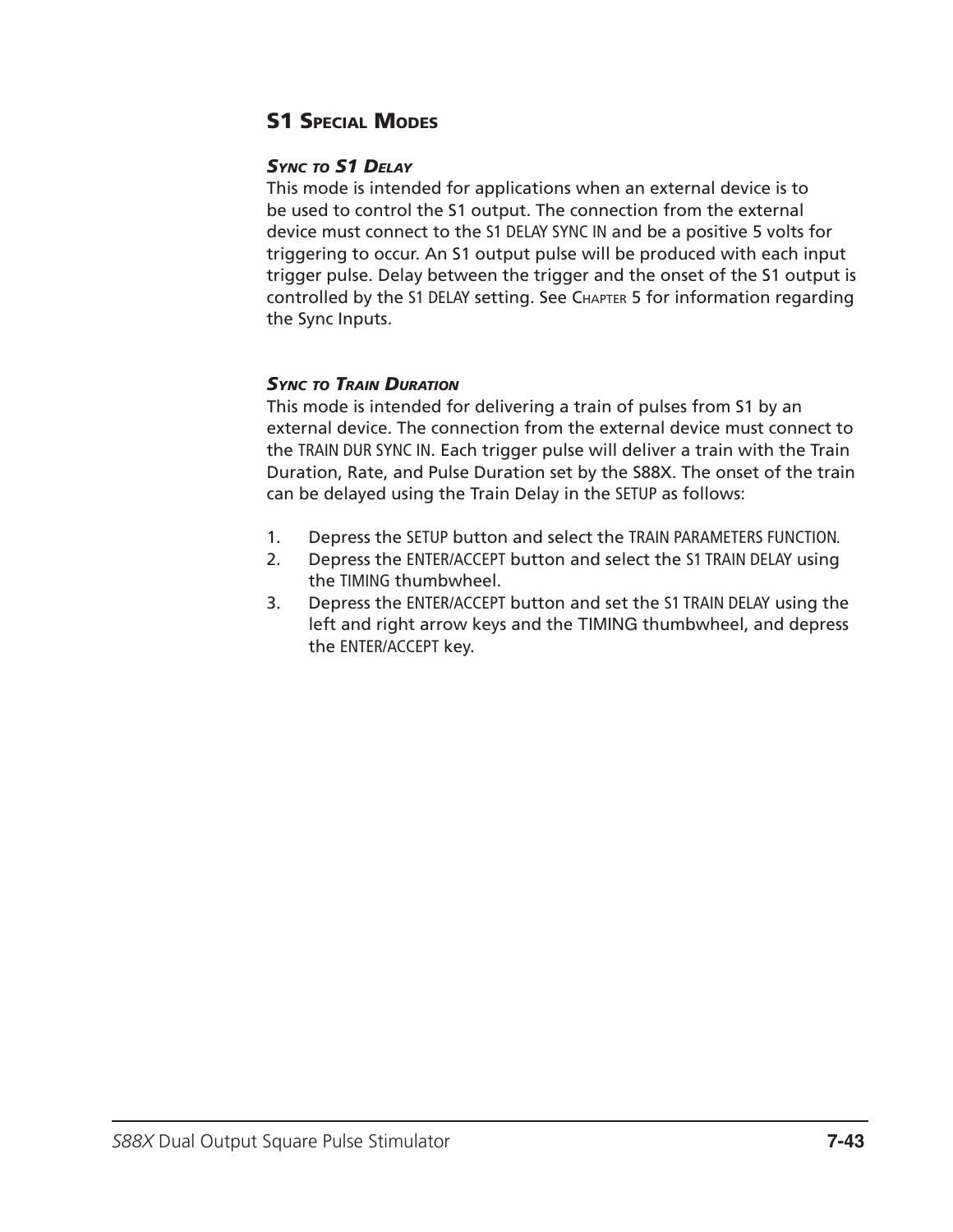## S1 Special Modes

### *Sync to S1 Delay*

This mode is intended for applications when an external device is to be used to control the S1 output. The connection from the external device must connect to the S1 DELAY SYNC IN and be a positive 5 volts for triggering to occur. An S1 output pulse will be produced with each input trigger pulse. Delay between the trigger and the onset of the S1 output is controlled by the S1 DELAY setting. See Chapter 5 for information regarding the Sync Inputs.

### *Sync to Train Duration*

This mode is intended for delivering a train of pulses from S1 by an external device. The connection from the external device must connect to the TRAIN DUR SYNC IN. Each trigger pulse will deliver a train with the Train Duration, Rate, and Pulse Duration set by the S88X. The onset of the train can be delayed using the Train Delay in the SETUP as follows:

1. Depress the SETUP button and select the TRAIN PARAMETERS FUNCTION.
2. Depress the ENTER/ACCEPT button and select the S1 TRAIN DELAY using the TIMING thumbwheel.
3. Depress the ENTER/ACCEPT button and set the S1 TRAIN DELAY using the left and right arrow keys and the TIMING thumbwheel, and depress the ENTER/ACCEPT key.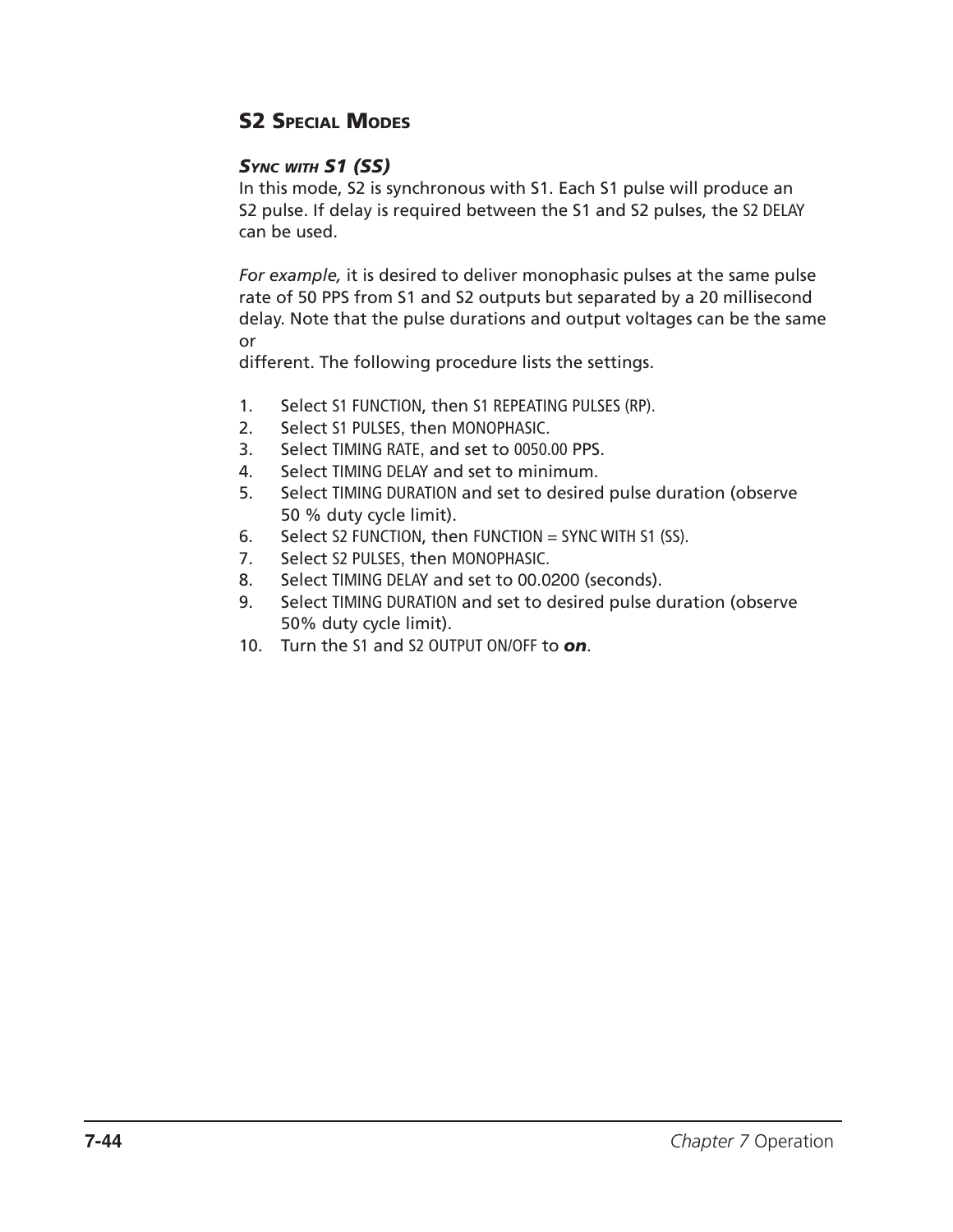## S2 Special Modes

### *Sync with S1 (SS)*

In this mode, S2 is synchronous with S1. Each S1 pulse will produce an S2 pulse. If delay is required between the S1 and S2 pulses, the S2 DELAY can be used.

*For example,* it is desired to deliver monophasic pulses at the same pulse rate of 50 PPS from S1 and S2 outputs but separated by a 20 millisecond delay. Note that the pulse durations and output voltages can be the same or
different. The following procedure lists the settings.

1. Select S1 FUNCTION, then S1 REPEATING PULSES (RP).
2. Select S1 PULSES, then MONOPHASIC.
3. Select TIMING RATE, and set to 0050.00 PPS.
4. Select TIMING DELAY and set to minimum.
5. Select TIMING DURATION and set to desired pulse duration (observe 50 % duty cycle limit).
6. Select S2 FUNCTION, then FUNCTION = SYNC WITH S1 (SS).
7. Select S2 PULSES, then MONOPHASIC.
8. Select TIMING DELAY and set to 00.0200 (seconds).
9. Select TIMING DURATION and set to desired pulse duration (observe 50% duty cycle limit).
10. Turn the S1 and S2 OUTPUT ON/OFF to ***on***.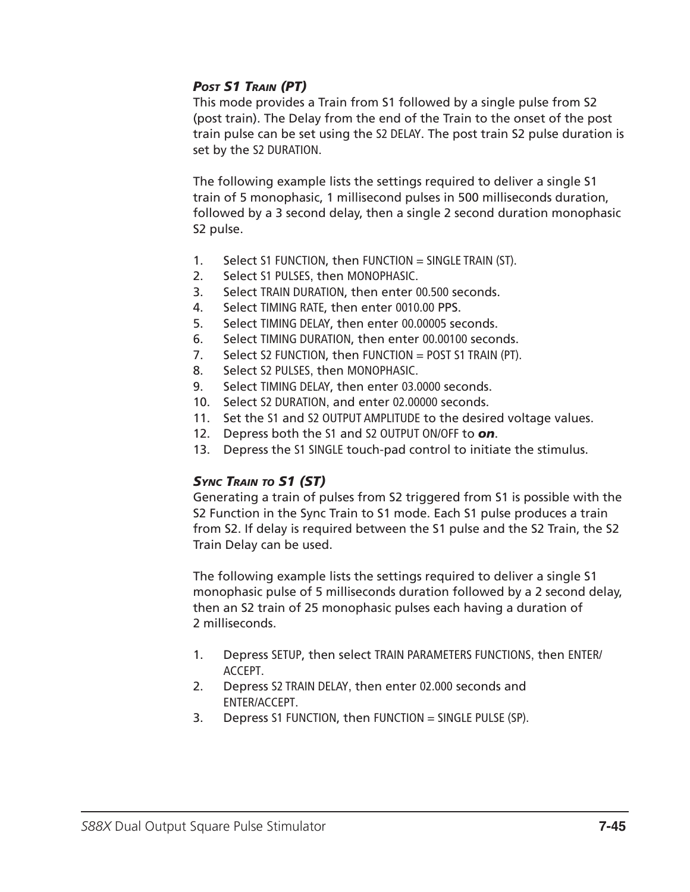### *Post S1 Train (PT)*

This mode provides a Train from S1 followed by a single pulse from S2 (post train). The Delay from the end of the Train to the onset of the post train pulse can be set using the S2 DELAY. The post train S2 pulse duration is set by the S2 DURATION.

The following example lists the settings required to deliver a single S1 train of 5 monophasic, 1 millisecond pulses in 500 milliseconds duration, followed by a 3 second delay, then a single 2 second duration monophasic S2 pulse.

1. Select S1 FUNCTION, then FUNCTION = SINGLE TRAIN (ST).
2. Select S1 PULSES, then MONOPHASIC.
3. Select TRAIN DURATION, then enter 00.500 seconds.
4. Select TIMING RATE, then enter 0010.00 PPS.
5. Select TIMING DELAY, then enter 00.00005 seconds.
6. Select TIMING DURATION, then enter 00.00100 seconds.
7. Select S2 FUNCTION, then FUNCTION = POST S1 TRAIN (PT).
8. Select S2 PULSES, then MONOPHASIC.
9. Select TIMING DELAY, then enter 03.0000 seconds.
10. Select S2 DURATION, and enter 02.00000 seconds.
11. Set the S1 and S2 OUTPUT AMPLITUDE to the desired voltage values.
12. Depress both the S1 and S2 OUTPUT ON/OFF to ***on***.
13. Depress the S1 SINGLE touch-pad control to initiate the stimulus.

### *Sync Train to S1 (ST)*

Generating a train of pulses from S2 triggered from S1 is possible with the S2 Function in the Sync Train to S1 mode. Each S1 pulse produces a train from S2. If delay is required between the S1 pulse and the S2 Train, the S2 Train Delay can be used.

The following example lists the settings required to deliver a single S1 monophasic pulse of 5 milliseconds duration followed by a 2 second delay, then an S2 train of 25 monophasic pulses each having a duration of 2 milliseconds.

1. Depress SETUP, then select TRAIN PARAMETERS FUNCTIONS, then ENTER/ACCEPT.
2. Depress S2 TRAIN DELAY, then enter 02.000 seconds and ENTER/ACCEPT.
3. Depress S1 FUNCTION, then FUNCTION = SINGLE PULSE (SP).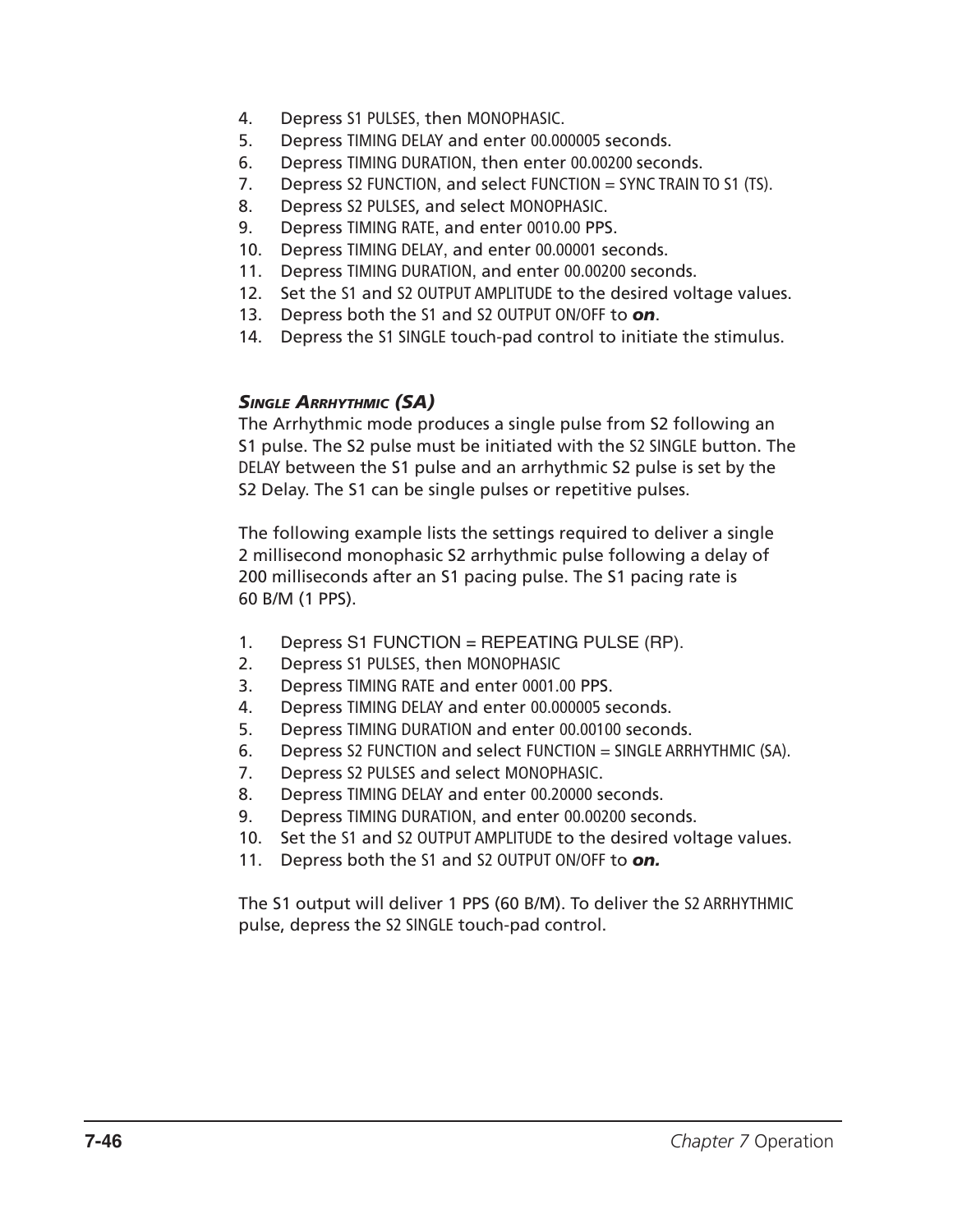4. Depress S1 PULSES, then MONOPHASIC.
5. Depress TIMING DELAY and enter 00.000005 seconds.
6. Depress TIMING DURATION, then enter 00.00200 seconds.
7. Depress S2 FUNCTION, and select FUNCTION = SYNC TRAIN TO S1 (TS).
8. Depress S2 PULSES, and select MONOPHASIC.
9. Depress TIMING RATE, and enter 0010.00 PPS.
10. Depress TIMING DELAY, and enter 00.00001 seconds.
11. Depress TIMING DURATION, and enter 00.00200 seconds.
12. Set the S1 and S2 OUTPUT AMPLITUDE to the desired voltage values.
13. Depress both the S1 and S2 OUTPUT ON/OFF to ***on***.
14. Depress the S1 SINGLE touch-pad control to initiate the stimulus.

### *Single Arrhythmic (SA)*

The Arrhythmic mode produces a single pulse from S2 following an S1 pulse. The S2 pulse must be initiated with the S2 SINGLE button. The DELAY between the S1 pulse and an arrhythmic S2 pulse is set by the S2 Delay. The S1 can be single pulses or repetitive pulses.

The following example lists the settings required to deliver a single 2 millisecond monophasic S2 arrhythmic pulse following a delay of 200 milliseconds after an S1 pacing pulse. The S1 pacing rate is 60 B/M (1 PPS).

1. Depress S1 FUNCTION = REPEATING PULSE (RP).
2. Depress S1 PULSES, then MONOPHASIC
3. Depress TIMING RATE and enter 0001.00 PPS.
4. Depress TIMING DELAY and enter 00.000005 seconds.
5. Depress TIMING DURATION and enter 00.00100 seconds.
6. Depress S2 FUNCTION and select FUNCTION = SINGLE ARRHYTHMIC (SA).
7. Depress S2 PULSES and select MONOPHASIC.
8. Depress TIMING DELAY and enter 00.20000 seconds.
9. Depress TIMING DURATION, and enter 00.00200 seconds.
10. Set the S1 and S2 OUTPUT AMPLITUDE to the desired voltage values.
11. Depress both the S1 and S2 OUTPUT ON/OFF to ***on.***

The S1 output will deliver 1 PPS (60 B/M). To deliver the S2 ARRHYTHMIC pulse, depress the S2 SINGLE touch-pad control.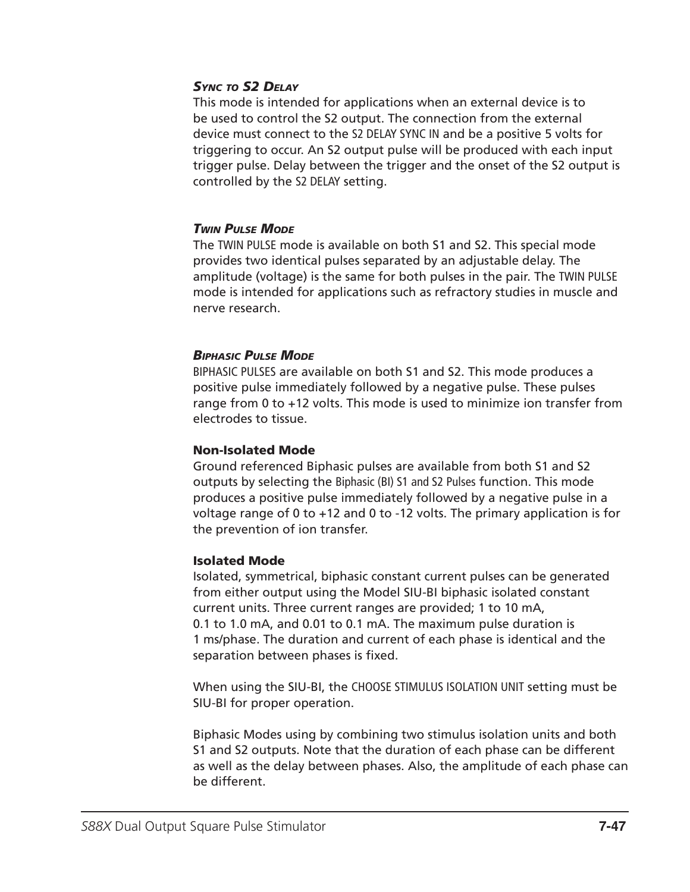### *Sync to S2 Delay*

This mode is intended for applications when an external device is to be used to control the S2 output. The connection from the external device must connect to the S2 DELAY SYNC IN and be a positive 5 volts for triggering to occur. An S2 output pulse will be produced with each input trigger pulse. Delay between the trigger and the onset of the S2 output is controlled by the S2 DELAY setting.

### *Twin Pulse Mode*

The TWIN PULSE mode is available on both S1 and S2. This special mode provides two identical pulses separated by an adjustable delay. The amplitude (voltage) is the same for both pulses in the pair. The TWIN PULSE mode is intended for applications such as refractory studies in muscle and nerve research.

### *Biphasic Pulse Mode*

BIPHASIC PULSES are available on both S1 and S2. This mode produces a positive pulse immediately followed by a negative pulse. These pulses range from 0 to +12 volts. This mode is used to minimize ion transfer from electrodes to tissue.

#### **Non-Isolated Mode**

Ground referenced Biphasic pulses are available from both S1 and S2 outputs by selecting the Biphasic (BI) S1 and S2 Pulses function. This mode produces a positive pulse immediately followed by a negative pulse in a voltage range of 0 to +12 and 0 to -12 volts. The primary application is for the prevention of ion transfer.

#### **Isolated Mode**

Isolated, symmetrical, biphasic constant current pulses can be generated from either output using the Model SIU-BI biphasic isolated constant current units. Three current ranges are provided; 1 to 10 mA, 0.1 to 1.0 mA, and 0.01 to 0.1 mA. The maximum pulse duration is 1 ms/phase. The duration and current of each phase is identical and the separation between phases is fixed.

When using the SIU-BI, the CHOOSE STIMULUS ISOLATION UNIT setting must be SIU-BI for proper operation.

Biphasic Modes using by combining two stimulus isolation units and both S1 and S2 outputs. Note that the duration of each phase can be different as well as the delay between phases. Also, the amplitude of each phase can be different.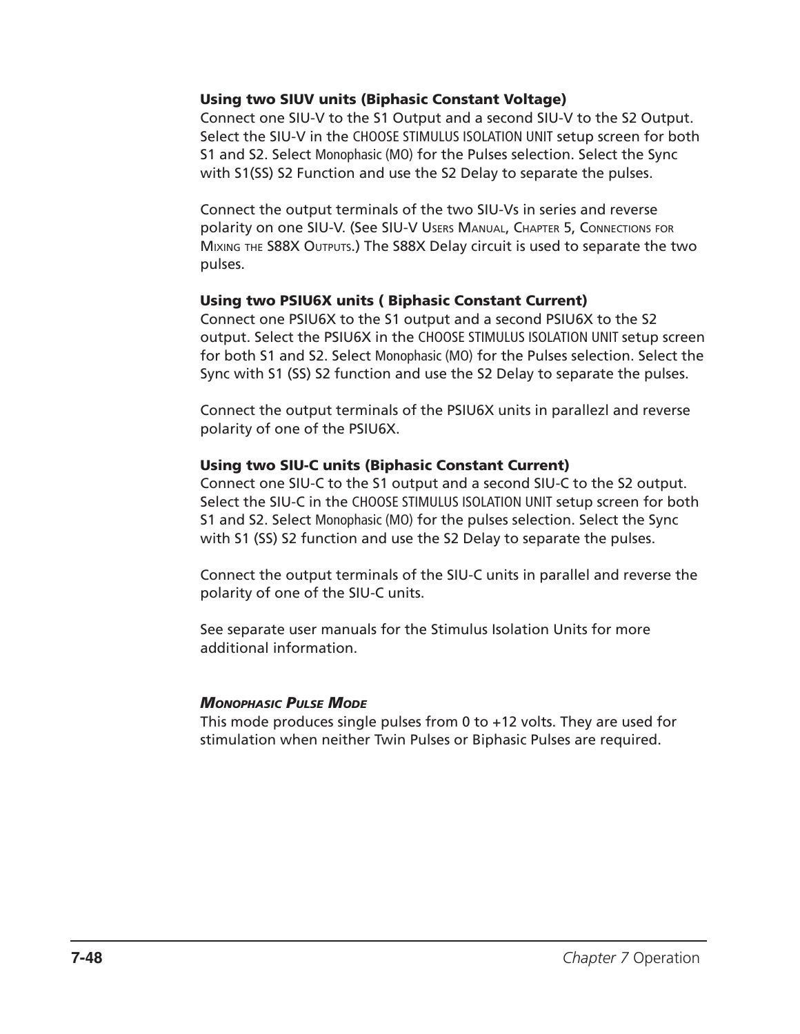**Using two SIUV units (Biphasic Constant Voltage)**
Connect one SIU-V to the S1 Output and a second SIU-V to the S2 Output. Select the SIU-V in the CHOOSE STIMULUS ISOLATION UNIT setup screen for both S1 and S2. Select Monophasic (MO) for the Pulses selection. Select the Sync with S1(SS) S2 Function and use the S2 Delay to separate the pulses.

Connect the output terminals of the two SIU-Vs in series and reverse polarity on one SIU-V. (See SIU-V USERS MANUAL, CHAPTER 5, CONNECTIONS FOR MIXING THE S88X OUTPUTS.) The S88X Delay circuit is used to separate the two pulses.

**Using two PSIU6X units ( Biphasic Constant Current)**
Connect one PSIU6X to the S1 output and a second PSIU6X to the S2 output. Select the PSIU6X in the CHOOSE STIMULUS ISOLATION UNIT setup screen for both S1 and S2. Select Monophasic (MO) for the Pulses selection. Select the Sync with S1 (SS) S2 function and use the S2 Delay to separate the pulses.

Connect the output terminals of the PSIU6X units in parallezl and reverse polarity of one of the PSIU6X.

**Using two SIU-C units (Biphasic Constant Current)**
Connect one SIU-C to the S1 output and a second SIU-C to the S2 output. Select the SIU-C in the CHOOSE STIMULUS ISOLATION UNIT setup screen for both S1 and S2. Select Monophasic (MO) for the pulses selection. Select the Sync with S1 (SS) S2 function and use the S2 Delay to separate the pulses.

Connect the output terminals of the SIU-C units in parallel and reverse the polarity of one of the SIU-C units.

See separate user manuals for the Stimulus Isolation Units for more additional information.

***MONOPHASIC PULSE MODE***
This mode produces single pulses from 0 to +12 volts. They are used for stimulation when neither Twin Pulses or Biphasic Pulses are required.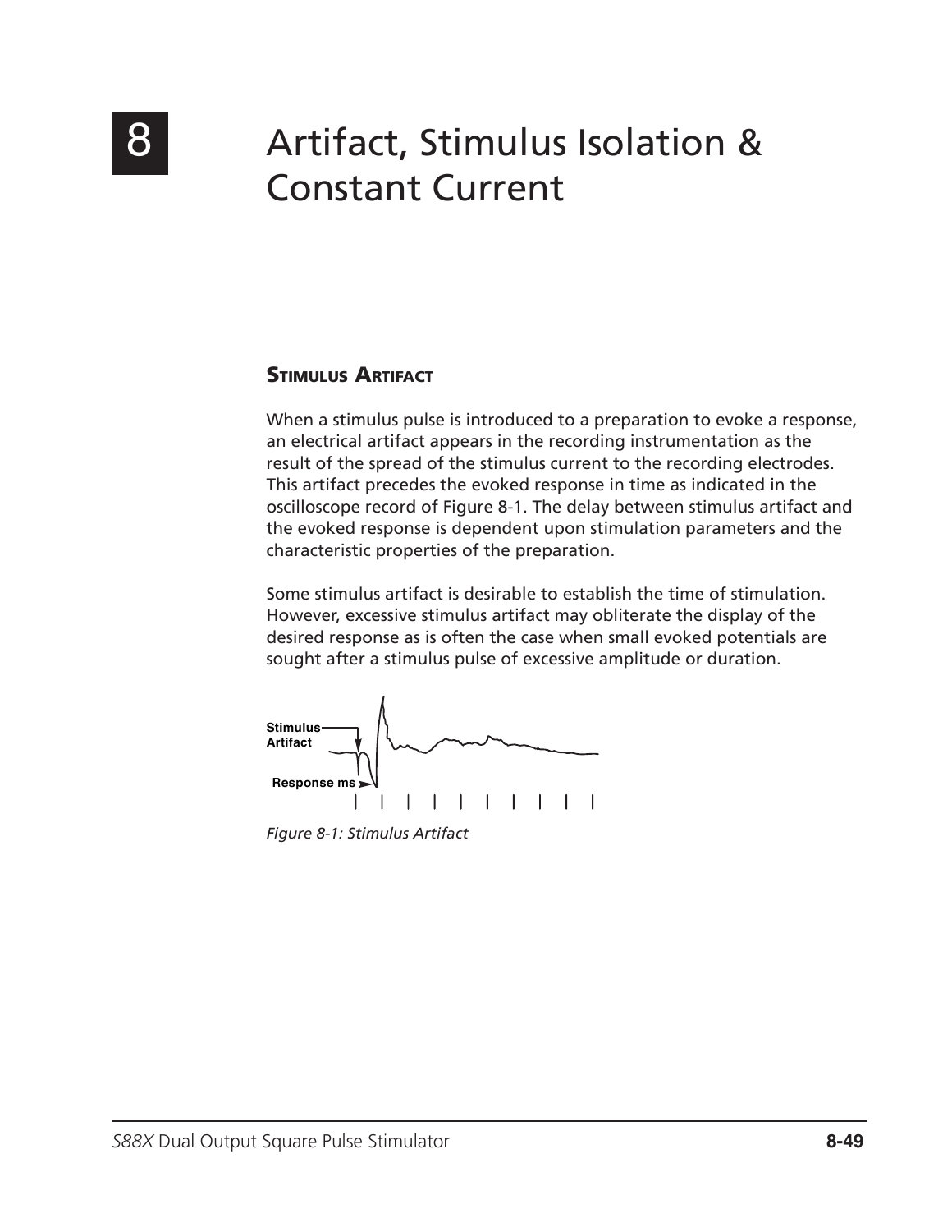# 8 Artifact, Stimulus Isolation & Constant Current

## Stimulus Artifact

When a stimulus pulse is introduced to a preparation to evoke a response, an electrical artifact appears in the recording instrumentation as the result of the spread of the stimulus current to the recording electrodes. This artifact precedes the evoked response in time as indicated in the oscilloscope record of Figure 8-1. The delay between stimulus artifact and the evoked response is dependent upon stimulation parameters and the characteristic properties of the preparation.

Some stimulus artifact is desirable to establish the time of stimulation. However, excessive stimulus artifact may obliterate the display of the desired response as is often the case when small evoked potentials are sought after a stimulus pulse of excessive amplitude or duration.

Stimulus Artifact

Response ms

*Figure 8-1: Stimulus Artifact*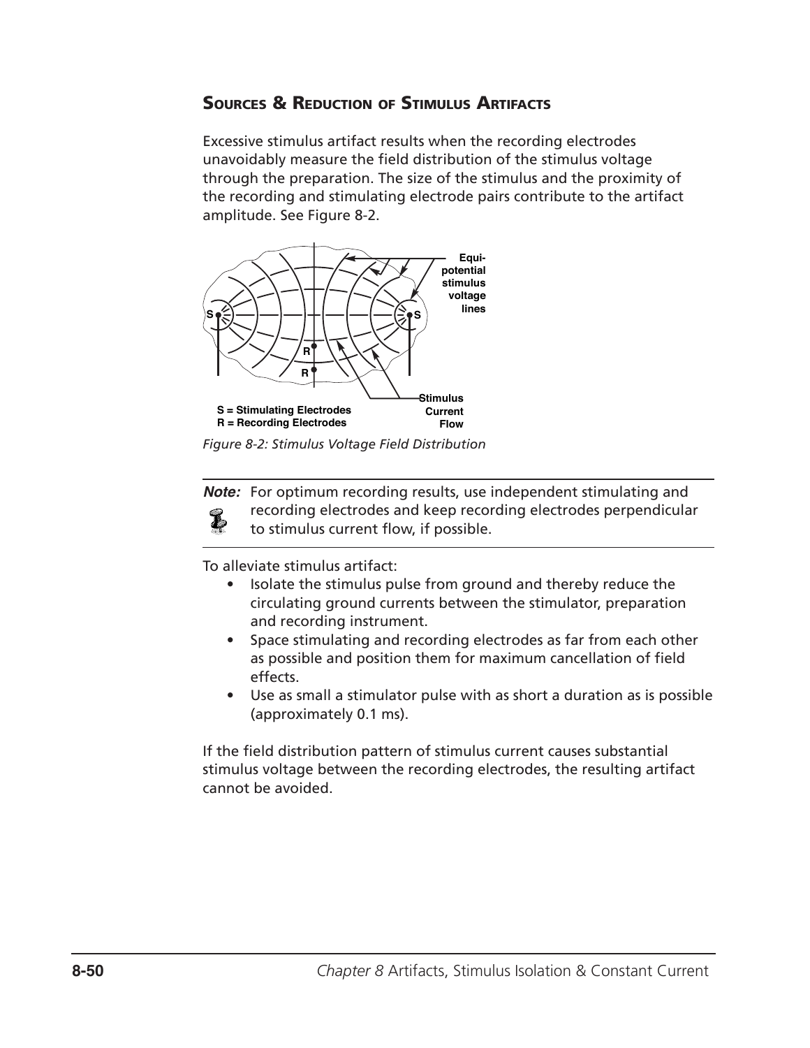## Sources & Reduction of Stimulus Artifacts

Excessive stimulus artifact results when the recording electrodes unavoidably measure the field distribution of the stimulus voltage through the preparation. The size of the stimulus and the proximity of the recording and stimulating electrode pairs contribute to the artifact amplitude. See Figure 8-2.

*Figure 8-2: Stimulus Voltage Field Distribution*

> **Note:** For optimum recording results, use independent stimulating and recording electrodes and keep recording electrodes perpendicular to stimulus current flow, if possible.

To alleviate stimulus artifact:

- Isolate the stimulus pulse from ground and thereby reduce the circulating ground currents between the stimulator, preparation and recording instrument.
- Space stimulating and recording electrodes as far from each other as possible and position them for maximum cancellation of field effects.
- Use as small a stimulator pulse with as short a duration as is possible (approximately 0.1 ms).

If the field distribution pattern of stimulus current causes substantial stimulus voltage between the recording electrodes, the resulting artifact cannot be avoided.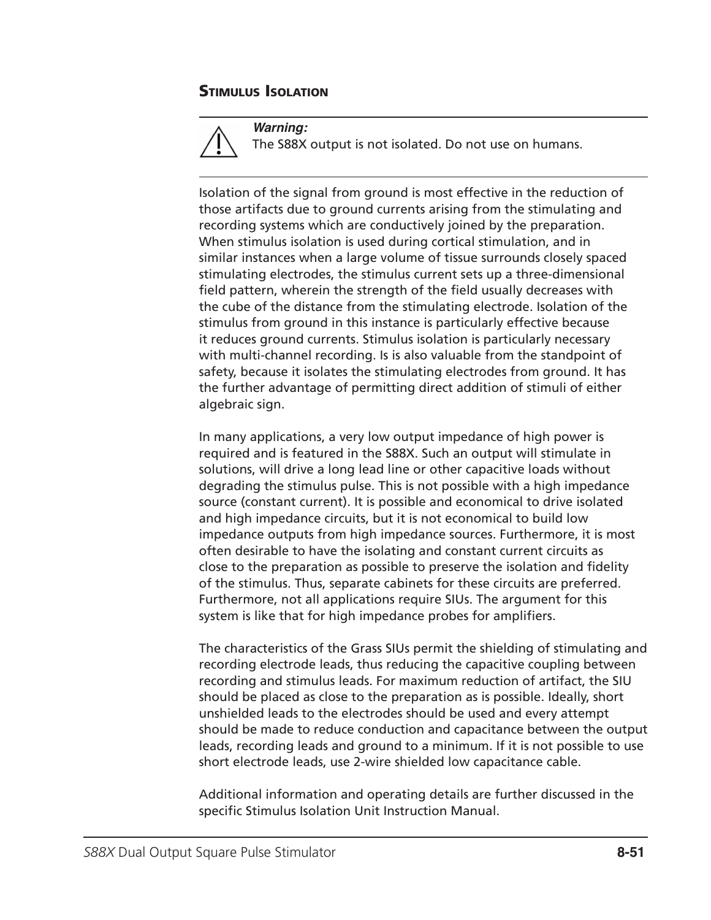## Stimulus Isolation

> ⚠ ***Warning:***
> The S88X output is not isolated. Do not use on humans.

Isolation of the signal from ground is most effective in the reduction of those artifacts due to ground currents arising from the stimulating and recording systems which are conductively joined by the preparation. When stimulus isolation is used during cortical stimulation, and in similar instances when a large volume of tissue surrounds closely spaced stimulating electrodes, the stimulus current sets up a three-dimensional field pattern, wherein the strength of the field usually decreases with the cube of the distance from the stimulating electrode. Isolation of the stimulus from ground in this instance is particularly effective because it reduces ground currents. Stimulus isolation is particularly necessary with multi-channel recording. Is is also valuable from the standpoint of safety, because it isolates the stimulating electrodes from ground. It has the further advantage of permitting direct addition of stimuli of either algebraic sign.

In many applications, a very low output impedance of high power is required and is featured in the S88X. Such an output will stimulate in solutions, will drive a long lead line or other capacitive loads without degrading the stimulus pulse. This is not possible with a high impedance source (constant current). It is possible and economical to drive isolated and high impedance circuits, but it is not economical to build low impedance outputs from high impedance sources. Furthermore, it is most often desirable to have the isolating and constant current circuits as close to the preparation as possible to preserve the isolation and fidelity of the stimulus. Thus, separate cabinets for these circuits are preferred. Furthermore, not all applications require SIUs. The argument for this system is like that for high impedance probes for amplifiers.

The characteristics of the Grass SIUs permit the shielding of stimulating and recording electrode leads, thus reducing the capacitive coupling between recording and stimulus leads. For maximum reduction of artifact, the SIU should be placed as close to the preparation as is possible. Ideally, short unshielded leads to the electrodes should be used and every attempt should be made to reduce conduction and capacitance between the output leads, recording leads and ground to a minimum. If it is not possible to use short electrode leads, use 2-wire shielded low capacitance cable.

Additional information and operating details are further discussed in the specific Stimulus Isolation Unit Instruction Manual.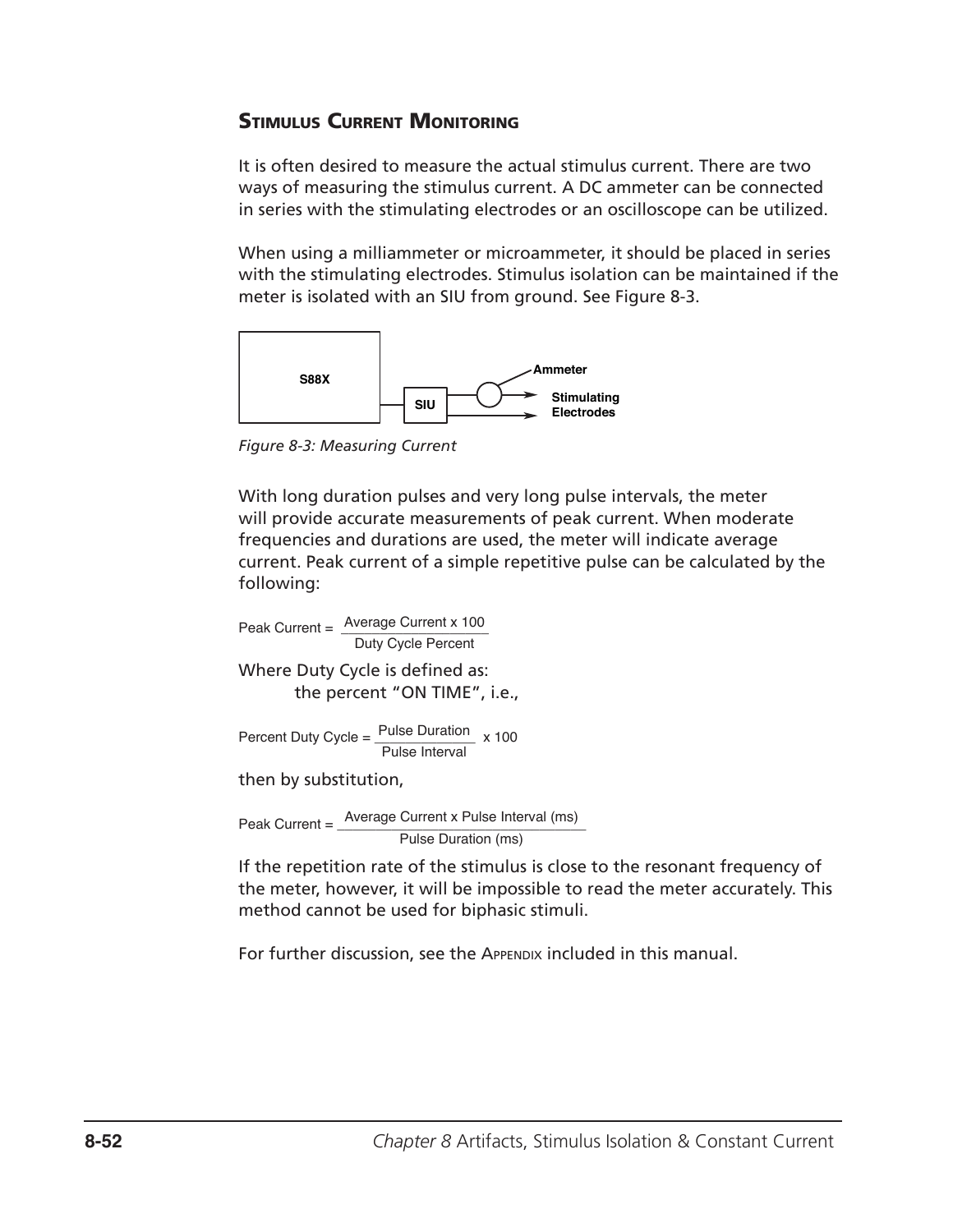## Stimulus Current Monitoring

It is often desired to measure the actual stimulus current. There are two ways of measuring the stimulus current. A DC ammeter can be connected in series with the stimulating electrodes or an oscilloscope can be utilized.

When using a milliammeter or microammeter, it should be placed in series with the stimulating electrodes. Stimulus isolation can be maintained if the meter is isolated with an SIU from ground. See Figure 8-3.

S88X

SIU

Ammeter

Stimulating Electrodes

*Figure 8-3: Measuring Current*

With long duration pulses and very long pulse intervals, the meter will provide accurate measurements of peak current. When moderate frequencies and durations are used, the meter will indicate average current. Peak current of a simple repetitive pulse can be calculated by the following:

$$\text{Peak Current} = \frac{\text{Average Current x 100}}{\text{Duty Cycle Percent}}$$

Where Duty Cycle is defined as:
the percent "ON TIME", i.e.,

$$\text{Percent Duty Cycle} = \frac{\text{Pulse Duration}}{\text{Pulse Interval}} \text{ x 100}$$

then by substitution,

$$\text{Peak Current} = \frac{\text{Average Current x Pulse Interval (ms)}}{\text{Pulse Duration (ms)}}$$

If the repetition rate of the stimulus is close to the resonant frequency of the meter, however, it will be impossible to read the meter accurately. This method cannot be used for biphasic stimuli.

For further discussion, see the Appendix included in this manual.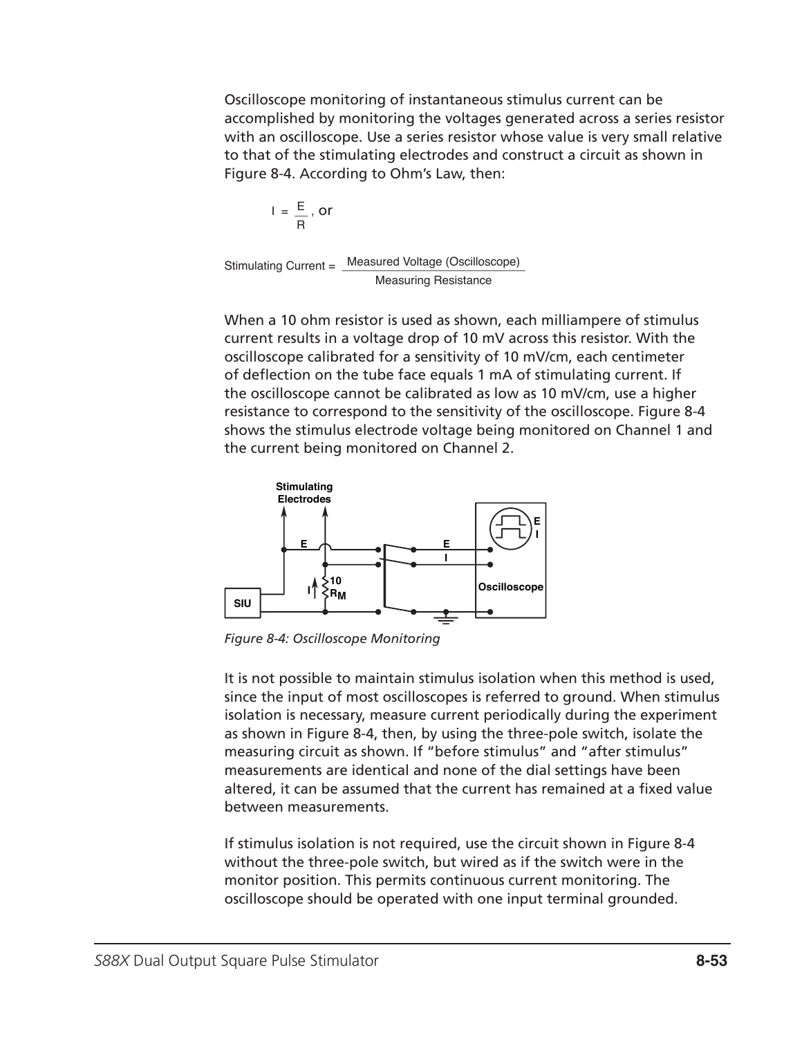Oscilloscope monitoring of instantaneous stimulus current can be accomplished by monitoring the voltages generated across a series resistor with an oscilloscope. Use a series resistor whose value is very small relative to that of the stimulating electrodes and construct a circuit as shown in Figure 8-4. According to Ohm's Law, then:

$$I = \frac{E}{R}\text{, or}$$

$$\text{Stimulating Current} = \frac{\text{Measured Voltage (Oscilloscope)}}{\text{Measuring Resistance}}$$

When a 10 ohm resistor is used as shown, each milliampere of stimulus current results in a voltage drop of 10 mV across this resistor. With the oscilloscope calibrated for a sensitivity of 10 mV/cm, each centimeter of deflection on the tube face equals 1 mA of stimulating current. If the oscilloscope cannot be calibrated as low as 10 mV/cm, use a higher resistance to correspond to the sensitivity of the oscilloscope. Figure 8-4 shows the stimulus electrode voltage being monitored on Channel 1 and the current being monitored on Channel 2.

*Figure 8-4: Oscilloscope Monitoring*

It is not possible to maintain stimulus isolation when this method is used, since the input of most oscilloscopes is referred to ground. When stimulus isolation is necessary, measure current periodically during the experiment as shown in Figure 8-4, then, by using the three-pole switch, isolate the measuring circuit as shown. If "before stimulus" and "after stimulus" measurements are identical and none of the dial settings have been altered, it can be assumed that the current has remained at a fixed value between measurements.

If stimulus isolation is not required, use the circuit shown in Figure 8-4 without the three-pole switch, but wired as if the switch were in the monitor position. This permits continuous current monitoring. The oscilloscope should be operated with one input terminal grounded.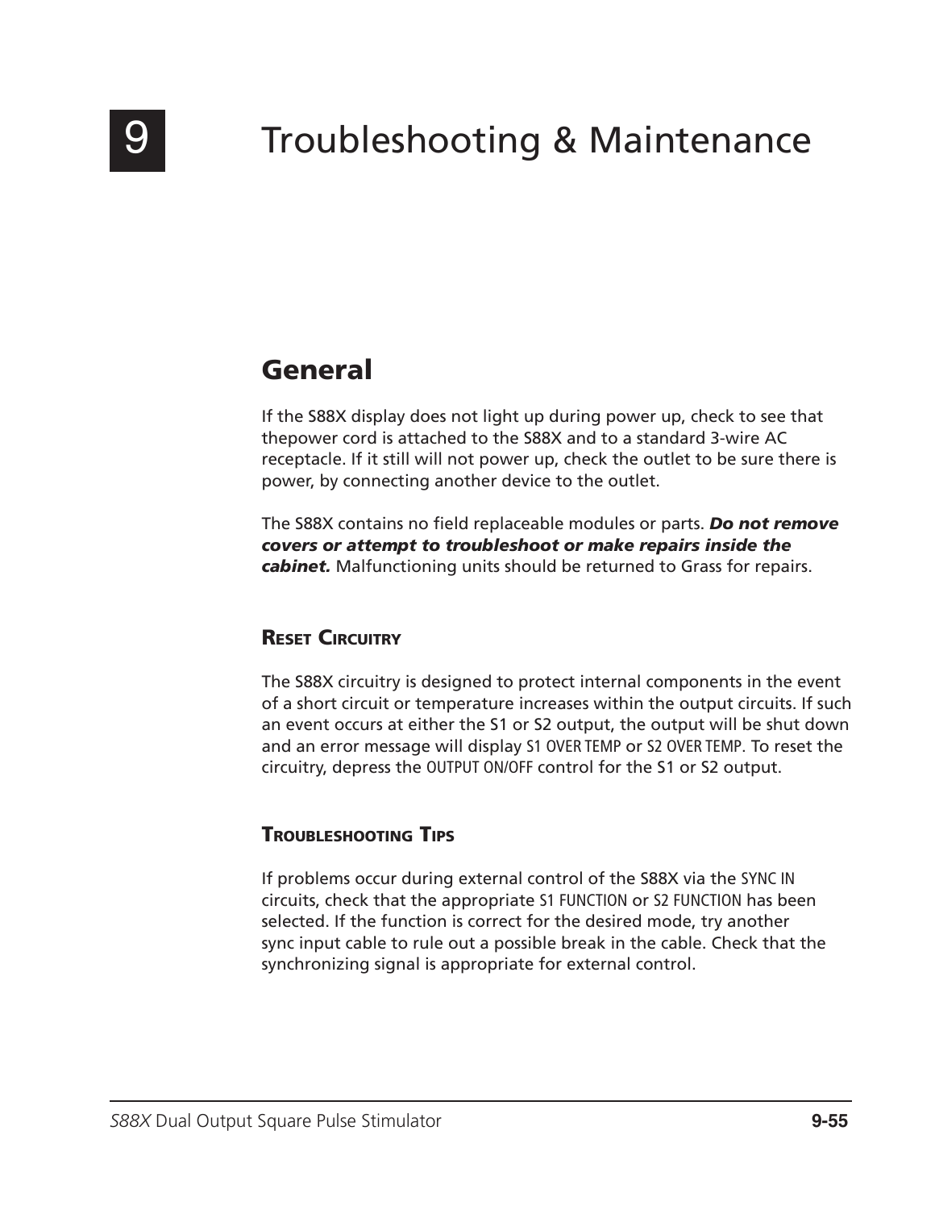# 9 Troubleshooting & Maintenance

## General

If the S88X display does not light up during power up, check to see that thepower cord is attached to the S88X and to a standard 3-wire AC receptacle. If it still will not power up, check the outlet to be sure there is power, by connecting another device to the outlet.

The S88X contains no field replaceable modules or parts. ***Do not remove covers or attempt to troubleshoot or make repairs inside the cabinet.*** Malfunctioning units should be returned to Grass for repairs.

### Reset Circuitry

The S88X circuitry is designed to protect internal components in the event of a short circuit or temperature increases within the output circuits. If such an event occurs at either the S1 or S2 output, the output will be shut down and an error message will display S1 OVER TEMP or S2 OVER TEMP. To reset the circuitry, depress the OUTPUT ON/OFF control for the S1 or S2 output.

### Troubleshooting Tips

If problems occur during external control of the S88X via the SYNC IN circuits, check that the appropriate S1 FUNCTION or S2 FUNCTION has been selected. If the function is correct for the desired mode, try another sync input cable to rule out a possible break in the cable. Check that the synchronizing signal is appropriate for external control.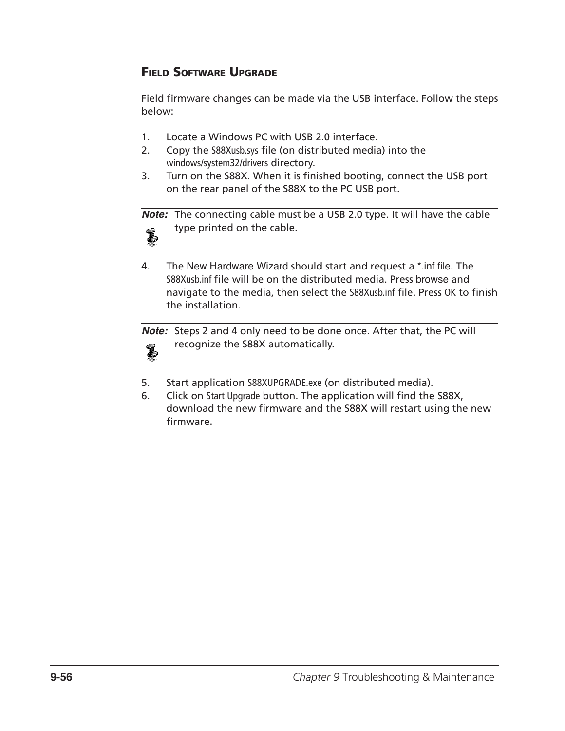## Field Software Upgrade

Field firmware changes can be made via the USB interface. Follow the steps below:

1. Locate a Windows PC with USB 2.0 interface.
2. Copy the S88Xusb.sys file (on distributed media) into the windows/system32/drivers directory.
3. Turn on the S88X. When it is finished booting, connect the USB port on the rear panel of the S88X to the PC USB port.

**Note:** The connecting cable must be a USB 2.0 type. It will have the cable type printed on the cable.

4. The New Hardware Wizard should start and request a *.inf file. The S88Xusb.inf file will be on the distributed media. Press browse and navigate to the media, then select the S88Xusb.inf file. Press OK to finish the installation.

**Note:** Steps 2 and 4 only need to be done once. After that, the PC will recognize the S88X automatically.

5. Start application S88XUPGRADE.exe (on distributed media).
6. Click on Start Upgrade button. The application will find the S88X, download the new firmware and the S88X will restart using the new firmware.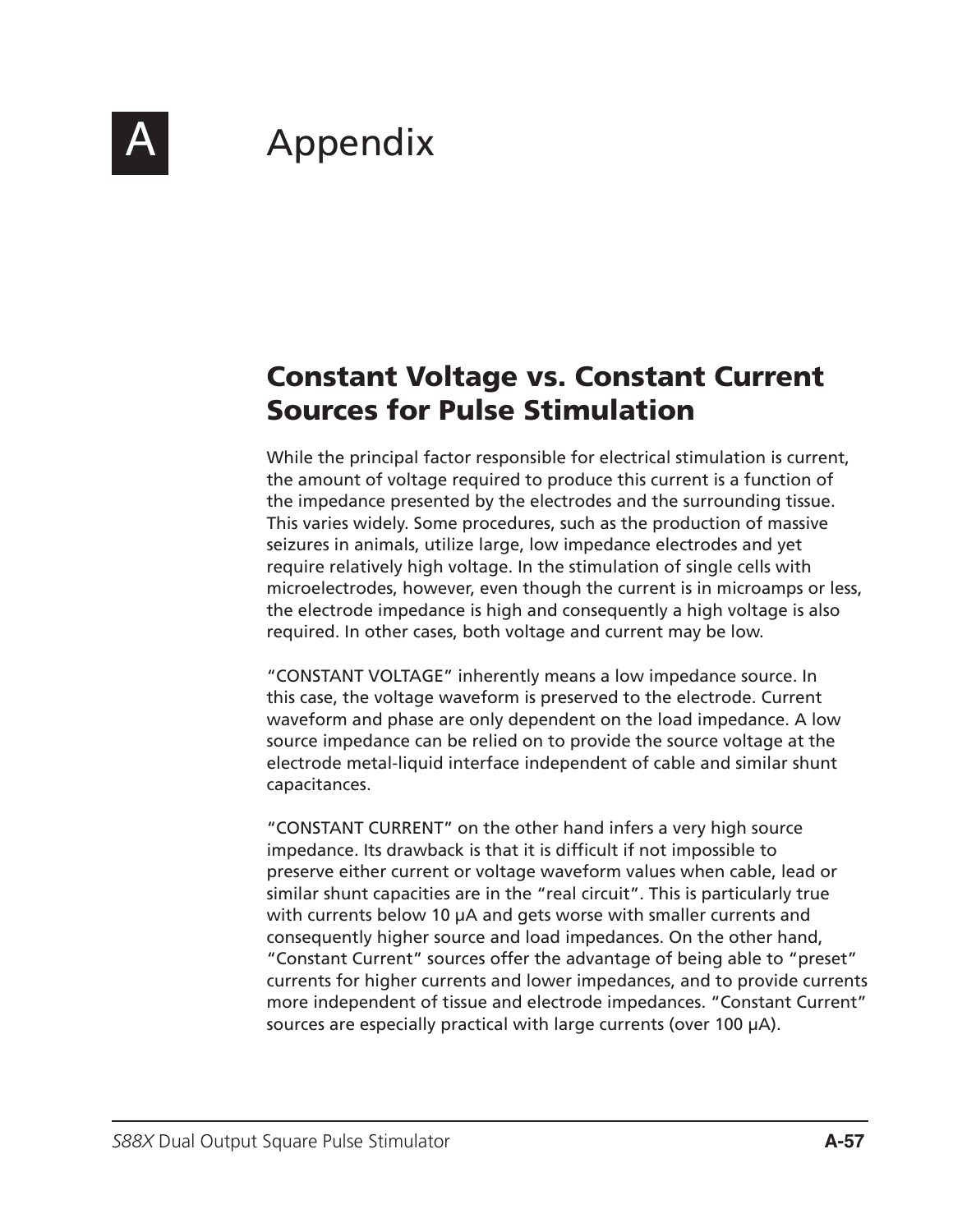# A Appendix

## Constant Voltage vs. Constant Current Sources for Pulse Stimulation

While the principal factor responsible for electrical stimulation is current, the amount of voltage required to produce this current is a function of the impedance presented by the electrodes and the surrounding tissue. This varies widely. Some procedures, such as the production of massive seizures in animals, utilize large, low impedance electrodes and yet require relatively high voltage. In the stimulation of single cells with microelectrodes, however, even though the current is in microamps or less, the electrode impedance is high and consequently a high voltage is also required. In other cases, both voltage and current may be low.

"CONSTANT VOLTAGE" inherently means a low impedance source. In this case, the voltage waveform is preserved to the electrode. Current waveform and phase are only dependent on the load impedance. A low source impedance can be relied on to provide the source voltage at the electrode metal-liquid interface independent of cable and similar shunt capacitances.

"CONSTANT CURRENT" on the other hand infers a very high source impedance. Its drawback is that it is difficult if not impossible to preserve either current or voltage waveform values when cable, lead or similar shunt capacities are in the "real circuit". This is particularly true with currents below 10 µA and gets worse with smaller currents and consequently higher source and load impedances. On the other hand, "Constant Current" sources offer the advantage of being able to "preset" currents for higher currents and lower impedances, and to provide currents more independent of tissue and electrode impedances. "Constant Current" sources are especially practical with large currents (over 100 µA).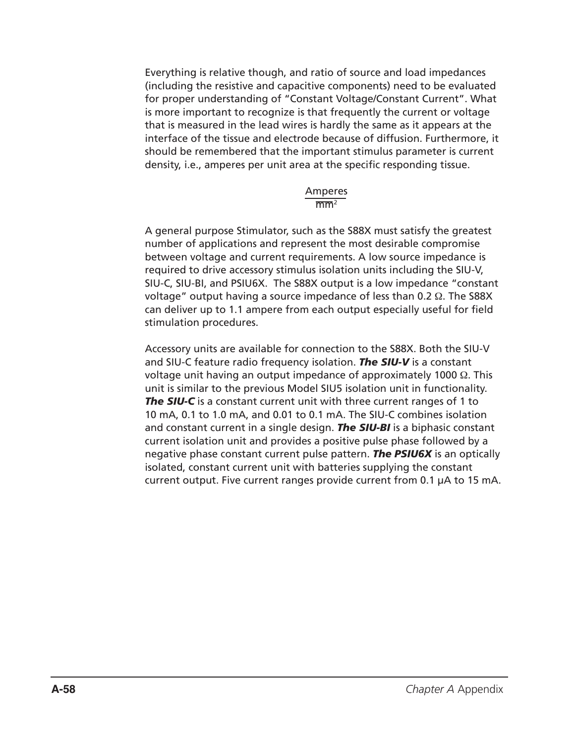Everything is relative though, and ratio of source and load impedances (including the resistive and capacitive components) need to be evaluated for proper understanding of "Constant Voltage/Constant Current". What is more important to recognize is that frequently the current or voltage that is measured in the lead wires is hardly the same as it appears at the interface of the tissue and electrode because of diffusion. Furthermore, it should be remembered that the important stimulus parameter is current density, i.e., amperes per unit area at the specific responding tissue.

$$\frac{\text{Amperes}}{\text{mm}^2}$$

A general purpose Stimulator, such as the S88X must satisfy the greatest number of applications and represent the most desirable compromise between voltage and current requirements. A low source impedance is required to drive accessory stimulus isolation units including the SIU-V, SIU-C, SIU-BI, and PSIU6X. The S88X output is a low impedance "constant voltage" output having a source impedance of less than 0.2 Ω. The S88X can deliver up to 1.1 ampere from each output especially useful for field stimulation procedures.

Accessory units are available for connection to the S88X. Both the SIU-V and SIU-C feature radio frequency isolation. ***The SIU-V*** is a constant voltage unit having an output impedance of approximately 1000 Ω. This unit is similar to the previous Model SIU5 isolation unit in functionality. ***The SIU-C*** is a constant current unit with three current ranges of 1 to 10 mA, 0.1 to 1.0 mA, and 0.01 to 0.1 mA. The SIU-C combines isolation and constant current in a single design. ***The SIU-BI*** is a biphasic constant current isolation unit and provides a positive pulse phase followed by a negative phase constant current pulse pattern. ***The PSIU6X*** is an optically isolated, constant current unit with batteries supplying the constant current output. Five current ranges provide current from 0.1 µA to 15 mA.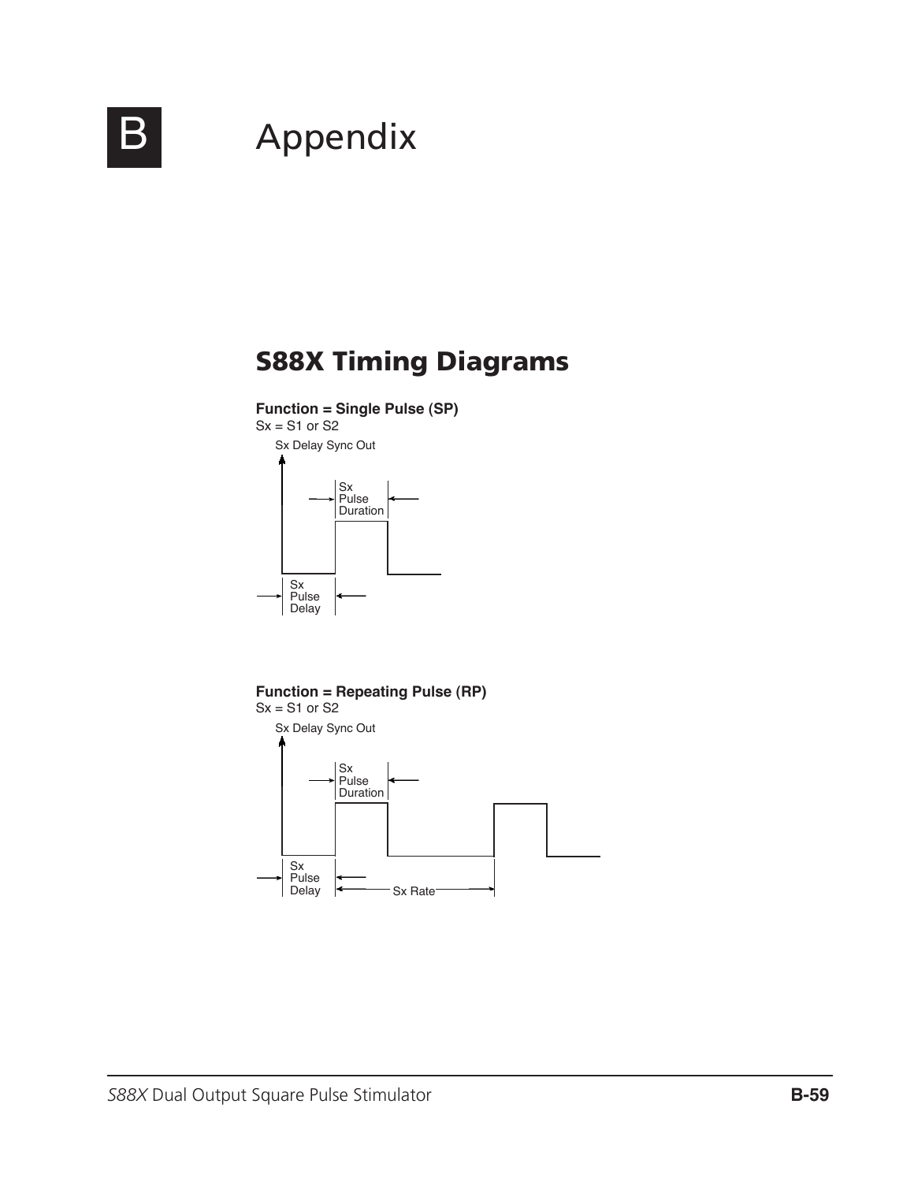# Appendix

## S88X Timing Diagrams

**Function = Single Pulse (SP)**

Sx = S1 or S2

Sx Delay Sync Out

Sx Pulse Duration

Sx Pulse Delay

**Function = Repeating Pulse (RP)**

Sx = S1 or S2

Sx Delay Sync Out

Sx Pulse Duration

Sx Pulse Delay

Sx Rate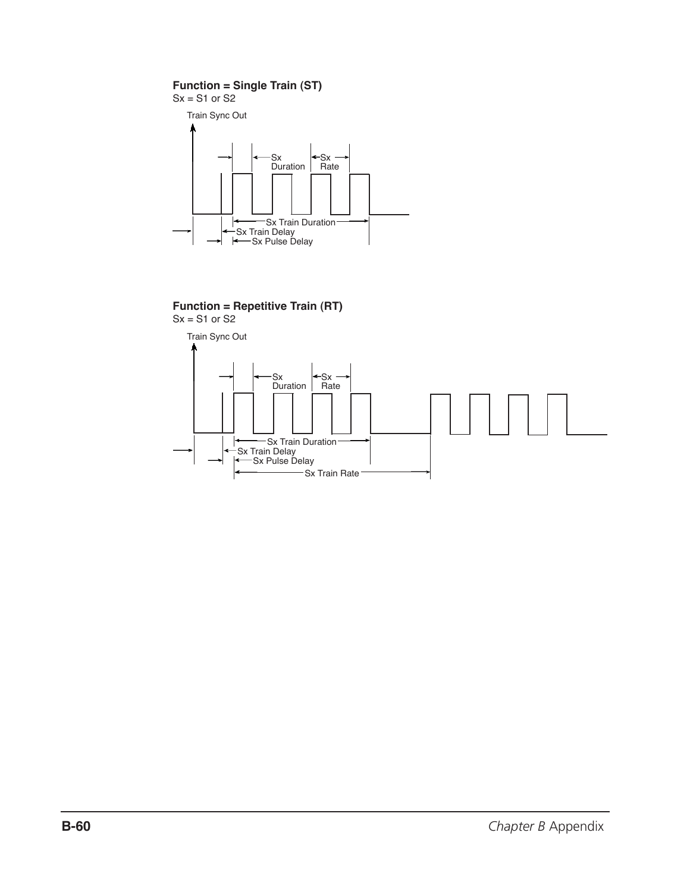**Function = Single Train (ST)**
Sx = S1 or S2

Train Sync Out

Sx Duration

Sx Rate

Sx Train Duration

Sx Train Delay

Sx Pulse Delay

**Function = Repetitive Train (RT)**
Sx = S1 or S2

Train Sync Out

Sx Duration

Sx Rate

Sx Train Duration

Sx Train Delay

Sx Pulse Delay

Sx Train Rate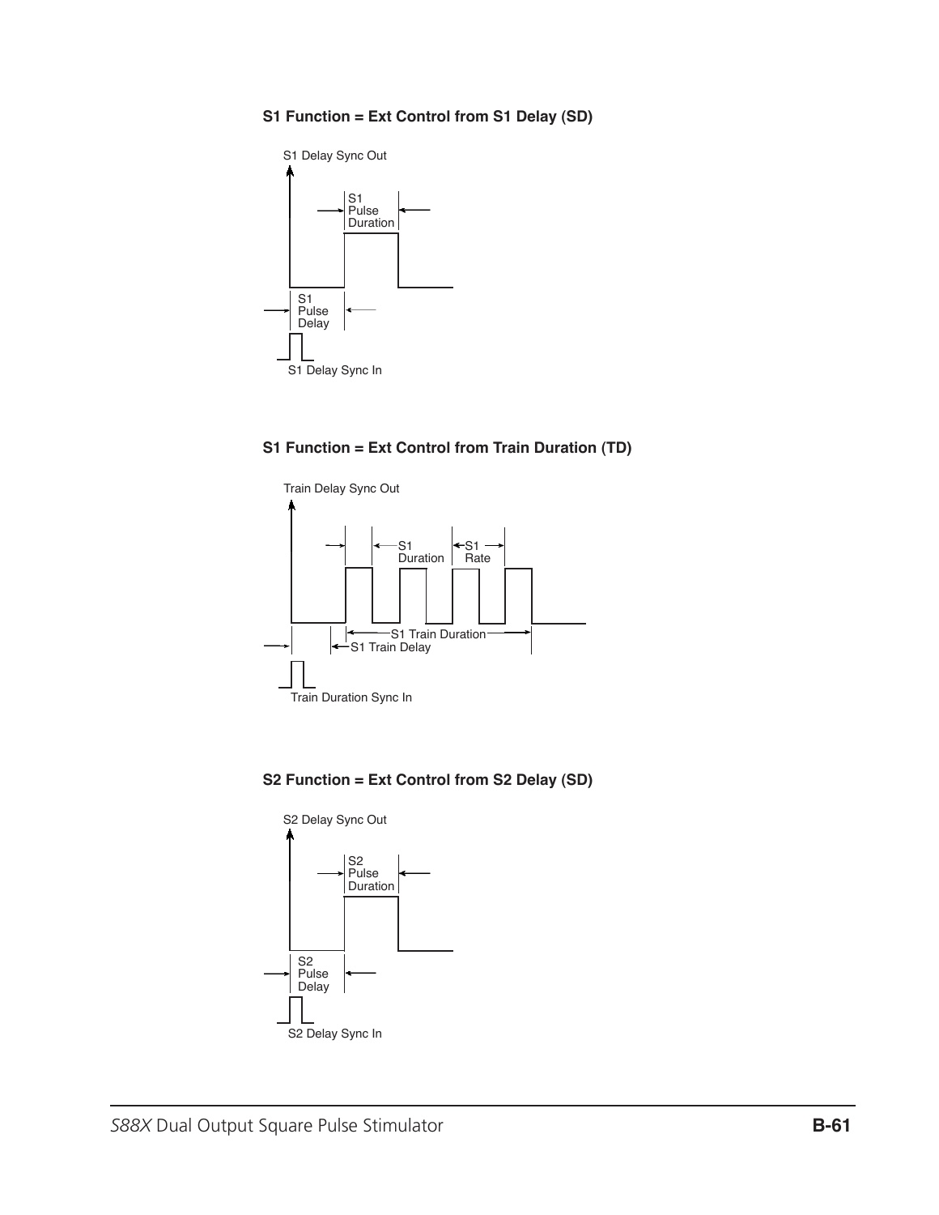### S1 Function = Ext Control from S1 Delay (SD)

S1 Delay Sync Out

S1 Pulse Duration

S1 Pulse Delay

S1 Delay Sync In

### S1 Function = Ext Control from Train Duration (TD)

Train Delay Sync Out

S1 Duration

S1 Rate

S1 Train Duration

S1 Train Delay

Train Duration Sync In

### S2 Function = Ext Control from S2 Delay (SD)

S2 Delay Sync Out

S2 Pulse Duration

S2 Pulse Delay

S2 Delay Sync In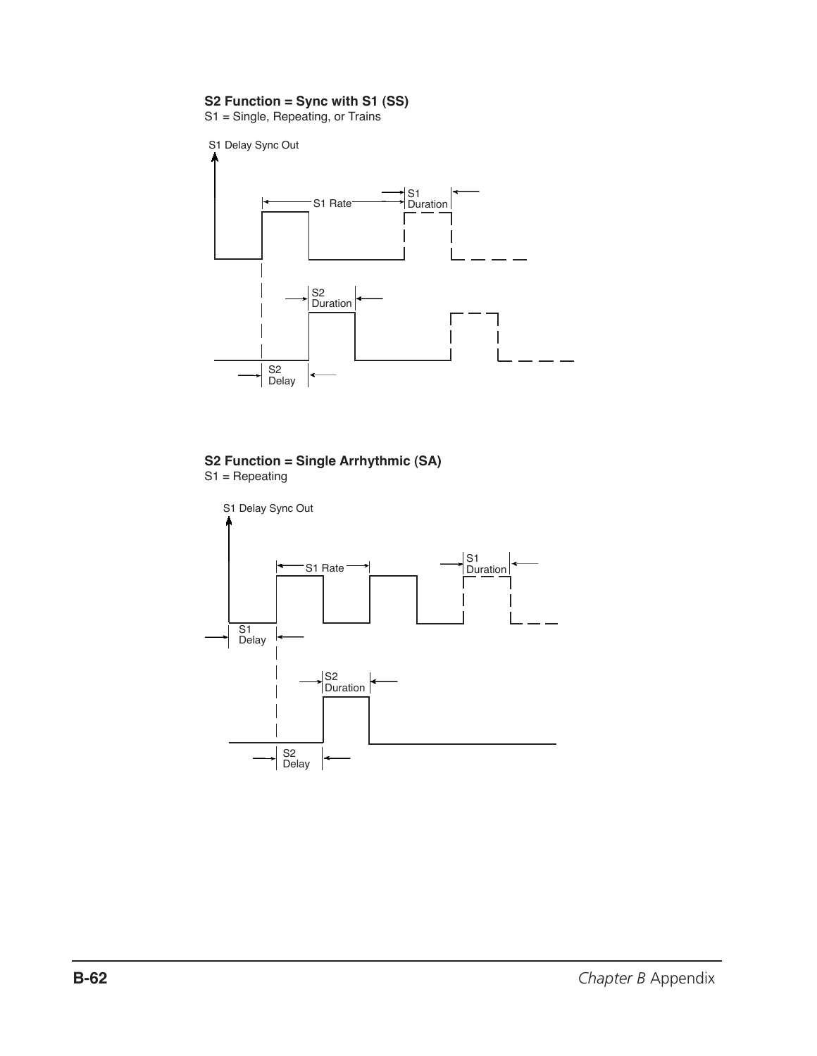**S2 Function = Sync with S1 (SS)**
S1 = Single, Repeating, or Trains

S1 Delay Sync Out

S1 Rate

S1 Duration

S2 Duration

S2 Delay

**S2 Function = Single Arrhythmic (SA)**
S1 = Repeating

S1 Delay Sync Out

S1 Rate

S1 Duration

S1 Delay

S2 Duration

S2 Delay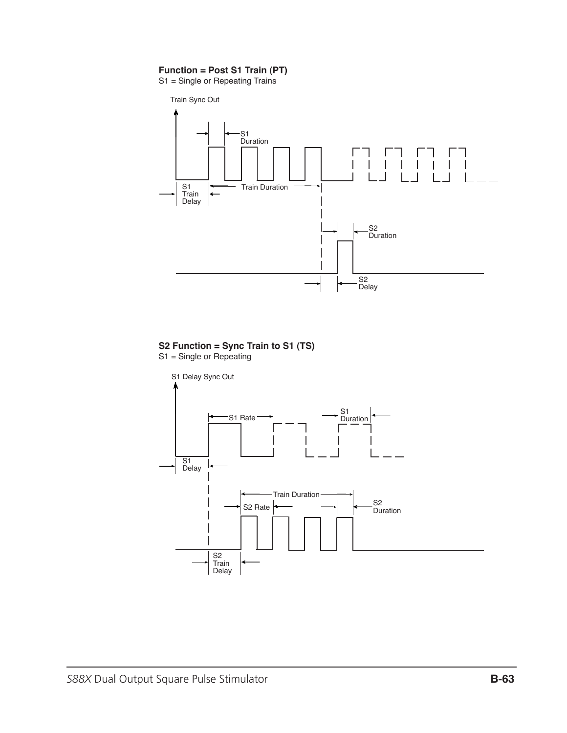**Function = Post S1 Train (PT)**
S1 = Single or Repeating Trains

Train Sync Out

S1
Duration

S1
Train
Delay

Train Duration

S2
Duration

S2
Delay

**S2 Function = Sync Train to S1 (TS)**
S1 = Single or Repeating

S1 Delay Sync Out

S1 Rate

S1
Duration

S1
Delay

Train Duration

S2 Rate

S2
Duration

S2
Train
Delay